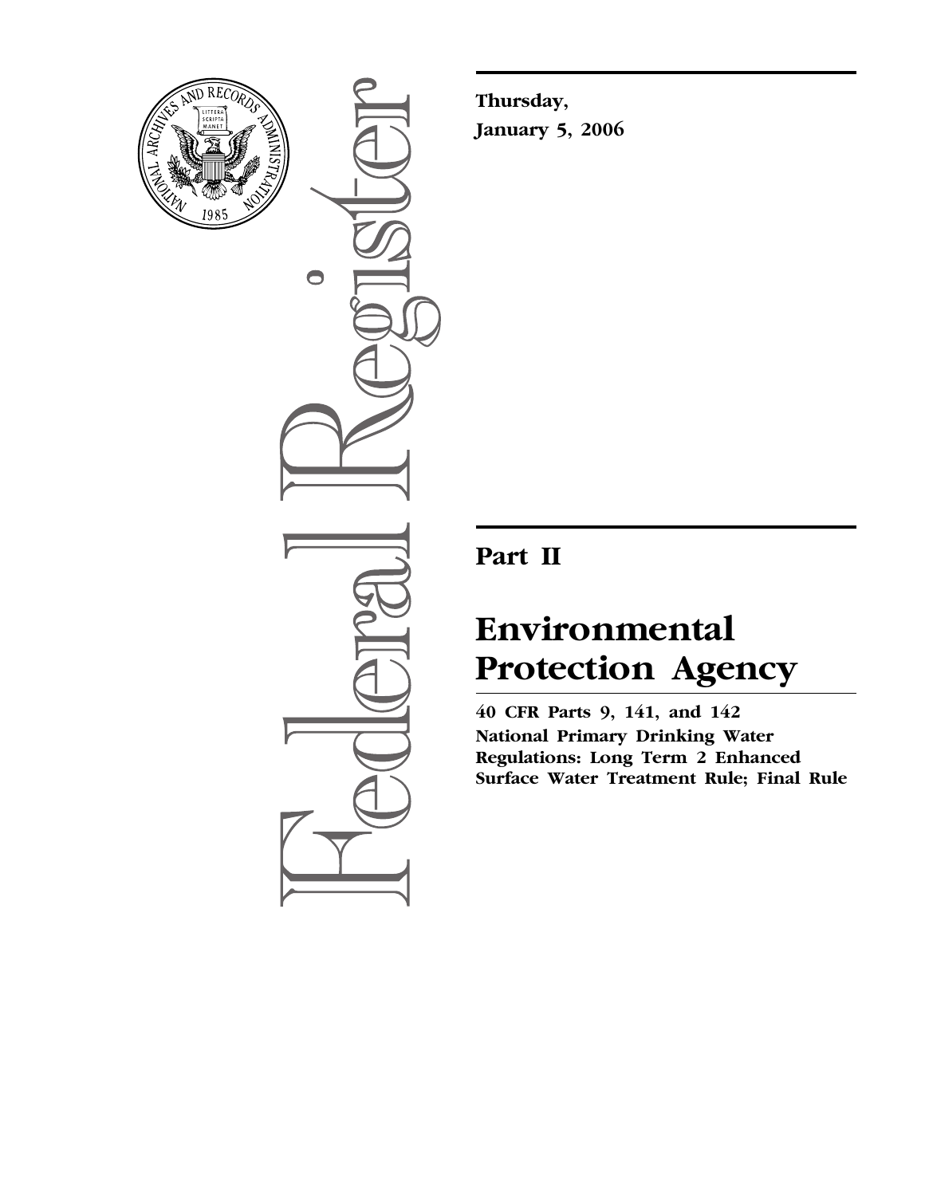**Thursday,**
**January 5, 2006**

# Part II

# Environmental Protection Agency

**40 CFR Parts 9, 141, and 142**
**National Primary Drinking Water Regulations: Long Term 2 Enhanced Surface Water Treatment Rule; Final Rule**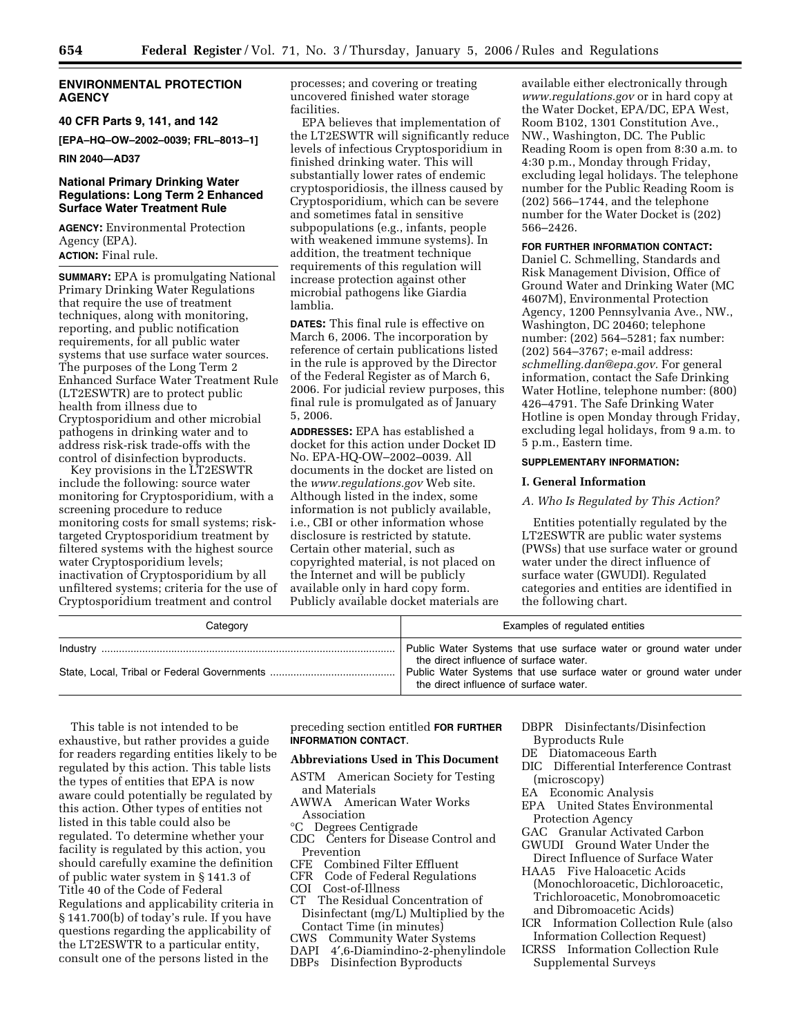## ENVIRONMENTAL PROTECTION AGENCY

### 40 CFR Parts 9, 141, and 142

**[EPA–HQ–OW–2002–0039; FRL–8013–1]**

**RIN 2040—AD37**

### National Primary Drinking Water Regulations: Long Term 2 Enhanced Surface Water Treatment Rule

**AGENCY:** Environmental Protection Agency (EPA).

**ACTION:** Final rule.

**SUMMARY:** EPA is promulgating National Primary Drinking Water Regulations that require the use of treatment techniques, along with monitoring, reporting, and public notification requirements, for all public water systems that use surface water sources. The purposes of the Long Term 2 Enhanced Surface Water Treatment Rule (LT2ESWTR) are to protect public health from illness due to Cryptosporidium and other microbial pathogens in drinking water and to address risk-risk trade-offs with the control of disinfection byproducts.

Key provisions in the LT2ESWTR include the following: source water monitoring for Cryptosporidium, with a screening procedure to reduce monitoring costs for small systems; risk-targeted Cryptosporidium treatment by filtered systems with the highest source water Cryptosporidium levels; inactivation of Cryptosporidium by all unfiltered systems; criteria for the use of Cryptosporidium treatment and control processes; and covering or treating uncovered finished water storage facilities.

EPA believes that implementation of the LT2ESWTR will significantly reduce levels of infectious Cryptosporidium in finished drinking water. This will substantially lower rates of endemic cryptosporidiosis, the illness caused by Cryptosporidium, which can be severe and sometimes fatal in sensitive subpopulations (e.g., infants, people with weakened immune systems). In addition, the treatment technique requirements of this regulation will increase protection against other microbial pathogens like Giardia lamblia.

**DATES:** This final rule is effective on March 6, 2006. The incorporation by reference of certain publications listed in the rule is approved by the Director of the Federal Register as of March 6, 2006. For judicial review purposes, this final rule is promulgated as of January 5, 2006.

**ADDRESSES:** EPA has established a docket for this action under Docket ID No. EPA-HQ-OW–2002–0039. All documents in the docket are listed on the *www.regulations.gov* Web site. Although listed in the index, some information is not publicly available, i.e., CBI or other information whose disclosure is restricted by statute. Certain other material, such as copyrighted material, is not placed on the Internet and will be publicly available only in hard copy form. Publicly available docket materials are available either electronically through *www.regulations.gov* or in hard copy at the Water Docket, EPA/DC, EPA West, Room B102, 1301 Constitution Ave., NW., Washington, DC. The Public Reading Room is open from 8:30 a.m. to 4:30 p.m., Monday through Friday, excluding legal holidays. The telephone number for the Public Reading Room is (202) 566–1744, and the telephone number for the Water Docket is (202) 566–2426.

**FOR FURTHER INFORMATION CONTACT:** Daniel C. Schmelling, Standards and Risk Management Division, Office of Ground Water and Drinking Water (MC 4607M), Environmental Protection Agency, 1200 Pennsylvania Ave., NW., Washington, DC 20460; telephone number: (202) 564–5281; fax number: (202) 564–3767; e-mail address: *schmelling.dan@epa.gov.* For general information, contact the Safe Drinking Water Hotline, telephone number: (800) 426–4791. The Safe Drinking Water Hotline is open Monday through Friday, excluding legal holidays, from 9 a.m. to 5 p.m., Eastern time.

**SUPPLEMENTARY INFORMATION:**

### I. General Information

*A. Who Is Regulated by This Action?*

Entities potentially regulated by the LT2ESWTR are public water systems (PWSs) that use surface water or ground water under the direct influence of surface water (GWUDI). Regulated categories and entities are identified in the following chart.

| Category | Examples of regulated entities |
|---|---|
| Industry | Public Water Systems that use surface water or ground water under the direct influence of surface water. |
| State, Local, Tribal or Federal Governments | Public Water Systems that use surface water or ground water under the direct influence of surface water. |

This table is not intended to be exhaustive, but rather provides a guide for readers regarding entities likely to be regulated by this action. This table lists the types of entities that EPA is now aware could potentially be regulated by this action. Other types of entities not listed in this table could also be regulated. To determine whether your facility is regulated by this action, you should carefully examine the definition of public water system in § 141.3 of Title 40 of the Code of Federal Regulations and applicability criteria in § 141.700(b) of today's rule. If you have questions regarding the applicability of the LT2ESWTR to a particular entity, consult one of the persons listed in the preceding section entitled **FOR FURTHER INFORMATION CONTACT**.

### Abbreviations Used in This Document

- ASTM American Society for Testing and Materials
- AWWA American Water Works Association
- °C Degrees Centigrade
- CDC Centers for Disease Control and Prevention
- CFE Combined Filter Effluent
- CFR Code of Federal Regulations
- COI Cost-of-Illness
- CT The Residual Concentration of Disinfectant (mg/L) Multiplied by the Contact Time (in minutes)
- CWS Community Water Systems
- DAPI 4′,6-Diamindino-2-phenylindole
- DBPs Disinfection Byproducts
- DBPR Disinfectants/Disinfection Byproducts Rule
- DE Diatomaceous Earth
- DIC Differential Interference Contrast (microscopy)
- EA Economic Analysis
- EPA United States Environmental Protection Agency
- GAC Granular Activated Carbon
- GWUDI Ground Water Under the Direct Influence of Surface Water
- HAA5 Five Haloacetic Acids (Monochloroacetic, Dichloroacetic, Trichloroacetic, Monobromoacetic and Dibromoacetic Acids)
- ICR Information Collection Rule (also Information Collection Request)
- ICRSS Information Collection Rule Supplemental Surveys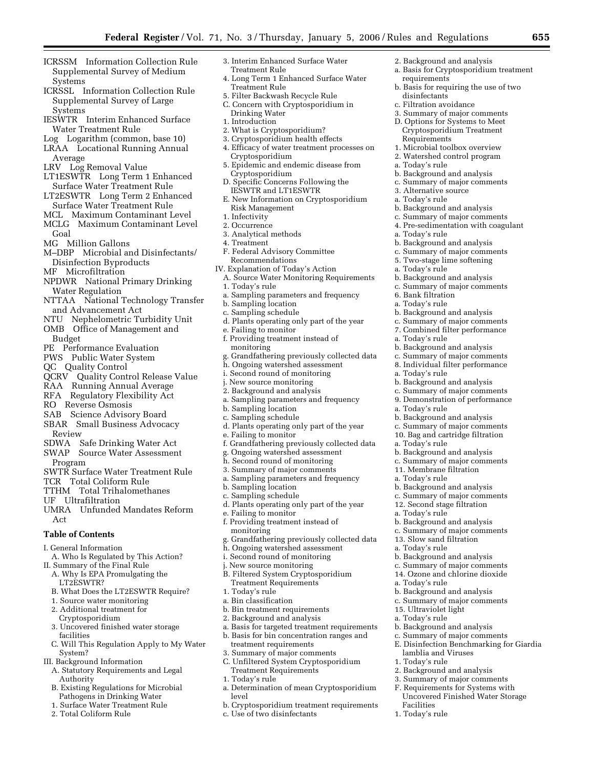ICRSSM Information Collection Rule Supplemental Survey of Medium Systems
ICRSSL Information Collection Rule Supplemental Survey of Large Systems
IESWTR Interim Enhanced Surface Water Treatment Rule
Log Logarithm (common, base 10)
LRAA Locational Running Annual Average
LRV Log Removal Value
LT1ESWTR Long Term 1 Enhanced Surface Water Treatment Rule
LT2ESWTR Long Term 2 Enhanced Surface Water Treatment Rule
MCL Maximum Contaminant Level
MCLG Maximum Contaminant Level Goal
MG Million Gallons
M–DBP Microbial and Disinfectants/Disinfection Byproducts
MF Microfiltration
NPDWR National Primary Drinking Water Regulation
NTTAA National Technology Transfer and Advancement Act
NTU Nephelometric Turbidity Unit
OMB Office of Management and Budget
PE Performance Evaluation
PWS Public Water System
QC Quality Control
QCRV Quality Control Release Value
RAA Running Annual Average
RFA Regulatory Flexibility Act
RO Reverse Osmosis
SAB Science Advisory Board
SBAR Small Business Advocacy Review
SDWA Safe Drinking Water Act
SWAP Source Water Assessment Program
SWTR Surface Water Treatment Rule
TCR Total Coliform Rule
TTHM Total Trihalomethanes
UF Ultrafiltration
UMRA Unfunded Mandates Reform Act

## Table of Contents

I. General Information
 A. Who Is Regulated by This Action?
II. Summary of the Final Rule
 A. Why Is EPA Promulgating the LT2ESWTR?
 B. What Does the LT2ESWTR Require?
 1. Source water monitoring
 2. Additional treatment for Cryptosporidium
 3. Uncovered finished water storage facilities
 C. Will This Regulation Apply to My Water System?
III. Background Information
 A. Statutory Requirements and Legal Authority
 B. Existing Regulations for Microbial Pathogens in Drinking Water
 1. Surface Water Treatment Rule
 2. Total Coliform Rule
 3. Interim Enhanced Surface Water Treatment Rule
 4. Long Term 1 Enhanced Surface Water Treatment Rule
 5. Filter Backwash Recycle Rule
 C. Concern with Cryptosporidium in Drinking Water
 1. Introduction
 2. What is Cryptosporidium?
 3. Cryptosporidium health effects
 4. Efficacy of water treatment processes on Cryptosporidium
 5. Epidemic and endemic disease from Cryptosporidium
 D. Specific Concerns Following the IESWTR and LT1ESWTR
 E. New Information on Cryptosporidium Risk Management
 1. Infectivity
 2. Occurrence
 3. Analytical methods
 4. Treatment
 F. Federal Advisory Committee Recommendations
IV. Explanation of Today's Action
 A. Source Water Monitoring Requirements
 1. Today's rule
 a. Sampling parameters and frequency
 b. Sampling location
 c. Sampling schedule
 d. Plants operating only part of the year
 e. Failing to monitor
 f. Providing treatment instead of monitoring
 g. Grandfathering previously collected data
 h. Ongoing watershed assessment
 i. Second round of monitoring
 j. New source monitoring
 2. Background and analysis
 a. Sampling parameters and frequency
 b. Sampling location
 c. Sampling schedule
 d. Plants operating only part of the year
 e. Failing to monitor
 f. Grandfathering previously collected data
 g. Ongoing watershed assessment
 h. Second round of monitoring
 3. Summary of major comments
 a. Sampling parameters and frequency
 b. Sampling location
 c. Sampling schedule
 d. Plants operating only part of the year
 e. Failing to monitor
 f. Providing treatment instead of monitoring
 g. Grandfathering previously collected data
 h. Ongoing watershed assessment
 i. Second round of monitoring
 j. New source monitoring
 B. Filtered System Cryptosporidium Treatment Requirements
 1. Today's rule
 a. Bin classification
 b. Bin treatment requirements
 2. Background and analysis
 a. Basis for targeted treatment requirements
 b. Basis for bin concentration ranges and treatment requirements
 3. Summary of major comments
 C. Unfiltered System Cryptosporidium Treatment Requirements
 1. Today's rule
 a. Determination of mean Cryptosporidium level
 b. Cryptosporidium treatment requirements
 c. Use of two disinfectants
 2. Background and analysis
 a. Basis for Cryptosporidium treatment requirements
 b. Basis for requiring the use of two disinfectants
 c. Filtration avoidance
 3. Summary of major comments
 D. Options for Systems to Meet Cryptosporidium Treatment Requirements
 1. Microbial toolbox overview
 2. Watershed control program
 a. Today's rule
 b. Background and analysis
 c. Summary of major comments
 3. Alternative source
 a. Today's rule
 b. Background and analysis
 c. Summary of major comments
 4. Pre-sedimentation with coagulant
 a. Today's rule
 b. Background and analysis
 c. Summary of major comments
 5. Two-stage lime softening
 a. Today's rule
 b. Background and analysis
 c. Summary of major comments
 6. Bank filtration
 a. Today's rule
 b. Background and analysis
 c. Summary of major comments
 7. Combined filter performance
 a. Today's rule
 b. Background and analysis
 c. Summary of major comments
 8. Individual filter performance
 a. Today's rule
 b. Background and analysis
 c. Summary of major comments
 9. Demonstration of performance
 a. Today's rule
 b. Background and analysis
 c. Summary of major comments
 10. Bag and cartridge filtration
 a. Today's rule
 b. Background and analysis
 c. Summary of major comments
 11. Membrane filtration
 a. Today's rule
 b. Background and analysis
 c. Summary of major comments
 12. Second stage filtration
 a. Today's rule
 b. Background and analysis
 c. Summary of major comments
 13. Slow sand filtration
 a. Today's rule
 b. Background and analysis
 c. Summary of major comments
 14. Ozone and chlorine dioxide
 a. Today's rule
 b. Background and analysis
 c. Summary of major comments
 15. Ultraviolet light
 a. Today's rule
 b. Background and analysis
 c. Summary of major comments
 E. Disinfection Benchmarking for Giardia lamblia and Viruses
 1. Today's rule
 2. Background and analysis
 3. Summary of major comments
 F. Requirements for Systems with Uncovered Finished Water Storage Facilities
 1. Today's rule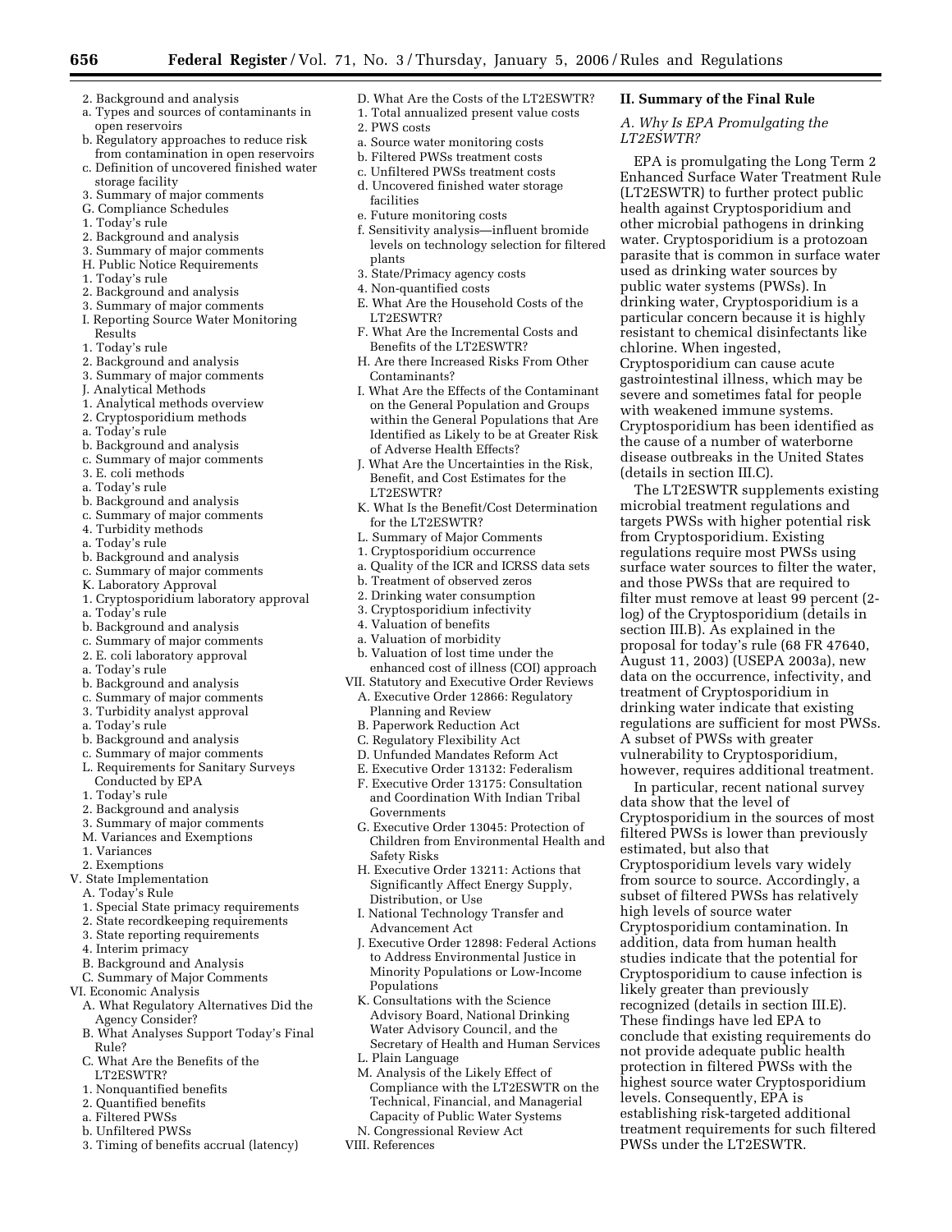2. Background and analysis
   a. Types and sources of contaminants in open reservoirs
   b. Regulatory approaches to reduce risk from contamination in open reservoirs
   c. Definition of uncovered finished water storage facility
3. Summary of major comments

G. Compliance Schedules
1. Today's rule
2. Background and analysis
3. Summary of major comments

H. Public Notice Requirements
1. Today's rule
2. Background and analysis
3. Summary of major comments

I. Reporting Source Water Monitoring Results
1. Today's rule
2. Background and analysis
3. Summary of major comments

J. Analytical Methods
1. Analytical methods overview
2. Cryptosporidium methods
   a. Today's rule
   b. Background and analysis
   c. Summary of major comments
3. E. coli methods
   a. Today's rule
   b. Background and analysis
   c. Summary of major comments
4. Turbidity methods
   a. Today's rule
   b. Background and analysis
   c. Summary of major comments

K. Laboratory Approval
1. Cryptosporidium laboratory approval
   a. Today's rule
   b. Background and analysis
   c. Summary of major comments
2. E. coli laboratory approval
   a. Today's rule
   b. Background and analysis
   c. Summary of major comments
3. Turbidity analyst approval
   a. Today's rule
   b. Background and analysis
   c. Summary of major comments

L. Requirements for Sanitary Surveys Conducted by EPA
1. Today's rule
2. Background and analysis
3. Summary of major comments

M. Variances and Exemptions
1. Variances
2. Exemptions

V. State Implementation
A. Today's Rule
1. Special State primacy requirements
2. State recordkeeping requirements
3. State reporting requirements
4. Interim primacy

B. Background and Analysis
C. Summary of Major Comments

VI. Economic Analysis
A. What Regulatory Alternatives Did the Agency Consider?
B. What Analyses Support Today's Final Rule?
C. What Are the Benefits of the LT2ESWTR?
1. Nonquantified benefits
2. Quantified benefits
   a. Filtered PWSs
   b. Unfiltered PWSs
3. Timing of benefits accrual (latency)

D. What Are the Costs of the LT2ESWTR?
1. Total annualized present value costs
2. PWS costs
   a. Source water monitoring costs
   b. Filtered PWSs treatment costs
   c. Unfiltered PWSs treatment costs
   d. Uncovered finished water storage facilities
   e. Future monitoring costs
   f. Sensitivity analysis—influent bromide levels on technology selection for filtered plants
3. State/Primacy agency costs
4. Non-quantified costs

E. What Are the Household Costs of the LT2ESWTR?
F. What Are the Incremental Costs and Benefits of the LT2ESWTR?
H. Are there Increased Risks From Other Contaminants?
I. What Are the Effects of the Contaminant on the General Population and Groups within the General Populations that Are Identified as Likely to be at Greater Risk of Adverse Health Effects?
J. What Are the Uncertainties in the Risk, Benefit, and Cost Estimates for the LT2ESWTR?
K. What Is the Benefit/Cost Determination for the LT2ESWTR?
L. Summary of Major Comments
1. Cryptosporidium occurrence
   a. Quality of the ICR and ICRSS data sets
   b. Treatment of observed zeros
2. Drinking water consumption
3. Cryptosporidium infectivity
4. Valuation of benefits
   a. Valuation of morbidity
   b. Valuation of lost time under the enhanced cost of illness (COI) approach

VII. Statutory and Executive Order Reviews
A. Executive Order 12866: Regulatory Planning and Review
B. Paperwork Reduction Act
C. Regulatory Flexibility Act
D. Unfunded Mandates Reform Act
E. Executive Order 13132: Federalism
F. Executive Order 13175: Consultation and Coordination With Indian Tribal Governments
G. Executive Order 13045: Protection of Children from Environmental Health and Safety Risks
H. Executive Order 13211: Actions that Significantly Affect Energy Supply, Distribution, or Use
I. National Technology Transfer and Advancement Act
J. Executive Order 12898: Federal Actions to Address Environmental Justice in Minority Populations or Low-Income Populations
K. Consultations with the Science Advisory Board, National Drinking Water Advisory Council, and the Secretary of Health and Human Services
L. Plain Language
M. Analysis of the Likely Effect of Compliance with the LT2ESWTR on the Technical, Financial, and Managerial Capacity of Public Water Systems
N. Congressional Review Act

VIII. References

## II. Summary of the Final Rule

### *A. Why Is EPA Promulgating the LT2ESWTR?*

EPA is promulgating the Long Term 2 Enhanced Surface Water Treatment Rule (LT2ESWTR) to further protect public health against Cryptosporidium and other microbial pathogens in drinking water. Cryptosporidium is a protozoan parasite that is common in surface water used as drinking water sources by public water systems (PWSs). In drinking water, Cryptosporidium is a particular concern because it is highly resistant to chemical disinfectants like chlorine. When ingested, Cryptosporidium can cause acute gastrointestinal illness, which may be severe and sometimes fatal for people with weakened immune systems. Cryptosporidium has been identified as the cause of a number of waterborne disease outbreaks in the United States (details in section III.C).

The LT2ESWTR supplements existing microbial treatment regulations and targets PWSs with higher potential risk from Cryptosporidium. Existing regulations require most PWSs using surface water sources to filter the water, and those PWSs that are required to filter must remove at least 99 percent (2-log) of the Cryptosporidium (details in section III.B). As explained in the proposal for today's rule (68 FR 47640, August 11, 2003) (USEPA 2003a), new data on the occurrence, infectivity, and treatment of Cryptosporidium in drinking water indicate that existing regulations are sufficient for most PWSs. A subset of PWSs with greater vulnerability to Cryptosporidium, however, requires additional treatment.

In particular, recent national survey data show that the level of Cryptosporidium in the sources of most filtered PWSs is lower than previously estimated, but also that Cryptosporidium levels vary widely from source to source. Accordingly, a subset of filtered PWSs has relatively high levels of source water Cryptosporidium contamination. In addition, data from human health studies indicate that the potential for Cryptosporidium to cause infection is likely greater than previously recognized (details in section III.E). These findings have led EPA to conclude that existing requirements do not provide adequate public health protection in filtered PWSs with the highest source water Cryptosporidium levels. Consequently, EPA is establishing risk-targeted additional treatment requirements for such filtered PWSs under the LT2ESWTR.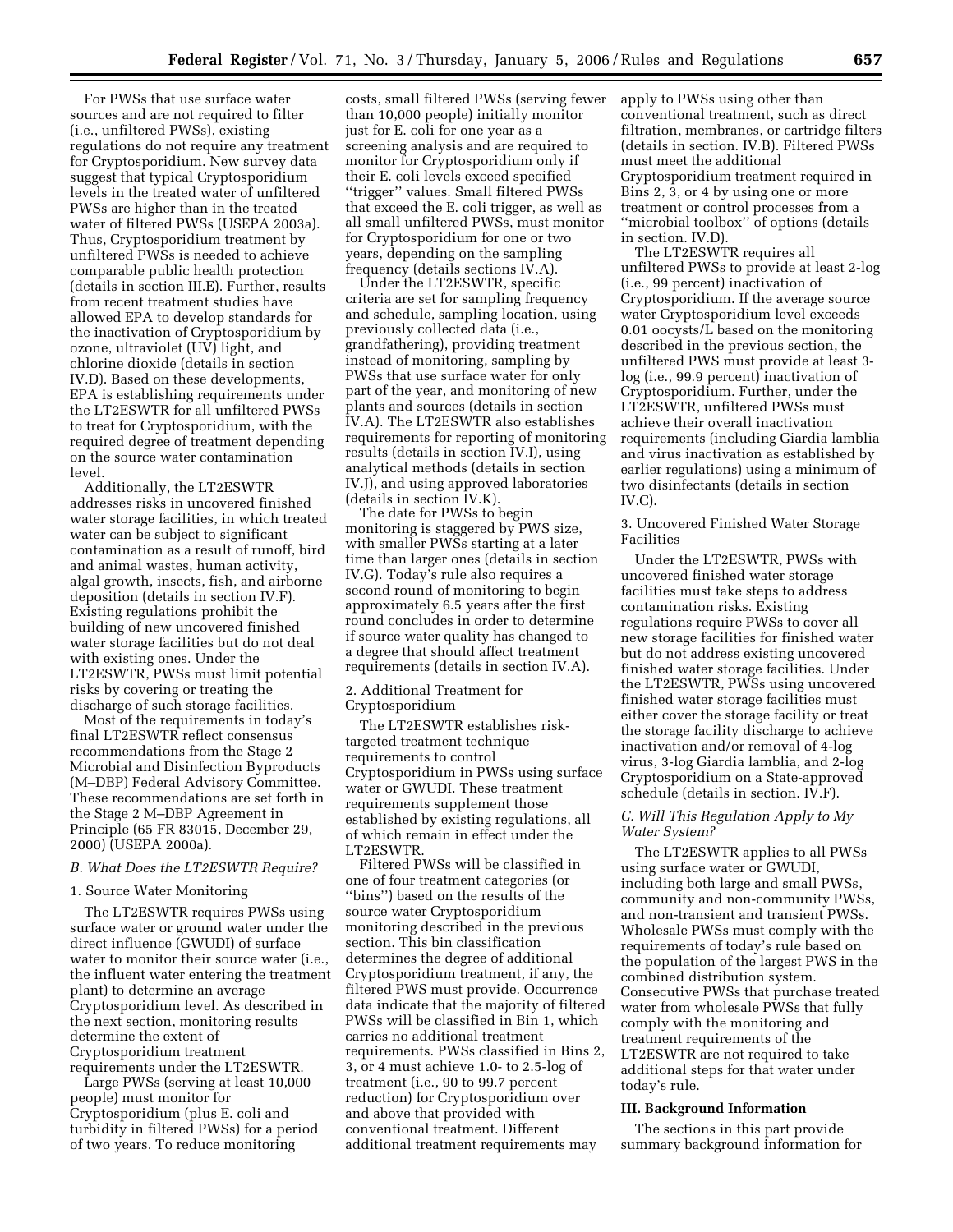For PWSs that use surface water sources and are not required to filter (i.e., unfiltered PWSs), existing regulations do not require any treatment for Cryptosporidium. New survey data suggest that typical Cryptosporidium levels in the treated water of unfiltered PWSs are higher than in the treated water of filtered PWSs (USEPA 2003a). Thus, Cryptosporidium treatment by unfiltered PWSs is needed to achieve comparable public health protection (details in section III.E). Further, results from recent treatment studies have allowed EPA to develop standards for the inactivation of Cryptosporidium by ozone, ultraviolet (UV) light, and chlorine dioxide (details in section IV.D). Based on these developments, EPA is establishing requirements under the LT2ESWTR for all unfiltered PWSs to treat for Cryptosporidium, with the required degree of treatment depending on the source water contamination level.

Additionally, the LT2ESWTR addresses risks in uncovered finished water storage facilities, in which treated water can be subject to significant contamination as a result of runoff, bird and animal wastes, human activity, algal growth, insects, fish, and airborne deposition (details in section IV.F). Existing regulations prohibit the building of new uncovered finished water storage facilities but do not deal with existing ones. Under the LT2ESWTR, PWSs must limit potential risks by covering or treating the discharge of such storage facilities.

Most of the requirements in today's final LT2ESWTR reflect consensus recommendations from the Stage 2 Microbial and Disinfection Byproducts (M–DBP) Federal Advisory Committee. These recommendations are set forth in the Stage 2 M–DBP Agreement in Principle (65 FR 83015, December 29, 2000) (USEPA 2000a).

### *B. What Does the LT2ESWTR Require?*

#### 1. Source Water Monitoring

The LT2ESWTR requires PWSs using surface water or ground water under the direct influence (GWUDI) of surface water to monitor their source water (i.e., the influent water entering the treatment plant) to determine an average Cryptosporidium level. As described in the next section, monitoring results determine the extent of Cryptosporidium treatment requirements under the LT2ESWTR.

Large PWSs (serving at least 10,000 people) must monitor for Cryptosporidium (plus E. coli and turbidity in filtered PWSs) for a period of two years. To reduce monitoring costs, small filtered PWSs (serving fewer than 10,000 people) initially monitor just for E. coli for one year as a screening analysis and are required to monitor for Cryptosporidium only if their E. coli levels exceed specified ''trigger'' values. Small filtered PWSs that exceed the E. coli trigger, as well as all small unfiltered PWSs, must monitor for Cryptosporidium for one or two years, depending on the sampling frequency (details sections IV.A).

Under the LT2ESWTR, specific criteria are set for sampling frequency and schedule, sampling location, using previously collected data (i.e., grandfathering), providing treatment instead of monitoring, sampling by PWSs that use surface water for only part of the year, and monitoring of new plants and sources (details in section IV.A). The LT2ESWTR also establishes requirements for reporting of monitoring results (details in section IV.I), using analytical methods (details in section IV.J), and using approved laboratories (details in section IV.K).

The date for PWSs to begin monitoring is staggered by PWS size, with smaller PWSs starting at a later time than larger ones (details in section IV.G). Today's rule also requires a second round of monitoring to begin approximately 6.5 years after the first round concludes in order to determine if source water quality has changed to a degree that should affect treatment requirements (details in section IV.A).

#### 2. Additional Treatment for Cryptosporidium

The LT2ESWTR establishes risk-targeted treatment technique requirements to control Cryptosporidium in PWSs using surface water or GWUDI. These treatment requirements supplement those established by existing regulations, all of which remain in effect under the LT2ESWTR.

Filtered PWSs will be classified in one of four treatment categories (or ''bins'') based on the results of the source water Cryptosporidium monitoring described in the previous section. This bin classification determines the degree of additional Cryptosporidium treatment, if any, the filtered PWS must provide. Occurrence data indicate that the majority of filtered PWSs will be classified in Bin 1, which carries no additional treatment requirements. PWSs classified in Bins 2, 3, or 4 must achieve 1.0- to 2.5-log of treatment (i.e., 90 to 99.7 percent reduction) for Cryptosporidium over and above that provided with conventional treatment. Different additional treatment requirements may apply to PWSs using other than conventional treatment, such as direct filtration, membranes, or cartridge filters (details in section. IV.B). Filtered PWSs must meet the additional Cryptosporidium treatment required in Bins 2, 3, or 4 by using one or more treatment or control processes from a ''microbial toolbox'' of options (details in section. IV.D).

The LT2ESWTR requires all unfiltered PWSs to provide at least 2-log (i.e., 99 percent) inactivation of Cryptosporidium. If the average source water Cryptosporidium level exceeds 0.01 oocysts/L based on the monitoring described in the previous section, the unfiltered PWS must provide at least 3-log (i.e., 99.9 percent) inactivation of Cryptosporidium. Further, under the LT2ESWTR, unfiltered PWSs must achieve their overall inactivation requirements (including Giardia lamblia and virus inactivation as established by earlier regulations) using a minimum of two disinfectants (details in section IV.C).

#### 3. Uncovered Finished Water Storage Facilities

Under the LT2ESWTR, PWSs with uncovered finished water storage facilities must take steps to address contamination risks. Existing regulations require PWSs to cover all new storage facilities for finished water but do not address existing uncovered finished water storage facilities. Under the LT2ESWTR, PWSs using uncovered finished water storage facilities must either cover the storage facility or treat the storage facility discharge to achieve inactivation and/or removal of 4-log virus, 3-log Giardia lamblia, and 2-log Cryptosporidium on a State-approved schedule (details in section. IV.F).

### *C. Will This Regulation Apply to My Water System?*

The LT2ESWTR applies to all PWSs using surface water or GWUDI, including both large and small PWSs, community and non-community PWSs, and non-transient and transient PWSs. Wholesale PWSs must comply with the requirements of today's rule based on the population of the largest PWS in the combined distribution system. Consecutive PWSs that purchase treated water from wholesale PWSs that fully comply with the monitoring and treatment requirements of the LT2ESWTR are not required to take additional steps for that water under today's rule.

## III. Background Information

The sections in this part provide summary background information for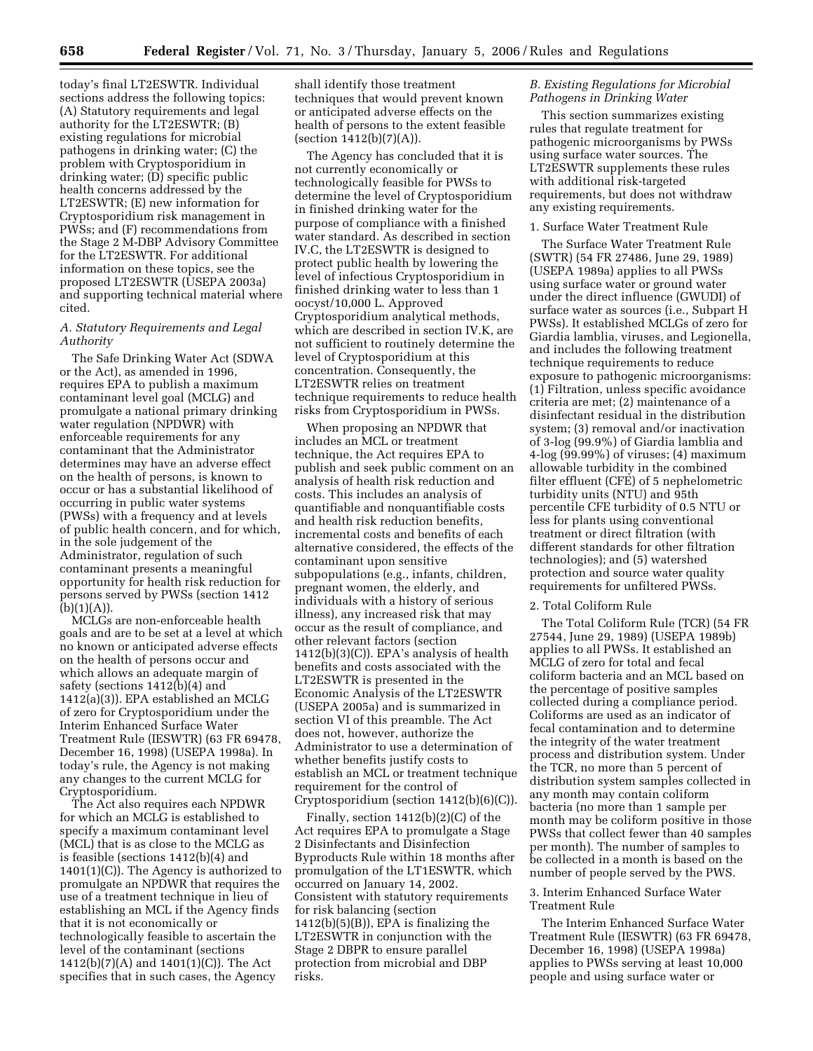today's final LT2ESWTR. Individual sections address the following topics: (A) Statutory requirements and legal authority for the LT2ESWTR; (B) existing regulations for microbial pathogens in drinking water; (C) the problem with Cryptosporidium in drinking water; (D) specific public health concerns addressed by the LT2ESWTR; (E) new information for Cryptosporidium risk management in PWSs; and (F) recommendations from the Stage 2 M-DBP Advisory Committee for the LT2ESWTR. For additional information on these topics, see the proposed LT2ESWTR (USEPA 2003a) and supporting technical material where cited.

### *A. Statutory Requirements and Legal Authority*

The Safe Drinking Water Act (SDWA or the Act), as amended in 1996, requires EPA to publish a maximum contaminant level goal (MCLG) and promulgate a national primary drinking water regulation (NPDWR) with enforceable requirements for any contaminant that the Administrator determines may have an adverse effect on the health of persons, is known to occur or has a substantial likelihood of occurring in public water systems (PWSs) with a frequency and at levels of public health concern, and for which, in the sole judgement of the Administrator, regulation of such contaminant presents a meaningful opportunity for health risk reduction for persons served by PWSs (section 1412 (b)(1)(A)).

MCLGs are non-enforceable health goals and are to be set at a level at which no known or anticipated adverse effects on the health of persons occur and which allows an adequate margin of safety (sections 1412(b)(4) and 1412(a)(3)). EPA established an MCLG of zero for Cryptosporidium under the Interim Enhanced Surface Water Treatment Rule (IESWTR) (63 FR 69478, December 16, 1998) (USEPA 1998a). In today's rule, the Agency is not making any changes to the current MCLG for Cryptosporidium.

The Act also requires each NPDWR for which an MCLG is established to specify a maximum contaminant level (MCL) that is as close to the MCLG as is feasible (sections 1412(b)(4) and 1401(1)(C)). The Agency is authorized to promulgate an NPDWR that requires the use of a treatment technique in lieu of establishing an MCL if the Agency finds that it is not economically or technologically feasible to ascertain the level of the contaminant (sections 1412(b)(7)(A) and 1401(1)(C)). The Act specifies that in such cases, the Agency shall identify those treatment techniques that would prevent known or anticipated adverse effects on the health of persons to the extent feasible (section 1412(b)(7)(A)).

The Agency has concluded that it is not currently economically or technologically feasible for PWSs to determine the level of Cryptosporidium in finished drinking water for the purpose of compliance with a finished water standard. As described in section IV.C, the LT2ESWTR is designed to protect public health by lowering the level of infectious Cryptosporidium in finished drinking water to less than 1 oocyst/10,000 L. Approved Cryptosporidium analytical methods, which are described in section IV.K, are not sufficient to routinely determine the level of Cryptosporidium at this concentration. Consequently, the LT2ESWTR relies on treatment technique requirements to reduce health risks from Cryptosporidium in PWSs.

When proposing an NPDWR that includes an MCL or treatment technique, the Act requires EPA to publish and seek public comment on an analysis of health risk reduction and costs. This includes an analysis of quantifiable and nonquantifiable costs and health risk reduction benefits, incremental costs and benefits of each alternative considered, the effects of the contaminant upon sensitive subpopulations (e.g., infants, children, pregnant women, the elderly, and individuals with a history of serious illness), any increased risk that may occur as the result of compliance, and other relevant factors (section 1412(b)(3)(C)). EPA's analysis of health benefits and costs associated with the LT2ESWTR is presented in the Economic Analysis of the LT2ESWTR (USEPA 2005a) and is summarized in section VI of this preamble. The Act does not, however, authorize the Administrator to use a determination of whether benefits justify costs to establish an MCL or treatment technique requirement for the control of Cryptosporidium (section 1412(b)(6)(C)).

Finally, section 1412(b)(2)(C) of the Act requires EPA to promulgate a Stage 2 Disinfectants and Disinfection Byproducts Rule within 18 months after promulgation of the LT1ESWTR, which occurred on January 14, 2002. Consistent with statutory requirements for risk balancing (section 1412(b)(5)(B)), EPA is finalizing the LT2ESWTR in conjunction with the Stage 2 DBPR to ensure parallel protection from microbial and DBP risks.

### *B. Existing Regulations for Microbial Pathogens in Drinking Water*

This section summarizes existing rules that regulate treatment for pathogenic microorganisms by PWSs using surface water sources. The LT2ESWTR supplements these rules with additional risk-targeted requirements, but does not withdraw any existing requirements.

#### 1. Surface Water Treatment Rule

The Surface Water Treatment Rule (SWTR) (54 FR 27486, June 29, 1989) (USEPA 1989a) applies to all PWSs using surface water or ground water under the direct influence (GWUDI) of surface water as sources (i.e., Subpart H PWSs). It established MCLGs of zero for Giardia lamblia, viruses, and Legionella, and includes the following treatment technique requirements to reduce exposure to pathogenic microorganisms: (1) Filtration, unless specific avoidance criteria are met; (2) maintenance of a disinfectant residual in the distribution system; (3) removal and/or inactivation of 3-log (99.9%) of Giardia lamblia and 4-log (99.99%) of viruses; (4) maximum allowable turbidity in the combined filter effluent (CFE) of 5 nephelometric turbidity units (NTU) and 95th percentile CFE turbidity of 0.5 NTU or less for plants using conventional treatment or direct filtration (with different standards for other filtration technologies); and (5) watershed protection and source water quality requirements for unfiltered PWSs.

#### 2. Total Coliform Rule

The Total Coliform Rule (TCR) (54 FR 27544, June 29, 1989) (USEPA 1989b) applies to all PWSs. It established an MCLG of zero for total and fecal coliform bacteria and an MCL based on the percentage of positive samples collected during a compliance period. Coliforms are used as an indicator of fecal contamination and to determine the integrity of the water treatment process and distribution system. Under the TCR, no more than 5 percent of distribution system samples collected in any month may contain coliform bacteria (no more than 1 sample per month may be coliform positive in those PWSs that collect fewer than 40 samples per month). The number of samples to be collected in a month is based on the number of people served by the PWS.

#### 3. Interim Enhanced Surface Water Treatment Rule

The Interim Enhanced Surface Water Treatment Rule (IESWTR) (63 FR 69478, December 16, 1998) (USEPA 1998a) applies to PWSs serving at least 10,000 people and using surface water or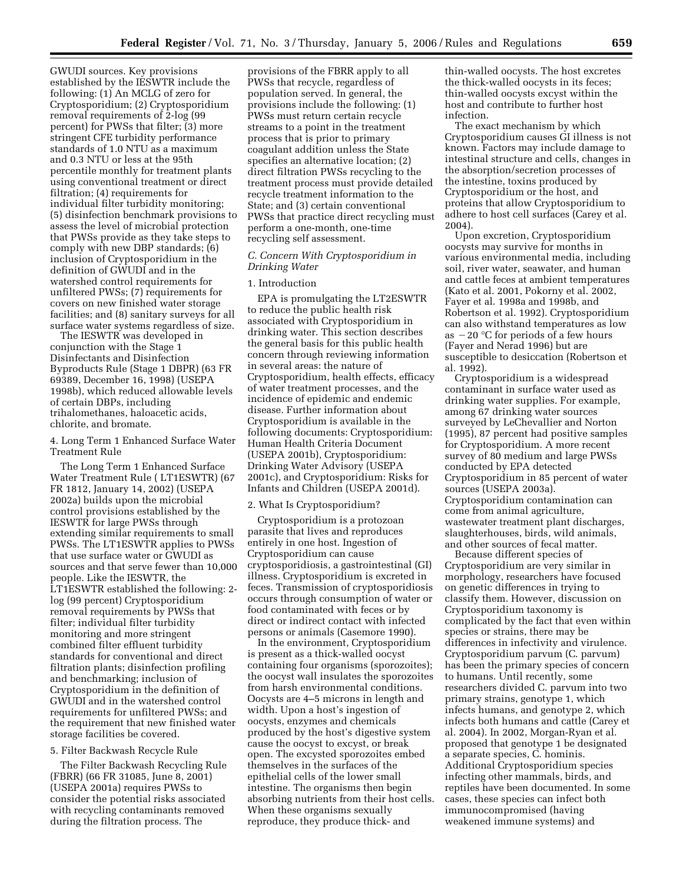GWUDI sources. Key provisions established by the IESWTR include the following: (1) An MCLG of zero for Cryptosporidium; (2) Cryptosporidium removal requirements of 2-log (99 percent) for PWSs that filter; (3) more stringent CFE turbidity performance standards of 1.0 NTU as a maximum and 0.3 NTU or less at the 95th percentile monthly for treatment plants using conventional treatment or direct filtration; (4) requirements for individual filter turbidity monitoring; (5) disinfection benchmark provisions to assess the level of microbial protection that PWSs provide as they take steps to comply with new DBP standards; (6) inclusion of Cryptosporidium in the definition of GWUDI and in the watershed control requirements for unfiltered PWSs; (7) requirements for covers on new finished water storage facilities; and (8) sanitary surveys for all surface water systems regardless of size.

The IESWTR was developed in conjunction with the Stage 1 Disinfectants and Disinfection Byproducts Rule (Stage 1 DBPR) (63 FR 69389, December 16, 1998) (USEPA 1998b), which reduced allowable levels of certain DBPs, including trihalomethanes, haloacetic acids, chlorite, and bromate.

4. Long Term 1 Enhanced Surface Water Treatment Rule

The Long Term 1 Enhanced Surface Water Treatment Rule ( LT1ESWTR) (67 FR 1812, January 14, 2002) (USEPA 2002a) builds upon the microbial control provisions established by the IESWTR for large PWSs through extending similar requirements to small PWSs. The LT1ESWTR applies to PWSs that use surface water or GWUDI as sources and that serve fewer than 10,000 people. Like the IESWTR, the LT1ESWTR established the following: 2-log (99 percent) Cryptosporidium removal requirements by PWSs that filter; individual filter turbidity monitoring and more stringent combined filter effluent turbidity standards for conventional and direct filtration plants; disinfection profiling and benchmarking; inclusion of Cryptosporidium in the definition of GWUDI and in the watershed control requirements for unfiltered PWSs; and the requirement that new finished water storage facilities be covered.

5. Filter Backwash Recycle Rule

The Filter Backwash Recycling Rule (FBRR) (66 FR 31085, June 8, 2001) (USEPA 2001a) requires PWSs to consider the potential risks associated with recycling contaminants removed during the filtration process. The provisions of the FBRR apply to all PWSs that recycle, regardless of population served. In general, the provisions include the following: (1) PWSs must return certain recycle streams to a point in the treatment process that is prior to primary coagulant addition unless the State specifies an alternative location; (2) direct filtration PWSs recycling to the treatment process must provide detailed recycle treatment information to the State; and (3) certain conventional PWSs that practice direct recycling must perform a one-month, one-time recycling self assessment.

*C. Concern With Cryptosporidium in Drinking Water*

1. Introduction

EPA is promulgating the LT2ESWTR to reduce the public health risk associated with Cryptosporidium in drinking water. This section describes the general basis for this public health concern through reviewing information in several areas: the nature of Cryptosporidium, health effects, efficacy of water treatment processes, and the incidence of epidemic and endemic disease. Further information about Cryptosporidium is available in the following documents: Cryptosporidium: Human Health Criteria Document (USEPA 2001b), Cryptosporidium: Drinking Water Advisory (USEPA 2001c), and Cryptosporidium: Risks for Infants and Children (USEPA 2001d).

2. What Is Cryptosporidium?

Cryptosporidium is a protozoan parasite that lives and reproduces entirely in one host. Ingestion of Cryptosporidium can cause cryptosporidiosis, a gastrointestinal (GI) illness. Cryptosporidium is excreted in feces. Transmission of cryptosporidiosis occurs through consumption of water or food contaminated with feces or by direct or indirect contact with infected persons or animals (Casemore 1990).

In the environment, Cryptosporidium is present as a thick-walled oocyst containing four organisms (sporozoites); the oocyst wall insulates the sporozoites from harsh environmental conditions. Oocysts are 4–5 microns in length and width. Upon a host's ingestion of oocysts, enzymes and chemicals produced by the host's digestive system cause the oocyst to excyst, or break open. The excysted sporozoites embed themselves in the surfaces of the epithelial cells of the lower small intestine. The organisms then begin absorbing nutrients from their host cells. When these organisms sexually reproduce, they produce thick- and thin-walled oocysts. The host excretes the thick-walled oocysts in its feces; thin-walled oocysts excyst within the host and contribute to further host infection.

The exact mechanism by which Cryptosporidium causes GI illness is not known. Factors may include damage to intestinal structure and cells, changes in the absorption/secretion processes of the intestine, toxins produced by Cryptosporidium or the host, and proteins that allow Cryptosporidium to adhere to host cell surfaces (Carey et al. 2004).

Upon excretion, Cryptosporidium oocysts may survive for months in various environmental media, including soil, river water, seawater, and human and cattle feces at ambient temperatures (Kato et al. 2001, Pokorny et al. 2002, Fayer et al. 1998a and 1998b, and Robertson et al. 1992). Cryptosporidium can also withstand temperatures as low as −20 °C for periods of a few hours (Fayer and Nerad 1996) but are susceptible to desiccation (Robertson et al. 1992).

Cryptosporidium is a widespread contaminant in surface water used as drinking water supplies. For example, among 67 drinking water sources surveyed by LeChevallier and Norton (1995), 87 percent had positive samples for Cryptosporidium. A more recent survey of 80 medium and large PWSs conducted by EPA detected Cryptosporidium in 85 percent of water sources (USEPA 2003a). Cryptosporidium contamination can come from animal agriculture, wastewater treatment plant discharges, slaughterhouses, birds, wild animals, and other sources of fecal matter.

Because different species of Cryptosporidium are very similar in morphology, researchers have focused on genetic differences in trying to classify them. However, discussion on Cryptosporidium taxonomy is complicated by the fact that even within species or strains, there may be differences in infectivity and virulence. Cryptosporidium parvum (C. parvum) has been the primary species of concern to humans. Until recently, some researchers divided C. parvum into two primary strains, genotype 1, which infects humans, and genotype 2, which infects both humans and cattle (Carey et al. 2004). In 2002, Morgan-Ryan et al. proposed that genotype 1 be designated a separate species, C. hominis. Additional Cryptosporidium species infecting other mammals, birds, and reptiles have been documented. In some cases, these species can infect both immunocompromised (having weakened immune systems) and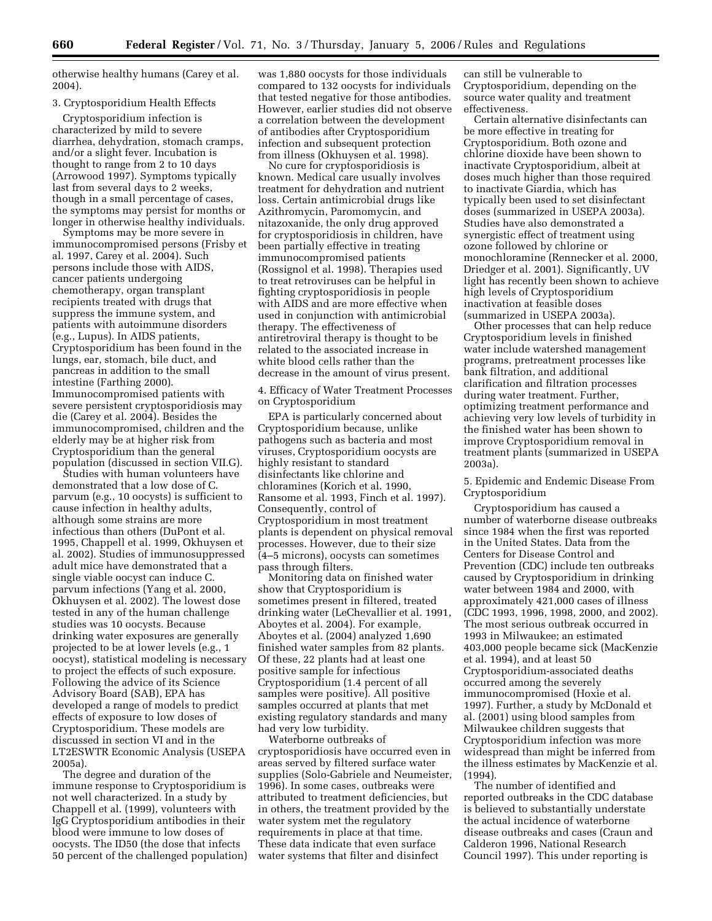otherwise healthy humans (Carey et al. 2004).

3. Cryptosporidium Health Effects

Cryptosporidium infection is characterized by mild to severe diarrhea, dehydration, stomach cramps, and/or a slight fever. Incubation is thought to range from 2 to 10 days (Arrowood 1997). Symptoms typically last from several days to 2 weeks, though in a small percentage of cases, the symptoms may persist for months or longer in otherwise healthy individuals.

Symptoms may be more severe in immunocompromised persons (Frisby et al. 1997, Carey et al. 2004). Such persons include those with AIDS, cancer patients undergoing chemotherapy, organ transplant recipients treated with drugs that suppress the immune system, and patients with autoimmune disorders (e.g., Lupus). In AIDS patients, Cryptosporidium has been found in the lungs, ear, stomach, bile duct, and pancreas in addition to the small intestine (Farthing 2000). Immunocompromised patients with severe persistent cryptosporidiosis may die (Carey et al. 2004). Besides the immunocompromised, children and the elderly may be at higher risk from Cryptosporidium than the general population (discussed in section VII.G).

Studies with human volunteers have demonstrated that a low dose of C. parvum (e.g., 10 oocysts) is sufficient to cause infection in healthy adults, although some strains are more infectious than others (DuPont et al. 1995, Chappell et al. 1999, Okhuysen et al. 2002). Studies of immunosuppressed adult mice have demonstrated that a single viable oocyst can induce C. parvum infections (Yang et al. 2000, Okhuysen et al. 2002). The lowest dose tested in any of the human challenge studies was 10 oocysts. Because drinking water exposures are generally projected to be at lower levels (e.g., 1 oocyst), statistical modeling is necessary to project the effects of such exposure. Following the advice of its Science Advisory Board (SAB), EPA has developed a range of models to predict effects of exposure to low doses of Cryptosporidium. These models are discussed in section VI and in the LT2ESWTR Economic Analysis (USEPA 2005a).

The degree and duration of the immune response to Cryptosporidium is not well characterized. In a study by Chappell et al. (1999), volunteers with IgG Cryptosporidium antibodies in their blood were immune to low doses of oocysts. The ID50 (the dose that infects 50 percent of the challenged population) was 1,880 oocysts for those individuals compared to 132 oocysts for individuals that tested negative for those antibodies. However, earlier studies did not observe a correlation between the development of antibodies after Cryptosporidium infection and subsequent protection from illness (Okhuysen et al. 1998).

No cure for cryptosporidiosis is known. Medical care usually involves treatment for dehydration and nutrient loss. Certain antimicrobial drugs like Azithromycin, Paromomycin, and nitazoxanide, the only drug approved for cryptosporidiosis in children, have been partially effective in treating immunocompromised patients (Rossignol et al. 1998). Therapies used to treat retroviruses can be helpful in fighting cryptosporidiosis in people with AIDS and are more effective when used in conjunction with antimicrobial therapy. The effectiveness of antiretroviral therapy is thought to be related to the associated increase in white blood cells rather than the decrease in the amount of virus present.

4. Efficacy of Water Treatment Processes on Cryptosporidium

EPA is particularly concerned about Cryptosporidium because, unlike pathogens such as bacteria and most viruses, Cryptosporidium oocysts are highly resistant to standard disinfectants like chlorine and chloramines (Korich et al. 1990, Ransome et al. 1993, Finch et al. 1997). Consequently, control of Cryptosporidium in most treatment plants is dependent on physical removal processes. However, due to their size (4–5 microns), oocysts can sometimes pass through filters.

Monitoring data on finished water show that Cryptosporidium is sometimes present in filtered, treated drinking water (LeChevallier et al. 1991, Aboytes et al. 2004). For example, Aboytes et al. (2004) analyzed 1,690 finished water samples from 82 plants. Of these, 22 plants had at least one positive sample for infectious Cryptosporidium (1.4 percent of all samples were positive). All positive samples occurred at plants that met existing regulatory standards and many had very low turbidity.

Waterborne outbreaks of cryptosporidiosis have occurred even in areas served by filtered surface water supplies (Solo-Gabriele and Neumeister, 1996). In some cases, outbreaks were attributed to treatment deficiencies, but in others, the treatment provided by the water system met the regulatory requirements in place at that time. These data indicate that even surface water systems that filter and disinfect can still be vulnerable to Cryptosporidium, depending on the source water quality and treatment effectiveness.

Certain alternative disinfectants can be more effective in treating for Cryptosporidium. Both ozone and chlorine dioxide have been shown to inactivate Cryptosporidium, albeit at doses much higher than those required to inactivate Giardia, which has typically been used to set disinfectant doses (summarized in USEPA 2003a). Studies have also demonstrated a synergistic effect of treatment using ozone followed by chlorine or monochloramine (Rennecker et al. 2000, Driedger et al. 2001). Significantly, UV light has recently been shown to achieve high levels of Cryptosporidium inactivation at feasible doses (summarized in USEPA 2003a).

Other processes that can help reduce Cryptosporidium levels in finished water include watershed management programs, pretreatment processes like bank filtration, and additional clarification and filtration processes during water treatment. Further, optimizing treatment performance and achieving very low levels of turbidity in the finished water has been shown to improve Cryptosporidium removal in treatment plants (summarized in USEPA 2003a).

5. Epidemic and Endemic Disease From Cryptosporidium

Cryptosporidium has caused a number of waterborne disease outbreaks since 1984 when the first was reported in the United States. Data from the Centers for Disease Control and Prevention (CDC) include ten outbreaks caused by Cryptosporidium in drinking water between 1984 and 2000, with approximately 421,000 cases of illness (CDC 1993, 1996, 1998, 2000, and 2002). The most serious outbreak occurred in 1993 in Milwaukee; an estimated 403,000 people became sick (MacKenzie et al. 1994), and at least 50 Cryptosporidium-associated deaths occurred among the severely immunocompromised (Hoxie et al. 1997). Further, a study by McDonald et al. (2001) using blood samples from Milwaukee children suggests that Cryptosporidium infection was more widespread than might be inferred from the illness estimates by MacKenzie et al. (1994).

The number of identified and reported outbreaks in the CDC database is believed to substantially understate the actual incidence of waterborne disease outbreaks and cases (Craun and Calderon 1996, National Research Council 1997). This under reporting is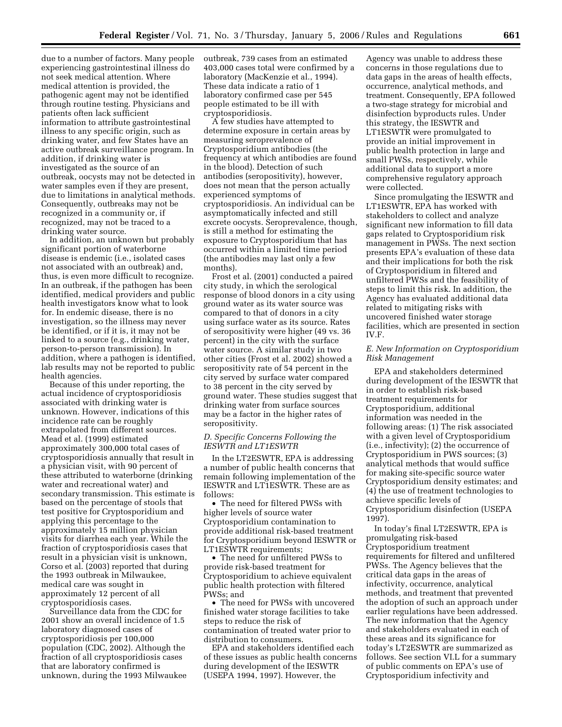due to a number of factors. Many people experiencing gastrointestinal illness do not seek medical attention. Where medical attention is provided, the pathogenic agent may not be identified through routine testing. Physicians and patients often lack sufficient information to attribute gastrointestinal illness to any specific origin, such as drinking water, and few States have an active outbreak surveillance program. In addition, if drinking water is investigated as the source of an outbreak, oocysts may not be detected in water samples even if they are present, due to limitations in analytical methods. Consequently, outbreaks may not be recognized in a community or, if recognized, may not be traced to a drinking water source.

In addition, an unknown but probably significant portion of waterborne disease is endemic (i.e., isolated cases not associated with an outbreak) and, thus, is even more difficult to recognize. In an outbreak, if the pathogen has been identified, medical providers and public health investigators know what to look for. In endemic disease, there is no investigation, so the illness may never be identified, or if it is, it may not be linked to a source (e.g., drinking water, person-to-person transmission). In addition, where a pathogen is identified, lab results may not be reported to public health agencies.

Because of this under reporting, the actual incidence of cryptosporidiosis associated with drinking water is unknown. However, indications of this incidence rate can be roughly extrapolated from different sources. Mead et al. (1999) estimated approximately 300,000 total cases of cryptosporidiosis annually that result in a physician visit, with 90 percent of these attributed to waterborne (drinking water and recreational water) and secondary transmission. This estimate is based on the percentage of stools that test positive for Cryptosporidium and applying this percentage to the approximately 15 million physician visits for diarrhea each year. While the fraction of cryptosporidiosis cases that result in a physician visit is unknown, Corso et al. (2003) reported that during the 1993 outbreak in Milwaukee, medical care was sought in approximately 12 percent of all cryptosporidiosis cases.

Surveillance data from the CDC for 2001 show an overall incidence of 1.5 laboratory diagnosed cases of cryptosporidiosis per 100,000 population (CDC, 2002). Although the fraction of all cryptosporidiosis cases that are laboratory confirmed is unknown, during the 1993 Milwaukee outbreak, 739 cases from an estimated 403,000 cases total were confirmed by a laboratory (MacKenzie et al., 1994). These data indicate a ratio of 1 laboratory confirmed case per 545 people estimated to be ill with cryptosporidiosis.

A few studies have attempted to determine exposure in certain areas by measuring seroprevalence of Cryptosporidium antibodies (the frequency at which antibodies are found in the blood). Detection of such antibodies (seropositivity), however, does not mean that the person actually experienced symptoms of cryptosporidiosis. An individual can be asymptomatically infected and still excrete oocysts. Seroprevalence, though, is still a method for estimating the exposure to Cryptosporidium that has occurred within a limited time period (the antibodies may last only a few months).

Frost et al. (2001) conducted a paired city study, in which the serological response of blood donors in a city using ground water as its water source was compared to that of donors in a city using surface water as its source. Rates of seropositivity were higher (49 vs. 36 percent) in the city with the surface water source. A similar study in two other cities (Frost et al. 2002) showed a seropositivity rate of 54 percent in the city served by surface water compared to 38 percent in the city served by ground water. These studies suggest that drinking water from surface sources may be a factor in the higher rates of seropositivity.

### *D. Specific Concerns Following the IESWTR and LT1ESWTR*

In the LT2ESWTR, EPA is addressing a number of public health concerns that remain following implementation of the IESWTR and LT1ESWTR. These are as follows:

- The need for filtered PWSs with higher levels of source water Cryptosporidium contamination to provide additional risk-based treatment for Cryptosporidium beyond IESWTR or LT1ESWTR requirements;
- The need for unfiltered PWSs to provide risk-based treatment for Cryptosporidium to achieve equivalent public health protection with filtered PWSs; and
- The need for PWSs with uncovered finished water storage facilities to take steps to reduce the risk of contamination of treated water prior to distribution to consumers.

EPA and stakeholders identified each of these issues as public health concerns during development of the IESWTR (USEPA 1994, 1997). However, the Agency was unable to address these concerns in those regulations due to data gaps in the areas of health effects, occurrence, analytical methods, and treatment. Consequently, EPA followed a two-stage strategy for microbial and disinfection byproducts rules. Under this strategy, the IESWTR and LT1ESWTR were promulgated to provide an initial improvement in public health protection in large and small PWSs, respectively, while additional data to support a more comprehensive regulatory approach were collected.

Since promulgating the IESWTR and LT1ESWTR, EPA has worked with stakeholders to collect and analyze significant new information to fill data gaps related to Cryptosporidium risk management in PWSs. The next section presents EPA's evaluation of these data and their implications for both the risk of Cryptosporidium in filtered and unfiltered PWSs and the feasibility of steps to limit this risk. In addition, the Agency has evaluated additional data related to mitigating risks with uncovered finished water storage facilities, which are presented in section IV.F.

### *E. New Information on Cryptosporidium Risk Management*

EPA and stakeholders determined during development of the IESWTR that in order to establish risk-based treatment requirements for Cryptosporidium, additional information was needed in the following areas: (1) The risk associated with a given level of Cryptosporidium (i.e., infectivity); (2) the occurrence of Cryptosporidium in PWS sources; (3) analytical methods that would suffice for making site-specific source water Cryptosporidium density estimates; and (4) the use of treatment technologies to achieve specific levels of Cryptosporidium disinfection (USEPA 1997).

In today's final LT2ESWTR, EPA is promulgating risk-based Cryptosporidium treatment requirements for filtered and unfiltered PWSs. The Agency believes that the critical data gaps in the areas of infectivity, occurrence, analytical methods, and treatment that prevented the adoption of such an approach under earlier regulations have been addressed. The new information that the Agency and stakeholders evaluated in each of these areas and its significance for today's LT2ESWTR are summarized as follows. See section VI.L for a summary of public comments on EPA's use of Cryptosporidium infectivity and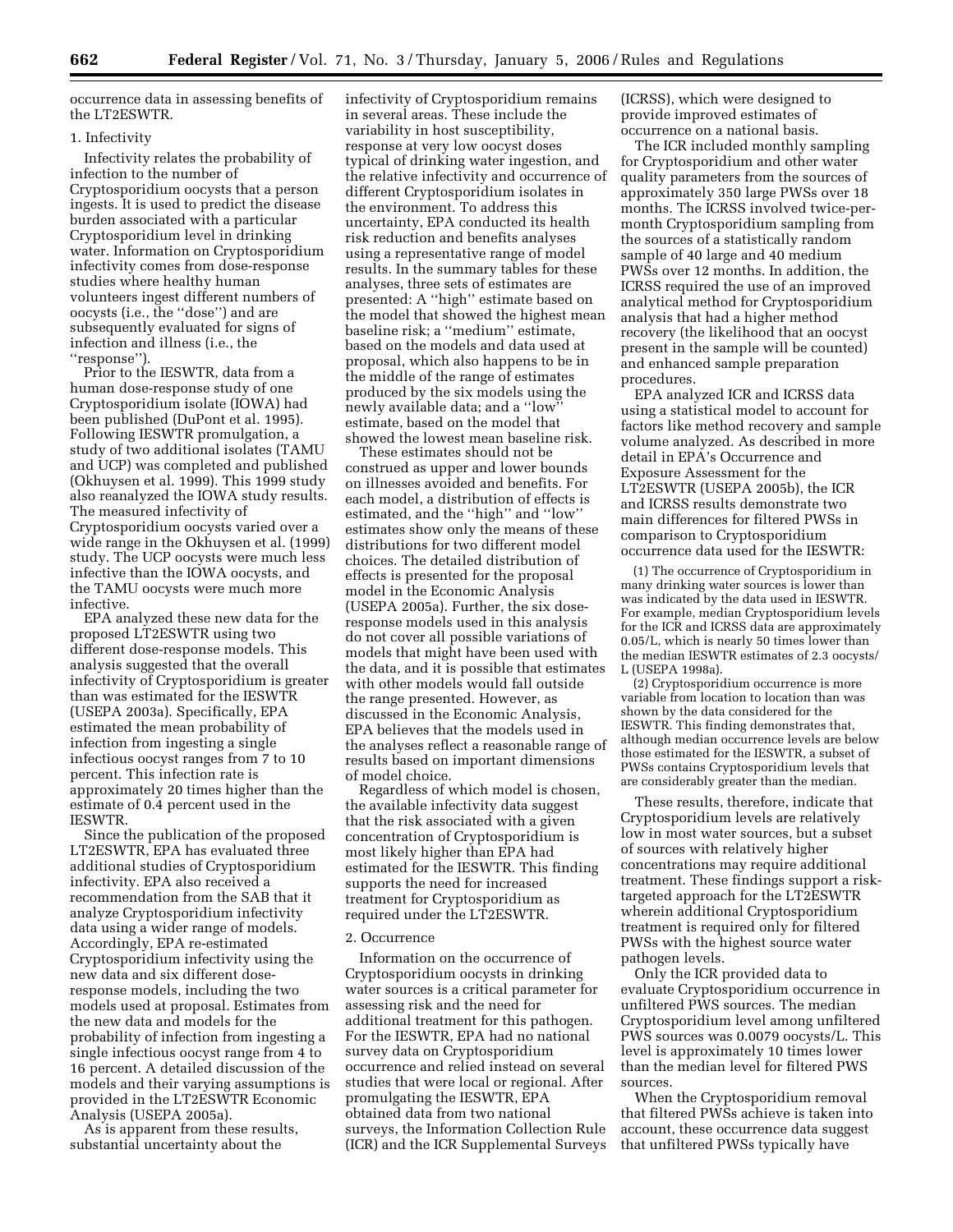occurrence data in assessing benefits of the LT2ESWTR.

1. Infectivity

Infectivity relates the probability of infection to the number of Cryptosporidium oocysts that a person ingests. It is used to predict the disease burden associated with a particular Cryptosporidium level in drinking water. Information on Cryptosporidium infectivity comes from dose-response studies where healthy human volunteers ingest different numbers of oocysts (i.e., the ''dose'') and are subsequently evaluated for signs of infection and illness (i.e., the ''response'').

Prior to the IESWTR, data from a human dose-response study of one Cryptosporidium isolate (IOWA) had been published (DuPont et al. 1995). Following IESWTR promulgation, a study of two additional isolates (TAMU and UCP) was completed and published (Okhuysen et al. 1999). This 1999 study also reanalyzed the IOWA study results. The measured infectivity of Cryptosporidium oocysts varied over a wide range in the Okhuysen et al. (1999) study. The UCP oocysts were much less infective than the IOWA oocysts, and the TAMU oocysts were much more infective.

EPA analyzed these new data for the proposed LT2ESWTR using two different dose-response models. This analysis suggested that the overall infectivity of Cryptosporidium is greater than was estimated for the IESWTR (USEPA 2003a). Specifically, EPA estimated the mean probability of infection from ingesting a single infectious oocyst ranges from 7 to 10 percent. This infection rate is approximately 20 times higher than the estimate of 0.4 percent used in the IESWTR.

Since the publication of the proposed LT2ESWTR, EPA has evaluated three additional studies of Cryptosporidium infectivity. EPA also received a recommendation from the SAB that it analyze Cryptosporidium infectivity data using a wider range of models. Accordingly, EPA re-estimated Cryptosporidium infectivity using the new data and six different dose-response models, including the two models used at proposal. Estimates from the new data and models for the probability of infection from ingesting a single infectious oocyst range from 4 to 16 percent. A detailed discussion of the models and their varying assumptions is provided in the LT2ESWTR Economic Analysis (USEPA 2005a).

As is apparent from these results, substantial uncertainty about the infectivity of Cryptosporidium remains in several areas. These include the variability in host susceptibility, response at very low oocyst doses typical of drinking water ingestion, and the relative infectivity and occurrence of different Cryptosporidium isolates in the environment. To address this uncertainty, EPA conducted its health risk reduction and benefits analyses using a representative range of model results. In the summary tables for these analyses, three sets of estimates are presented: A ''high'' estimate based on the model that showed the highest mean baseline risk; a ''medium'' estimate, based on the models and data used at proposal, which also happens to be in the middle of the range of estimates produced by the six models using the newly available data; and a ''low'' estimate, based on the model that showed the lowest mean baseline risk.

These estimates should not be construed as upper and lower bounds on illnesses avoided and benefits. For each model, a distribution of effects is estimated, and the ''high'' and ''low'' estimates show only the means of these distributions for two different model choices. The detailed distribution of effects is presented for the proposal model in the Economic Analysis (USEPA 2005a). Further, the six dose-response models used in this analysis do not cover all possible variations of models that might have been used with the data, and it is possible that estimates with other models would fall outside the range presented. However, as discussed in the Economic Analysis, EPA believes that the models used in the analyses reflect a reasonable range of results based on important dimensions of model choice.

Regardless of which model is chosen, the available infectivity data suggest that the risk associated with a given concentration of Cryptosporidium is most likely higher than EPA had estimated for the IESWTR. This finding supports the need for increased treatment for Cryptosporidium as required under the LT2ESWTR.

2. Occurrence

Information on the occurrence of Cryptosporidium oocysts in drinking water sources is a critical parameter for assessing risk and the need for additional treatment for this pathogen. For the IESWTR, EPA had no national survey data on Cryptosporidium occurrence and relied instead on several studies that were local or regional. After promulgating the IESWTR, EPA obtained data from two national surveys, the Information Collection Rule (ICR) and the ICR Supplemental Surveys (ICRSS), which were designed to provide improved estimates of occurrence on a national basis.

The ICR included monthly sampling for Cryptosporidium and other water quality parameters from the sources of approximately 350 large PWSs over 18 months. The ICRSS involved twice-per-month Cryptosporidium sampling from the sources of a statistically random sample of 40 large and 40 medium PWSs over 12 months. In addition, the ICRSS required the use of an improved analytical method for Cryptosporidium analysis that had a higher method recovery (the likelihood that an oocyst present in the sample will be counted) and enhanced sample preparation procedures.

EPA analyzed ICR and ICRSS data using a statistical model to account for factors like method recovery and sample volume analyzed. As described in more detail in EPA's Occurrence and Exposure Assessment for the LT2ESWTR (USEPA 2005b), the ICR and ICRSS results demonstrate two main differences for filtered PWSs in comparison to Cryptosporidium occurrence data used for the IESWTR:

(1) The occurrence of Cryptosporidium in many drinking water sources is lower than was indicated by the data used in IESWTR. For example, median Cryptosporidium levels for the ICR and ICRSS data are approximately 0.05/L, which is nearly 50 times lower than the median IESWTR estimates of 2.3 oocysts/L (USEPA 1998a).

(2) Cryptosporidium occurrence is more variable from location to location than was shown by the data considered for the IESWTR. This finding demonstrates that, although median occurrence levels are below those estimated for the IESWTR, a subset of PWSs contains Cryptosporidium levels that are considerably greater than the median.

These results, therefore, indicate that Cryptosporidium levels are relatively low in most water sources, but a subset of sources with relatively higher concentrations may require additional treatment. These findings support a risk-targeted approach for the LT2ESWTR wherein additional Cryptosporidium treatment is required only for filtered PWSs with the highest source water pathogen levels.

Only the ICR provided data to evaluate Cryptosporidium occurrence in unfiltered PWS sources. The median Cryptosporidium level among unfiltered PWS sources was 0.0079 oocysts/L. This level is approximately 10 times lower than the median level for filtered PWS sources.

When the Cryptosporidium removal that filtered PWSs achieve is taken into account, these occurrence data suggest that unfiltered PWSs typically have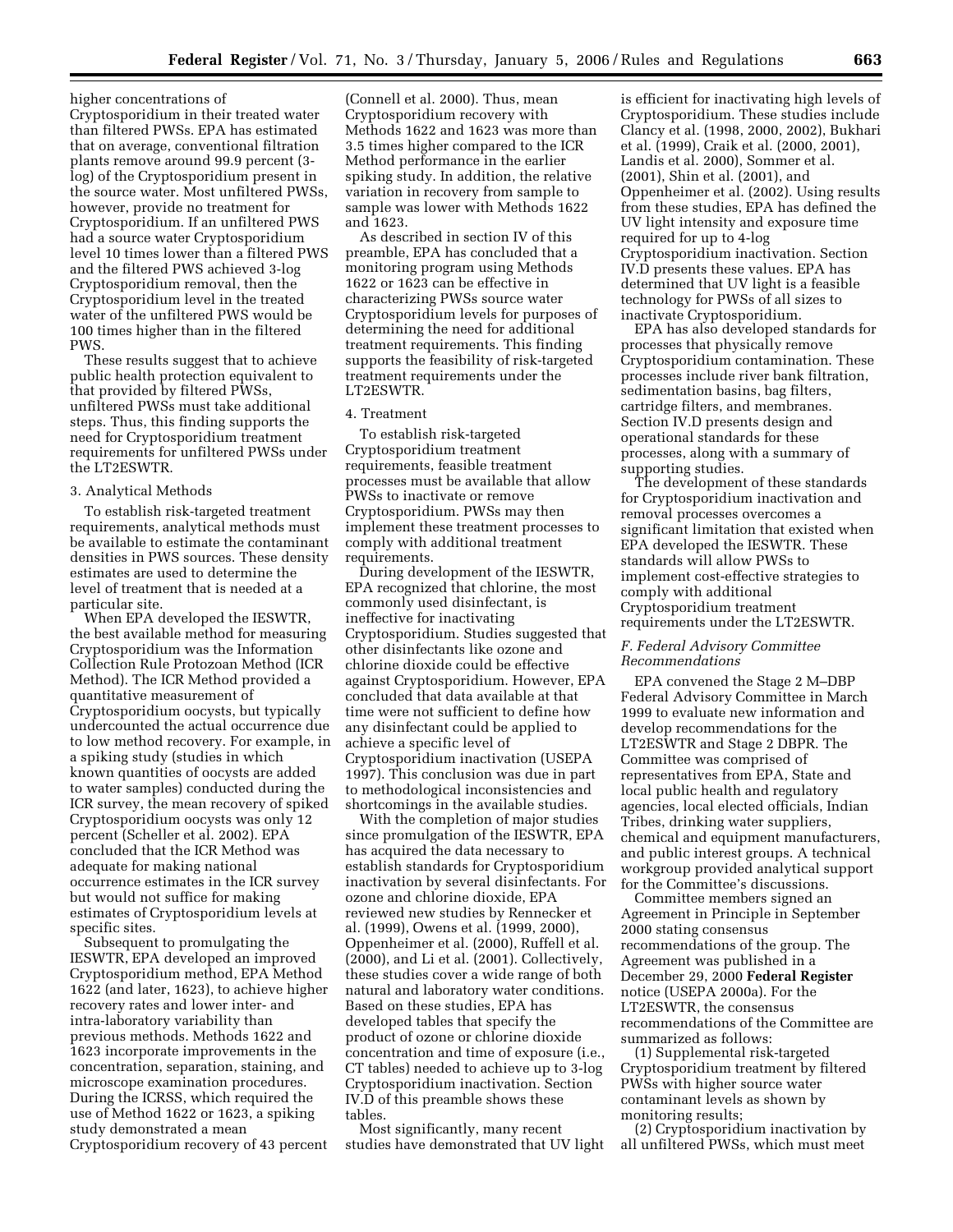higher concentrations of Cryptosporidium in their treated water than filtered PWSs. EPA has estimated that on average, conventional filtration plants remove around 99.9 percent (3-log) of the Cryptosporidium present in the source water. Most unfiltered PWSs, however, provide no treatment for Cryptosporidium. If an unfiltered PWS had a source water Cryptosporidium level 10 times lower than a filtered PWS and the filtered PWS achieved 3-log Cryptosporidium removal, then the Cryptosporidium level in the treated water of the unfiltered PWS would be 100 times higher than in the filtered PWS.

These results suggest that to achieve public health protection equivalent to that provided by filtered PWSs, unfiltered PWSs must take additional steps. Thus, this finding supports the need for Cryptosporidium treatment requirements for unfiltered PWSs under the LT2ESWTR.

3. Analytical Methods

To establish risk-targeted treatment requirements, analytical methods must be available to estimate the contaminant densities in PWS sources. These density estimates are used to determine the level of treatment that is needed at a particular site.

When EPA developed the IESWTR, the best available method for measuring Cryptosporidium was the Information Collection Rule Protozoan Method (ICR Method). The ICR Method provided a quantitative measurement of Cryptosporidium oocysts, but typically undercounted the actual occurrence due to low method recovery. For example, in a spiking study (studies in which known quantities of oocysts are added to water samples) conducted during the ICR survey, the mean recovery of spiked Cryptosporidium oocysts was only 12 percent (Scheller et al. 2002). EPA concluded that the ICR Method was adequate for making national occurrence estimates in the ICR survey but would not suffice for making estimates of Cryptosporidium levels at specific sites.

Subsequent to promulgating the IESWTR, EPA developed an improved Cryptosporidium method, EPA Method 1622 (and later, 1623), to achieve higher recovery rates and lower inter- and intra-laboratory variability than previous methods. Methods 1622 and 1623 incorporate improvements in the concentration, separation, staining, and microscope examination procedures. During the ICRSS, which required the use of Method 1622 or 1623, a spiking study demonstrated a mean Cryptosporidium recovery of 43 percent (Connell et al. 2000). Thus, mean Cryptosporidium recovery with Methods 1622 and 1623 was more than 3.5 times higher compared to the ICR Method performance in the earlier spiking study. In addition, the relative variation in recovery from sample to sample was lower with Methods 1622 and 1623.

As described in section IV of this preamble, EPA has concluded that a monitoring program using Methods 1622 or 1623 can be effective in characterizing PWSs source water Cryptosporidium levels for purposes of determining the need for additional treatment requirements. This finding supports the feasibility of risk-targeted treatment requirements under the LT2ESWTR.

4. Treatment

To establish risk-targeted Cryptosporidium treatment requirements, feasible treatment processes must be available that allow PWSs to inactivate or remove Cryptosporidium. PWSs may then implement these treatment processes to comply with additional treatment requirements.

During development of the IESWTR, EPA recognized that chlorine, the most commonly used disinfectant, is ineffective for inactivating Cryptosporidium. Studies suggested that other disinfectants like ozone and chlorine dioxide could be effective against Cryptosporidium. However, EPA concluded that data available at that time were not sufficient to define how any disinfectant could be applied to achieve a specific level of Cryptosporidium inactivation (USEPA 1997). This conclusion was due in part to methodological inconsistencies and shortcomings in the available studies.

With the completion of major studies since promulgation of the IESWTR, EPA has acquired the data necessary to establish standards for Cryptosporidium inactivation by several disinfectants. For ozone and chlorine dioxide, EPA reviewed new studies by Rennecker et al. (1999), Owens et al. (1999, 2000), Oppenheimer et al. (2000), Ruffell et al. (2000), and Li et al. (2001). Collectively, these studies cover a wide range of both natural and laboratory water conditions. Based on these studies, EPA has developed tables that specify the product of ozone or chlorine dioxide concentration and time of exposure (i.e., CT tables) needed to achieve up to 3-log Cryptosporidium inactivation. Section IV.D of this preamble shows these tables.

Most significantly, many recent studies have demonstrated that UV light is efficient for inactivating high levels of Cryptosporidium. These studies include Clancy et al. (1998, 2000, 2002), Bukhari et al. (1999), Craik et al. (2000, 2001), Landis et al. 2000), Sommer et al. (2001), Shin et al. (2001), and Oppenheimer et al. (2002). Using results from these studies, EPA has defined the UV light intensity and exposure time required for up to 4-log Cryptosporidium inactivation. Section IV.D presents these values. EPA has determined that UV light is a feasible technology for PWSs of all sizes to inactivate Cryptosporidium.

EPA has also developed standards for processes that physically remove Cryptosporidium contamination. These processes include river bank filtration, sedimentation basins, bag filters, cartridge filters, and membranes. Section IV.D presents design and operational standards for these processes, along with a summary of supporting studies.

The development of these standards for Cryptosporidium inactivation and removal processes overcomes a significant limitation that existed when EPA developed the IESWTR. These standards will allow PWSs to implement cost-effective strategies to comply with additional Cryptosporidium treatment requirements under the LT2ESWTR.

*F. Federal Advisory Committee Recommendations*

EPA convened the Stage 2 M–DBP Federal Advisory Committee in March 1999 to evaluate new information and develop recommendations for the LT2ESWTR and Stage 2 DBPR. The Committee was comprised of representatives from EPA, State and local public health and regulatory agencies, local elected officials, Indian Tribes, drinking water suppliers, chemical and equipment manufacturers, and public interest groups. A technical workgroup provided analytical support for the Committee's discussions.

Committee members signed an Agreement in Principle in September 2000 stating consensus recommendations of the group. The Agreement was published in a December 29, 2000 **Federal Register** notice (USEPA 2000a). For the LT2ESWTR, the consensus recommendations of the Committee are summarized as follows:

(1) Supplemental risk-targeted Cryptosporidium treatment by filtered PWSs with higher source water contaminant levels as shown by monitoring results;

(2) Cryptosporidium inactivation by all unfiltered PWSs, which must meet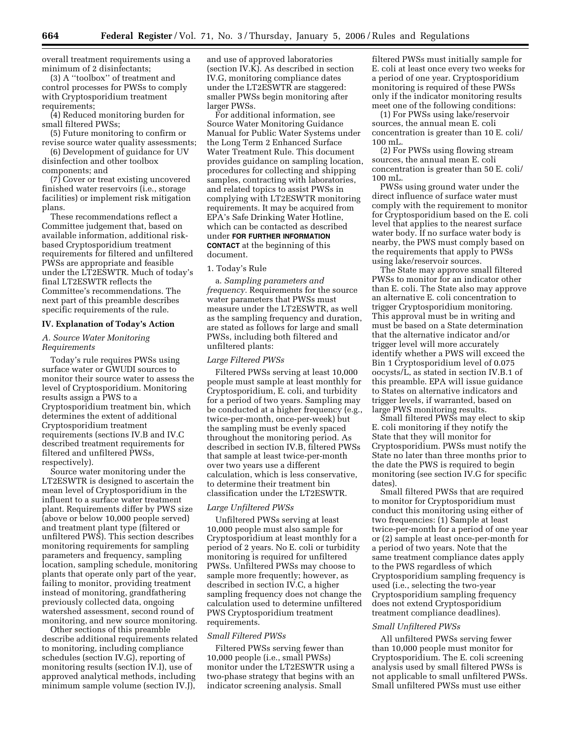overall treatment requirements using a minimum of 2 disinfectants;

(3) A ''toolbox'' of treatment and control processes for PWSs to comply with Cryptosporidium treatment requirements;

(4) Reduced monitoring burden for small filtered PWSs;

(5) Future monitoring to confirm or revise source water quality assessments;

(6) Development of guidance for UV disinfection and other toolbox components; and

(7) Cover or treat existing uncovered finished water reservoirs (i.e., storage facilities) or implement risk mitigation plans.

These recommendations reflect a Committee judgement that, based on available information, additional risk-based Cryptosporidium treatment requirements for filtered and unfiltered PWSs are appropriate and feasible under the LT2ESWTR. Much of today's final LT2ESWTR reflects the Committee's recommendations. The next part of this preamble describes specific requirements of the rule.

## IV. Explanation of Today's Action

### *A. Source Water Monitoring Requirements*

Today's rule requires PWSs using surface water or GWUDI sources to monitor their source water to assess the level of Cryptosporidium. Monitoring results assign a PWS to a Cryptosporidium treatment bin, which determines the extent of additional Cryptosporidium treatment requirements (sections IV.B and IV.C described treatment requirements for filtered and unfiltered PWSs, respectively).

Source water monitoring under the LT2ESWTR is designed to ascertain the mean level of Cryptosporidium in the influent to a surface water treatment plant. Requirements differ by PWS size (above or below 10,000 people served) and treatment plant type (filtered or unfiltered PWS). This section describes monitoring requirements for sampling parameters and frequency, sampling location, sampling schedule, monitoring plants that operate only part of the year, failing to monitor, providing treatment instead of monitoring, grandfathering previously collected data, ongoing watershed assessment, second round of monitoring, and new source monitoring.

Other sections of this preamble describe additional requirements related to monitoring, including compliance schedules (section IV.G), reporting of monitoring results (section IV.I), use of approved analytical methods, including minimum sample volume (section IV.J), and use of approved laboratories (section IV.K). As described in section IV.G, monitoring compliance dates under the LT2ESWTR are staggered: smaller PWSs begin monitoring after larger PWSs.

For additional information, see Source Water Monitoring Guidance Manual for Public Water Systems under the Long Term 2 Enhanced Surface Water Treatment Rule. This document provides guidance on sampling location, procedures for collecting and shipping samples, contracting with laboratories, and related topics to assist PWSs in complying with LT2ESWTR monitoring requirements. It may be acquired from EPA's Safe Drinking Water Hotline, which can be contacted as described under **FOR FURTHER INFORMATION CONTACT** at the beginning of this document.

1. Today's Rule

a. *Sampling parameters and frequency.* Requirements for the source water parameters that PWSs must measure under the LT2ESWTR, as well as the sampling frequency and duration, are stated as follows for large and small PWSs, including both filtered and unfiltered plants:

#### *Large Filtered PWSs*

Filtered PWSs serving at least 10,000 people must sample at least monthly for Cryptosporidium, E. coli, and turbidity for a period of two years. Sampling may be conducted at a higher frequency (e.g., twice-per-month, once-per-week) but the sampling must be evenly spaced throughout the monitoring period. As described in section IV.B, filtered PWSs that sample at least twice-per-month over two years use a different calculation, which is less conservative, to determine their treatment bin classification under the LT2ESWTR.

#### *Large Unfiltered PWSs*

Unfiltered PWSs serving at least 10,000 people must also sample for Cryptosporidium at least monthly for a period of 2 years. No E. coli or turbidity monitoring is required for unfiltered PWSs. Unfiltered PWSs may choose to sample more frequently; however, as described in section IV.C, a higher sampling frequency does not change the calculation used to determine unfiltered PWS Cryptosporidium treatment requirements.

#### *Small Filtered PWSs*

Filtered PWSs serving fewer than 10,000 people (i.e., small PWSs) monitor under the LT2ESWTR using a two-phase strategy that begins with an indicator screening analysis. Small filtered PWSs must initially sample for E. coli at least once every two weeks for a period of one year. Cryptosporidium monitoring is required of these PWSs only if the indicator monitoring results meet one of the following conditions:

(1) For PWSs using lake/reservoir sources, the annual mean E. coli concentration is greater than 10 E. coli/100 mL.

(2) For PWSs using flowing stream sources, the annual mean E. coli concentration is greater than 50 E. coli/100 mL.

PWSs using ground water under the direct influence of surface water must comply with the requirement to monitor for Cryptosporidium based on the E. coli level that applies to the nearest surface water body. If no surface water body is nearby, the PWS must comply based on the requirements that apply to PWSs using lake/reservoir sources.

The State may approve small filtered PWSs to monitor for an indicator other than E. coli. The State also may approve an alternative E. coli concentration to trigger Cryptosporidium monitoring. This approval must be in writing and must be based on a State determination that the alternative indicator and/or trigger level will more accurately identify whether a PWS will exceed the Bin 1 Cryptosporidium level of 0.075 oocysts/L, as stated in section IV.B.1 of this preamble. EPA will issue guidance to States on alternative indicators and trigger levels, if warranted, based on large PWS monitoring results.

Small filtered PWSs may elect to skip E. coli monitoring if they notify the State that they will monitor for Cryptosporidium. PWSs must notify the State no later than three months prior to the date the PWS is required to begin monitoring (see section IV.G for specific dates).

Small filtered PWSs that are required to monitor for Cryptosporidium must conduct this monitoring using either of two frequencies: (1) Sample at least twice-per-month for a period of one year or (2) sample at least once-per-month for a period of two years. Note that the same treatment compliance dates apply to the PWS regardless of which Cryptosporidium sampling frequency is used (i.e., selecting the two-year Cryptosporidium sampling frequency does not extend Cryptosporidium treatment compliance deadlines).

#### *Small Unfiltered PWSs*

All unfiltered PWSs serving fewer than 10,000 people must monitor for Cryptosporidium. The E. coli screening analysis used by small filtered PWSs is not applicable to small unfiltered PWSs. Small unfiltered PWSs must use either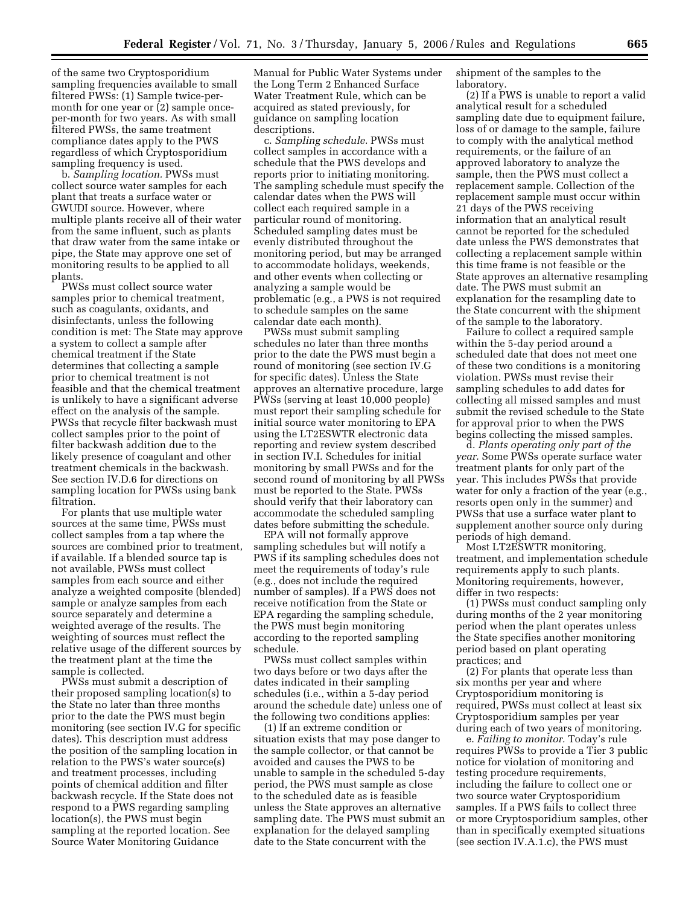of the same two Cryptosporidium sampling frequencies available to small filtered PWSs: (1) Sample twice-per-month for one year or (2) sample once-per-month for two years. As with small filtered PWSs, the same treatment compliance dates apply to the PWS regardless of which Cryptosporidium sampling frequency is used.

b. *Sampling location.* PWSs must collect source water samples for each plant that treats a surface water or GWUDI source. However, where multiple plants receive all of their water from the same influent, such as plants that draw water from the same intake or pipe, the State may approve one set of monitoring results to be applied to all plants.

PWSs must collect source water samples prior to chemical treatment, such as coagulants, oxidants, and disinfectants, unless the following condition is met: The State may approve a system to collect a sample after chemical treatment if the State determines that collecting a sample prior to chemical treatment is not feasible and that the chemical treatment is unlikely to have a significant adverse effect on the analysis of the sample. PWSs that recycle filter backwash must collect samples prior to the point of filter backwash addition due to the likely presence of coagulant and other treatment chemicals in the backwash. See section IV.D.6 for directions on sampling location for PWSs using bank filtration.

For plants that use multiple water sources at the same time, PWSs must collect samples from a tap where the sources are combined prior to treatment, if available. If a blended source tap is not available, PWSs must collect samples from each source and either analyze a weighted composite (blended) sample or analyze samples from each source separately and determine a weighted average of the results. The weighting of sources must reflect the relative usage of the different sources by the treatment plant at the time the sample is collected.

PWSs must submit a description of their proposed sampling location(s) to the State no later than three months prior to the date the PWS must begin monitoring (see section IV.G for specific dates). This description must address the position of the sampling location in relation to the PWS's water source(s) and treatment processes, including points of chemical addition and filter backwash recycle. If the State does not respond to a PWS regarding sampling location(s), the PWS must begin sampling at the reported location. See Source Water Monitoring Guidance Manual for Public Water Systems under the Long Term 2 Enhanced Surface Water Treatment Rule, which can be acquired as stated previously, for guidance on sampling location descriptions.

c. *Sampling schedule.* PWSs must collect samples in accordance with a schedule that the PWS develops and reports prior to initiating monitoring. The sampling schedule must specify the calendar dates when the PWS will collect each required sample in a particular round of monitoring. Scheduled sampling dates must be evenly distributed throughout the monitoring period, but may be arranged to accommodate holidays, weekends, and other events when collecting or analyzing a sample would be problematic (e.g., a PWS is not required to schedule samples on the same calendar date each month).

PWSs must submit sampling schedules no later than three months prior to the date the PWS must begin a round of monitoring (see section IV.G for specific dates). Unless the State approves an alternative procedure, large PWSs (serving at least 10,000 people) must report their sampling schedule for initial source water monitoring to EPA using the LT2ESWTR electronic data reporting and review system described in section IV.I. Schedules for initial monitoring by small PWSs and for the second round of monitoring by all PWSs must be reported to the State. PWSs should verify that their laboratory can accommodate the scheduled sampling dates before submitting the schedule.

EPA will not formally approve sampling schedules but will notify a PWS if its sampling schedules does not meet the requirements of today's rule (e.g., does not include the required number of samples). If a PWS does not receive notification from the State or EPA regarding the sampling schedule, the PWS must begin monitoring according to the reported sampling schedule.

PWSs must collect samples within two days before or two days after the dates indicated in their sampling schedules (i.e., within a 5-day period around the schedule date) unless one of the following two conditions applies:

(1) If an extreme condition or situation exists that may pose danger to the sample collector, or that cannot be avoided and causes the PWS to be unable to sample in the scheduled 5-day period, the PWS must sample as close to the scheduled date as is feasible unless the State approves an alternative sampling date. The PWS must submit an explanation for the delayed sampling date to the State concurrent with the shipment of the samples to the laboratory.

(2) If a PWS is unable to report a valid analytical result for a scheduled sampling date due to equipment failure, loss of or damage to the sample, failure to comply with the analytical method requirements, or the failure of an approved laboratory to analyze the sample, then the PWS must collect a replacement sample. Collection of the replacement sample must occur within 21 days of the PWS receiving information that an analytical result cannot be reported for the scheduled date unless the PWS demonstrates that collecting a replacement sample within this time frame is not feasible or the State approves an alternative resampling date. The PWS must submit an explanation for the resampling date to the State concurrent with the shipment of the sample to the laboratory.

Failure to collect a required sample within the 5-day period around a scheduled date that does not meet one of these two conditions is a monitoring violation. PWSs must revise their sampling schedules to add dates for collecting all missed samples and must submit the revised schedule to the State for approval prior to when the PWS begins collecting the missed samples.

d. *Plants operating only part of the year.* Some PWSs operate surface water treatment plants for only part of the year. This includes PWSs that provide water for only a fraction of the year (e.g., resorts open only in the summer) and PWSs that use a surface water plant to supplement another source only during periods of high demand.

Most LT2ESWTR monitoring, treatment, and implementation schedule requirements apply to such plants. Monitoring requirements, however, differ in two respects:

(1) PWSs must conduct sampling only during months of the 2 year monitoring period when the plant operates unless the State specifies another monitoring period based on plant operating practices; and

(2) For plants that operate less than six months per year and where Cryptosporidium monitoring is required, PWSs must collect at least six Cryptosporidium samples per year during each of two years of monitoring.

e. *Failing to monitor.* Today's rule requires PWSs to provide a Tier 3 public notice for violation of monitoring and testing procedure requirements, including the failure to collect one or two source water Cryptosporidium samples. If a PWS fails to collect three or more Cryptosporidium samples, other than in specifically exempted situations (see section IV.A.1.c), the PWS must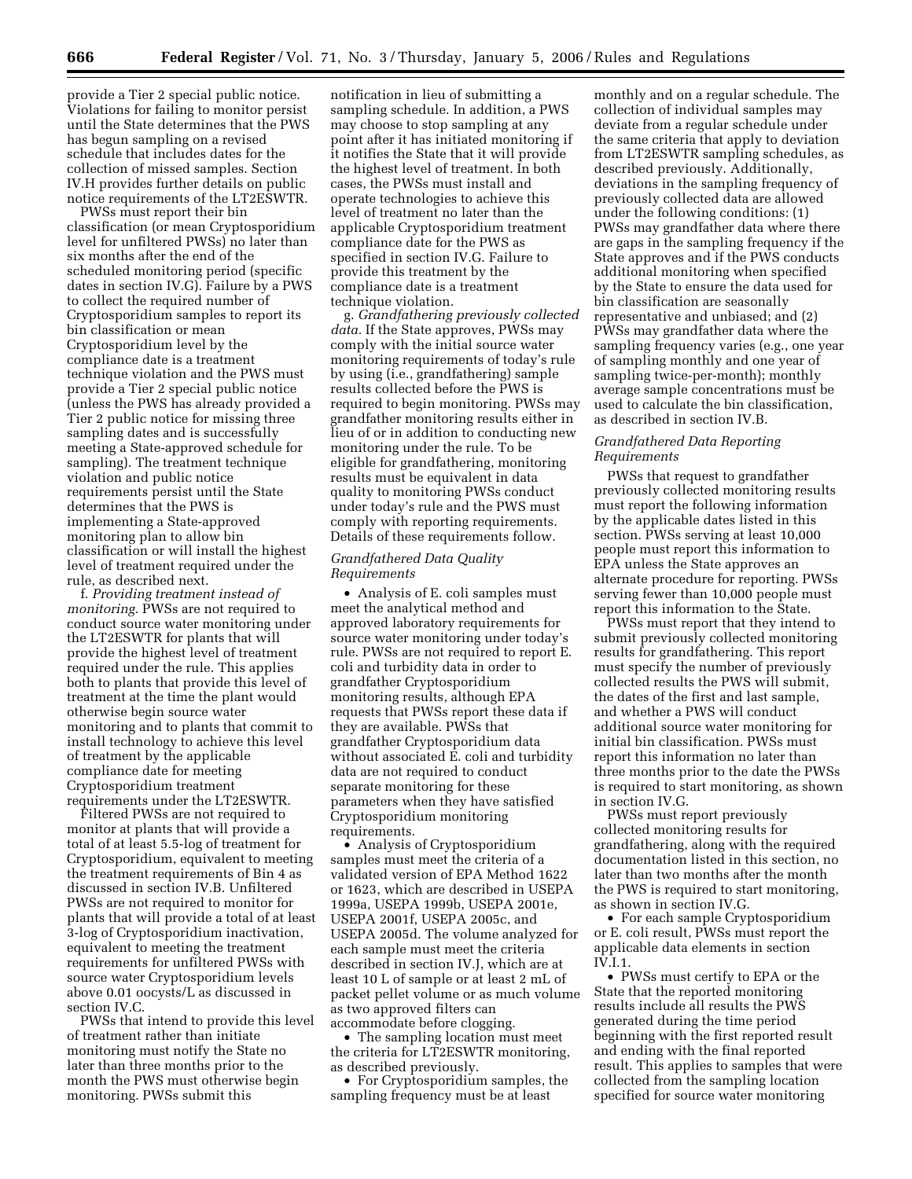provide a Tier 2 special public notice. Violations for failing to monitor persist until the State determines that the PWS has begun sampling on a revised schedule that includes dates for the collection of missed samples. Section IV.H provides further details on public notice requirements of the LT2ESWTR.

PWSs must report their bin classification (or mean Cryptosporidium level for unfiltered PWSs) no later than six months after the end of the scheduled monitoring period (specific dates in section IV.G). Failure by a PWS to collect the required number of Cryptosporidium samples to report its bin classification or mean Cryptosporidium level by the compliance date is a treatment technique violation and the PWS must provide a Tier 2 special public notice (unless the PWS has already provided a Tier 2 public notice for missing three sampling dates and is successfully meeting a State-approved schedule for sampling). The treatment technique violation and public notice requirements persist until the State determines that the PWS is implementing a State-approved monitoring plan to allow bin classification or will install the highest level of treatment required under the rule, as described next.

f. *Providing treatment instead of monitoring.* PWSs are not required to conduct source water monitoring under the LT2ESWTR for plants that will provide the highest level of treatment required under the rule. This applies both to plants that provide this level of treatment at the time the plant would otherwise begin source water monitoring and to plants that commit to install technology to achieve this level of treatment by the applicable compliance date for meeting Cryptosporidium treatment requirements under the LT2ESWTR.

Filtered PWSs are not required to monitor at plants that will provide a total of at least 5.5-log of treatment for Cryptosporidium, equivalent to meeting the treatment requirements of Bin 4 as discussed in section IV.B. Unfiltered PWSs are not required to monitor for plants that will provide a total of at least 3-log of Cryptosporidium inactivation, equivalent to meeting the treatment requirements for unfiltered PWSs with source water Cryptosporidium levels above 0.01 oocysts/L as discussed in section IV.C.

PWSs that intend to provide this level of treatment rather than initiate monitoring must notify the State no later than three months prior to the month the PWS must otherwise begin monitoring. PWSs submit this notification in lieu of submitting a sampling schedule. In addition, a PWS may choose to stop sampling at any point after it has initiated monitoring if it notifies the State that it will provide the highest level of treatment. In both cases, the PWS must install and operate technologies to achieve this level of treatment no later than the applicable Cryptosporidium treatment compliance date for the PWS as specified in section IV.G. Failure to provide this treatment by the compliance date is a treatment technique violation.

g. *Grandfathering previously collected data.* If the State approves, PWSs may comply with the initial source water monitoring requirements of today's rule by using (i.e., grandfathering) sample results collected before the PWS is required to begin monitoring. PWSs may grandfather monitoring results either in lieu of or in addition to conducting new monitoring under the rule. To be eligible for grandfathering, monitoring results must be equivalent in data quality to monitoring PWSs conduct under today's rule and the PWS must comply with reporting requirements. Details of these requirements follow.

*Grandfathered Data Quality Requirements*

- Analysis of E. coli samples must meet the analytical method and approved laboratory requirements for source water monitoring under today's rule. PWSs are not required to report E. coli and turbidity data in order to grandfather Cryptosporidium monitoring results, although EPA requests that PWSs report these data if they are available. PWSs that grandfather Cryptosporidium data without associated E. coli and turbidity data are not required to conduct separate monitoring for these parameters when they have satisfied Cryptosporidium monitoring requirements.
- Analysis of Cryptosporidium samples must meet the criteria of a validated version of EPA Method 1622 or 1623, which are described in USEPA 1999a, USEPA 1999b, USEPA 2001e, USEPA 2001f, USEPA 2005c, and USEPA 2005d. The volume analyzed for each sample must meet the criteria described in section IV.J, which are at least 10 L of sample or at least 2 mL of packet pellet volume or as much volume as two approved filters can accommodate before clogging.
- The sampling location must meet the criteria for LT2ESWTR monitoring, as described previously.
- For Cryptosporidium samples, the sampling frequency must be at least monthly and on a regular schedule. The collection of individual samples may deviate from a regular schedule under the same criteria that apply to deviation from LT2ESWTR sampling schedules, as described previously. Additionally, deviations in the sampling frequency of previously collected data are allowed under the following conditions: (1) PWSs may grandfather data where there are gaps in the sampling frequency if the State approves and if the PWS conducts additional monitoring when specified by the State to ensure the data used for bin classification are seasonally representative and unbiased; and (2) PWSs may grandfather data where the sampling frequency varies (e.g., one year of sampling monthly and one year of sampling twice-per-month); monthly average sample concentrations must be used to calculate the bin classification, as described in section IV.B.

*Grandfathered Data Reporting Requirements*

PWSs that request to grandfather previously collected monitoring results must report the following information by the applicable dates listed in this section. PWSs serving at least 10,000 people must report this information to EPA unless the State approves an alternate procedure for reporting. PWSs serving fewer than 10,000 people must report this information to the State.

PWSs must report that they intend to submit previously collected monitoring results for grandfathering. This report must specify the number of previously collected results the PWS will submit, the dates of the first and last sample, and whether a PWS will conduct additional source water monitoring for initial bin classification. PWSs must report this information no later than three months prior to the date the PWSs is required to start monitoring, as shown in section IV.G.

PWSs must report previously collected monitoring results for grandfathering, along with the required documentation listed in this section, no later than two months after the month the PWS is required to start monitoring, as shown in section IV.G.

- For each sample Cryptosporidium or E. coli result, PWSs must report the applicable data elements in section IV.I.1.
- PWSs must certify to EPA or the State that the reported monitoring results include all results the PWS generated during the time period beginning with the first reported result and ending with the final reported result. This applies to samples that were collected from the sampling location specified for source water monitoring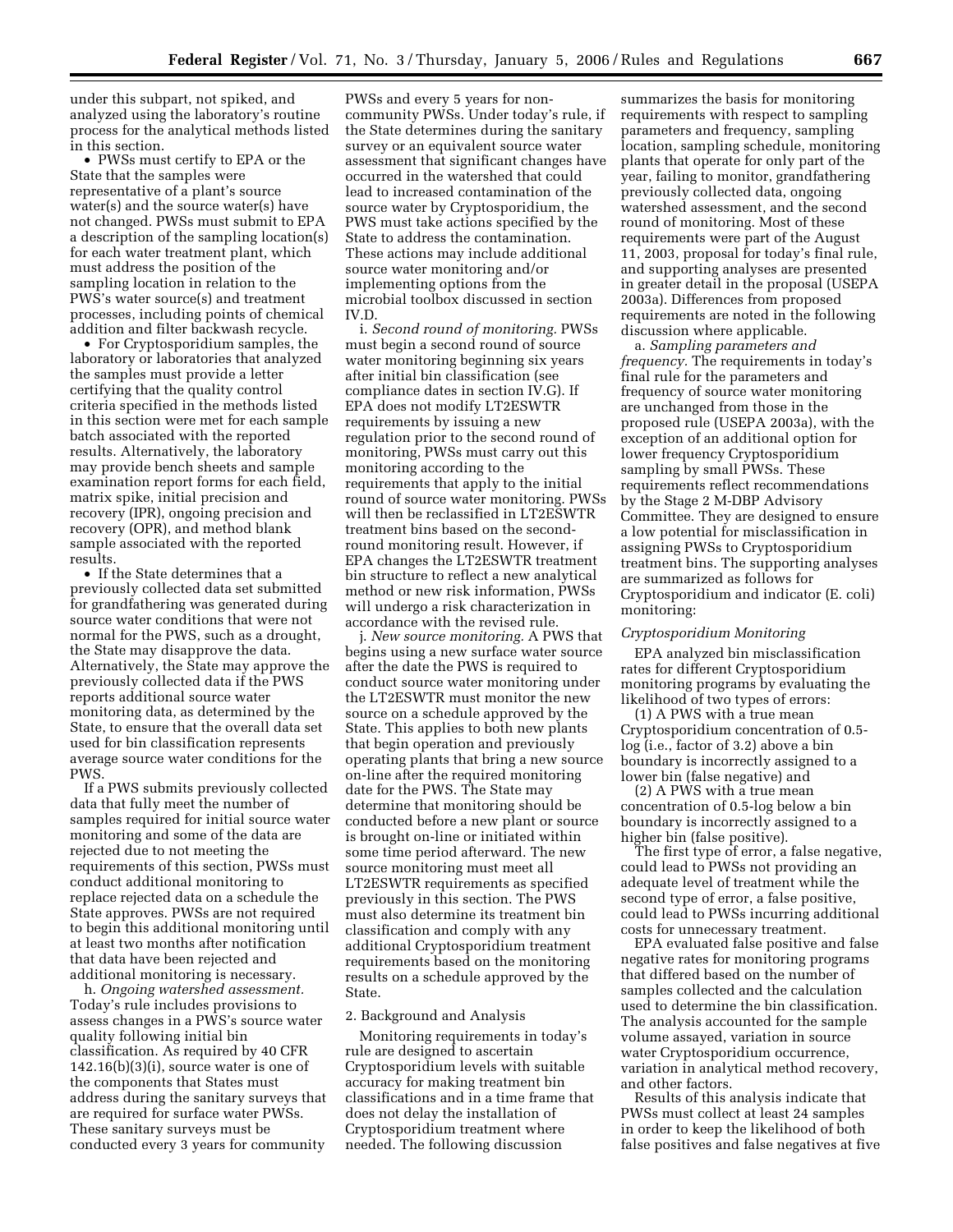under this subpart, not spiked, and analyzed using the laboratory's routine process for the analytical methods listed in this section.

- PWSs must certify to EPA or the State that the samples were representative of a plant's source water(s) and the source water(s) have not changed. PWSs must submit to EPA a description of the sampling location(s) for each water treatment plant, which must address the position of the sampling location in relation to the PWS's water source(s) and treatment processes, including points of chemical addition and filter backwash recycle.
- For Cryptosporidium samples, the laboratory or laboratories that analyzed the samples must provide a letter certifying that the quality control criteria specified in the methods listed in this section were met for each sample batch associated with the reported results. Alternatively, the laboratory may provide bench sheets and sample examination report forms for each field, matrix spike, initial precision and recovery (IPR), ongoing precision and recovery (OPR), and method blank sample associated with the reported results.
- If the State determines that a previously collected data set submitted for grandfathering was generated during source water conditions that were not normal for the PWS, such as a drought, the State may disapprove the data. Alternatively, the State may approve the previously collected data if the PWS reports additional source water monitoring data, as determined by the State, to ensure that the overall data set used for bin classification represents average source water conditions for the PWS.

If a PWS submits previously collected data that fully meet the number of samples required for initial source water monitoring and some of the data are rejected due to not meeting the requirements of this section, PWSs must conduct additional monitoring to replace rejected data on a schedule the State approves. PWSs are not required to begin this additional monitoring until at least two months after notification that data have been rejected and additional monitoring is necessary.

h. *Ongoing watershed assessment.* Today's rule includes provisions to assess changes in a PWS's source water quality following initial bin classification. As required by 40 CFR 142.16(b)(3)(i), source water is one of the components that States must address during the sanitary surveys that are required for surface water PWSs. These sanitary surveys must be conducted every 3 years for community PWSs and every 5 years for non-community PWSs. Under today's rule, if the State determines during the sanitary survey or an equivalent source water assessment that significant changes have occurred in the watershed that could lead to increased contamination of the source water by Cryptosporidium, the PWS must take actions specified by the State to address the contamination. These actions may include additional source water monitoring and/or implementing options from the microbial toolbox discussed in section IV.D.

i. *Second round of monitoring.* PWSs must begin a second round of source water monitoring beginning six years after initial bin classification (see compliance dates in section IV.G). If EPA does not modify LT2ESWTR requirements by issuing a new regulation prior to the second round of monitoring, PWSs must carry out this monitoring according to the requirements that apply to the initial round of source water monitoring. PWSs will then be reclassified in LT2ESWTR treatment bins based on the second-round monitoring result. However, if EPA changes the LT2ESWTR treatment bin structure to reflect a new analytical method or new risk information, PWSs will undergo a risk characterization in accordance with the revised rule.

j. *New source monitoring.* A PWS that begins using a new surface water source after the date the PWS is required to conduct source water monitoring under the LT2ESWTR must monitor the new source on a schedule approved by the State. This applies to both new plants that begin operation and previously operating plants that bring a new source on-line after the required monitoring date for the PWS. The State may determine that monitoring should be conducted before a new plant or source is brought on-line or initiated within some time period afterward. The new source monitoring must meet all LT2ESWTR requirements as specified previously in this section. The PWS must also determine its treatment bin classification and comply with any additional Cryptosporidium treatment requirements based on the monitoring results on a schedule approved by the State.

2. Background and Analysis

Monitoring requirements in today's rule are designed to ascertain Cryptosporidium levels with suitable accuracy for making treatment bin classifications and in a time frame that does not delay the installation of Cryptosporidium treatment where needed. The following discussion summarizes the basis for monitoring requirements with respect to sampling parameters and frequency, sampling location, sampling schedule, monitoring plants that operate for only part of the year, failing to monitor, grandfathering previously collected data, ongoing watershed assessment, and the second round of monitoring. Most of these requirements were part of the August 11, 2003, proposal for today's final rule, and supporting analyses are presented in greater detail in the proposal (USEPA 2003a). Differences from proposed requirements are noted in the following discussion where applicable.

a. *Sampling parameters and frequency.* The requirements in today's final rule for the parameters and frequency of source water monitoring are unchanged from those in the proposed rule (USEPA 2003a), with the exception of an additional option for lower frequency Cryptosporidium sampling by small PWSs. These requirements reflect recommendations by the Stage 2 M-DBP Advisory Committee. They are designed to ensure a low potential for misclassification in assigning PWSs to Cryptosporidium treatment bins. The supporting analyses are summarized as follows for Cryptosporidium and indicator (E. coli) monitoring:

*Cryptosporidium Monitoring*

EPA analyzed bin misclassification rates for different Cryptosporidium monitoring programs by evaluating the likelihood of two types of errors:

(1) A PWS with a true mean Cryptosporidium concentration of 0.5-log (i.e., factor of 3.2) above a bin boundary is incorrectly assigned to a lower bin (false negative) and

(2) A PWS with a true mean concentration of 0.5-log below a bin boundary is incorrectly assigned to a higher bin (false positive).

The first type of error, a false negative, could lead to PWSs not providing an adequate level of treatment while the second type of error, a false positive, could lead to PWSs incurring additional costs for unnecessary treatment.

EPA evaluated false positive and false negative rates for monitoring programs that differed based on the number of samples collected and the calculation used to determine the bin classification. The analysis accounted for the sample volume assayed, variation in source water Cryptosporidium occurrence, variation in analytical method recovery, and other factors.

Results of this analysis indicate that PWSs must collect at least 24 samples in order to keep the likelihood of both false positives and false negatives at five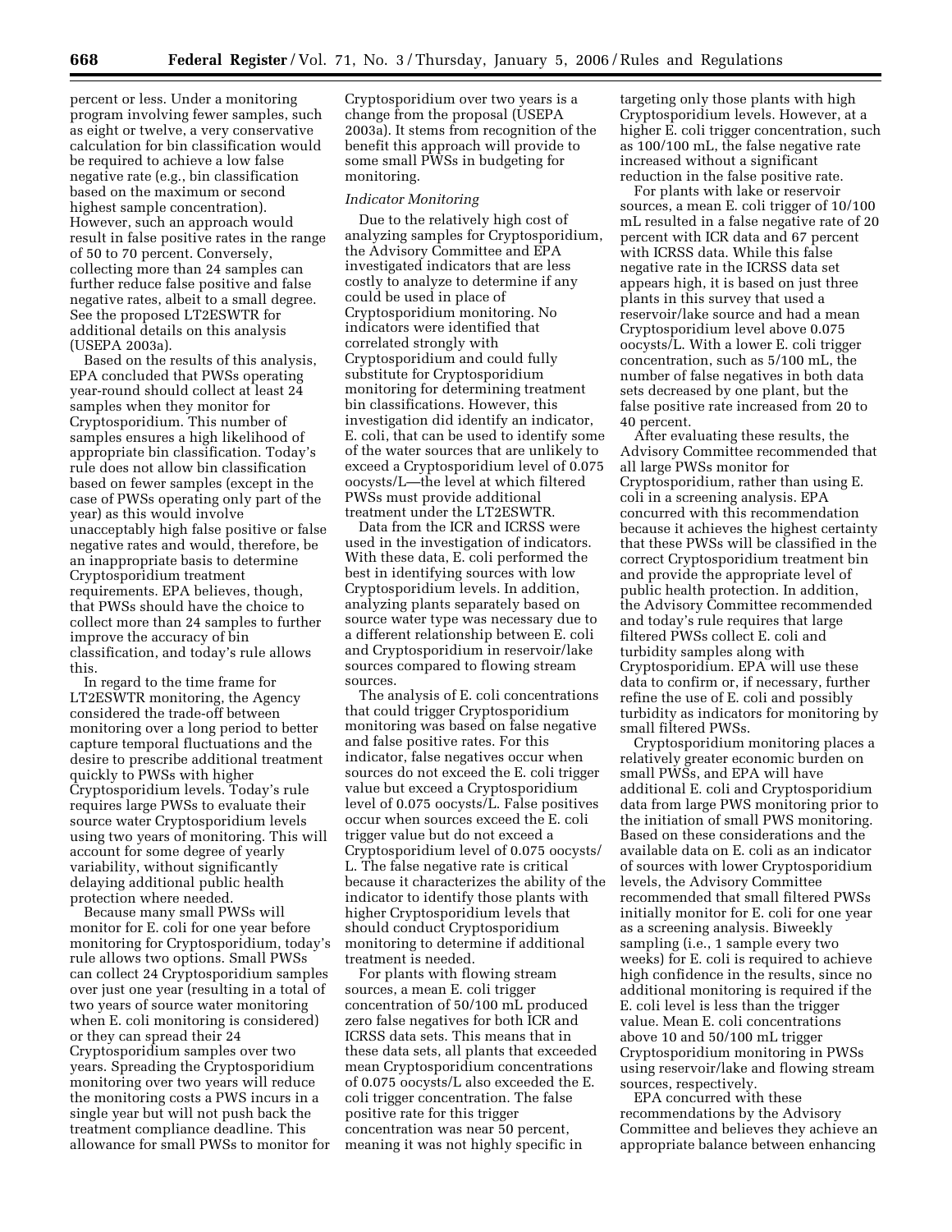percent or less. Under a monitoring program involving fewer samples, such as eight or twelve, a very conservative calculation for bin classification would be required to achieve a low false negative rate (e.g., bin classification based on the maximum or second highest sample concentration). However, such an approach would result in false positive rates in the range of 50 to 70 percent. Conversely, collecting more than 24 samples can further reduce false positive and false negative rates, albeit to a small degree. See the proposed LT2ESWTR for additional details on this analysis (USEPA 2003a).

Based on the results of this analysis, EPA concluded that PWSs operating year-round should collect at least 24 samples when they monitor for Cryptosporidium. This number of samples ensures a high likelihood of appropriate bin classification. Today's rule does not allow bin classification based on fewer samples (except in the case of PWSs operating only part of the year) as this would involve unacceptably high false positive or false negative rates and would, therefore, be an inappropriate basis to determine Cryptosporidium treatment requirements. EPA believes, though, that PWSs should have the choice to collect more than 24 samples to further improve the accuracy of bin classification, and today's rule allows this.

In regard to the time frame for LT2ESWTR monitoring, the Agency considered the trade-off between monitoring over a long period to better capture temporal fluctuations and the desire to prescribe additional treatment quickly to PWSs with higher Cryptosporidium levels. Today's rule requires large PWSs to evaluate their source water Cryptosporidium levels using two years of monitoring. This will account for some degree of yearly variability, without significantly delaying additional public health protection where needed.

Because many small PWSs will monitor for E. coli for one year before monitoring for Cryptosporidium, today's rule allows two options. Small PWSs can collect 24 Cryptosporidium samples over just one year (resulting in a total of two years of source water monitoring when E. coli monitoring is considered) or they can spread their 24 Cryptosporidium samples over two years. Spreading the Cryptosporidium monitoring over two years will reduce the monitoring costs a PWS incurs in a single year but will not push back the treatment compliance deadline. This allowance for small PWSs to monitor for Cryptosporidium over two years is a change from the proposal (USEPA 2003a). It stems from recognition of the benefit this approach will provide to some small PWSs in budgeting for monitoring.

*Indicator Monitoring*

Due to the relatively high cost of analyzing samples for Cryptosporidium, the Advisory Committee and EPA investigated indicators that are less costly to analyze to determine if any could be used in place of Cryptosporidium monitoring. No indicators were identified that correlated strongly with Cryptosporidium and could fully substitute for Cryptosporidium monitoring for determining treatment bin classifications. However, this investigation did identify an indicator, E. coli, that can be used to identify some of the water sources that are unlikely to exceed a Cryptosporidium level of 0.075 oocysts/L—the level at which filtered PWSs must provide additional treatment under the LT2ESWTR.

Data from the ICR and ICRSS were used in the investigation of indicators. With these data, E. coli performed the best in identifying sources with low Cryptosporidium levels. In addition, analyzing plants separately based on source water type was necessary due to a different relationship between E. coli and Cryptosporidium in reservoir/lake sources compared to flowing stream sources.

The analysis of E. coli concentrations that could trigger Cryptosporidium monitoring was based on false negative and false positive rates. For this indicator, false negatives occur when sources do not exceed the E. coli trigger value but exceed a Cryptosporidium level of 0.075 oocysts/L. False positives occur when sources exceed the E. coli trigger value but do not exceed a Cryptosporidium level of 0.075 oocysts/L. The false negative rate is critical because it characterizes the ability of the indicator to identify those plants with higher Cryptosporidium levels that should conduct Cryptosporidium monitoring to determine if additional treatment is needed.

For plants with flowing stream sources, a mean E. coli trigger concentration of 50/100 mL produced zero false negatives for both ICR and ICRSS data sets. This means that in these data sets, all plants that exceeded mean Cryptosporidium concentrations of 0.075 oocysts/L also exceeded the E. coli trigger concentration. The false positive rate for this trigger concentration was near 50 percent, meaning it was not highly specific in targeting only those plants with high Cryptosporidium levels. However, at a higher E. coli trigger concentration, such as 100/100 mL, the false negative rate increased without a significant reduction in the false positive rate.

For plants with lake or reservoir sources, a mean E. coli trigger of 10/100 mL resulted in a false negative rate of 20 percent with ICR data and 67 percent with ICRSS data. While this false negative rate in the ICRSS data set appears high, it is based on just three plants in this survey that used a reservoir/lake source and had a mean Cryptosporidium level above 0.075 oocysts/L. With a lower E. coli trigger concentration, such as 5/100 mL, the number of false negatives in both data sets decreased by one plant, but the false positive rate increased from 20 to 40 percent.

After evaluating these results, the Advisory Committee recommended that all large PWSs monitor for Cryptosporidium, rather than using E. coli in a screening analysis. EPA concurred with this recommendation because it achieves the highest certainty that these PWSs will be classified in the correct Cryptosporidium treatment bin and provide the appropriate level of public health protection. In addition, the Advisory Committee recommended and today's rule requires that large filtered PWSs collect E. coli and turbidity samples along with Cryptosporidium. EPA will use these data to confirm or, if necessary, further refine the use of E. coli and possibly turbidity as indicators for monitoring by small filtered PWSs.

Cryptosporidium monitoring places a relatively greater economic burden on small PWSs, and EPA will have additional E. coli and Cryptosporidium data from large PWS monitoring prior to the initiation of small PWS monitoring. Based on these considerations and the available data on E. coli as an indicator of sources with lower Cryptosporidium levels, the Advisory Committee recommended that small filtered PWSs initially monitor for E. coli for one year as a screening analysis. Biweekly sampling (i.e., 1 sample every two weeks) for E. coli is required to achieve high confidence in the results, since no additional monitoring is required if the E. coli level is less than the trigger value. Mean E. coli concentrations above 10 and 50/100 mL trigger Cryptosporidium monitoring in PWSs using reservoir/lake and flowing stream sources, respectively.

EPA concurred with these recommendations by the Advisory Committee and believes they achieve an appropriate balance between enhancing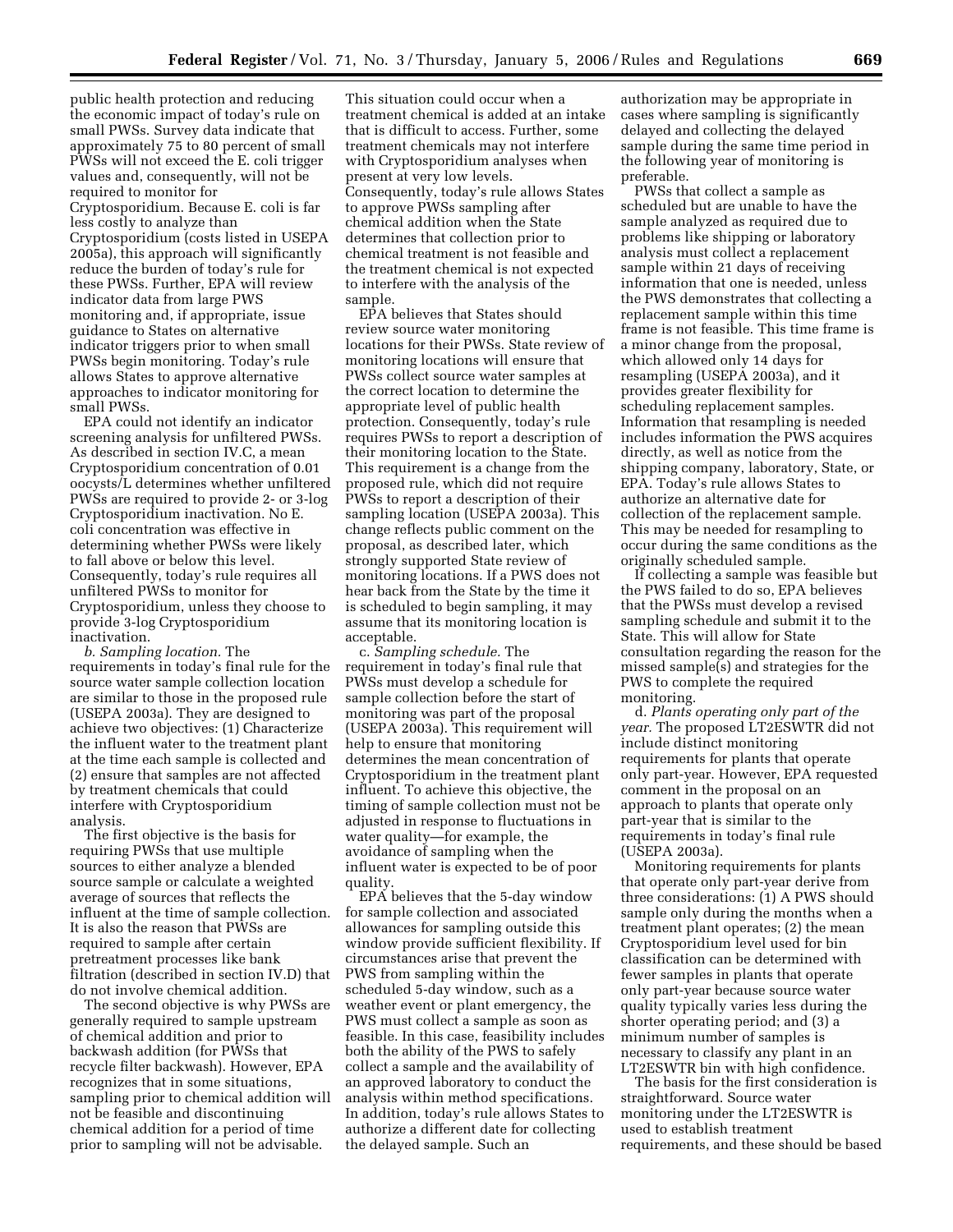public health protection and reducing the economic impact of today's rule on small PWSs. Survey data indicate that approximately 75 to 80 percent of small PWSs will not exceed the E. coli trigger values and, consequently, will not be required to monitor for Cryptosporidium. Because E. coli is far less costly to analyze than Cryptosporidium (costs listed in USEPA 2005a), this approach will significantly reduce the burden of today's rule for these PWSs. Further, EPA will review indicator data from large PWS monitoring and, if appropriate, issue guidance to States on alternative indicator triggers prior to when small PWSs begin monitoring. Today's rule allows States to approve alternative approaches to indicator monitoring for small PWSs.

EPA could not identify an indicator screening analysis for unfiltered PWSs. As described in section IV.C, a mean Cryptosporidium concentration of 0.01 oocysts/L determines whether unfiltered PWSs are required to provide 2- or 3-log Cryptosporidium inactivation. No E. coli concentration was effective in determining whether PWSs were likely to fall above or below this level. Consequently, today's rule requires all unfiltered PWSs to monitor for Cryptosporidium, unless they choose to provide 3-log Cryptosporidium inactivation.

*b. Sampling location.* The requirements in today's final rule for the source water sample collection location are similar to those in the proposed rule (USEPA 2003a). They are designed to achieve two objectives: (1) Characterize the influent water to the treatment plant at the time each sample is collected and (2) ensure that samples are not affected by treatment chemicals that could interfere with Cryptosporidium analysis.

The first objective is the basis for requiring PWSs that use multiple sources to either analyze a blended source sample or calculate a weighted average of sources that reflects the influent at the time of sample collection. It is also the reason that PWSs are required to sample after certain pretreatment processes like bank filtration (described in section IV.D) that do not involve chemical addition.

The second objective is why PWSs are generally required to sample upstream of chemical addition and prior to backwash addition (for PWSs that recycle filter backwash). However, EPA recognizes that in some situations, sampling prior to chemical addition will not be feasible and discontinuing chemical addition for a period of time prior to sampling will not be advisable. This situation could occur when a treatment chemical is added at an intake that is difficult to access. Further, some treatment chemicals may not interfere with Cryptosporidium analyses when present at very low levels. Consequently, today's rule allows States to approve PWSs sampling after chemical addition when the State determines that collection prior to chemical treatment is not feasible and the treatment chemical is not expected to interfere with the analysis of the sample.

EPA believes that States should review source water monitoring locations for their PWSs. State review of monitoring locations will ensure that PWSs collect source water samples at the correct location to determine the appropriate level of public health protection. Consequently, today's rule requires PWSs to report a description of their monitoring location to the State. This requirement is a change from the proposed rule, which did not require PWSs to report a description of their sampling location (USEPA 2003a). This change reflects public comment on the proposal, as described later, which strongly supported State review of monitoring locations. If a PWS does not hear back from the State by the time it is scheduled to begin sampling, it may assume that its monitoring location is acceptable.

*c. Sampling schedule.* The requirement in today's final rule that PWSs must develop a schedule for sample collection before the start of monitoring was part of the proposal (USEPA 2003a). This requirement will help to ensure that monitoring determines the mean concentration of Cryptosporidium in the treatment plant influent. To achieve this objective, the timing of sample collection must not be adjusted in response to fluctuations in water quality—for example, the avoidance of sampling when the influent water is expected to be of poor quality.

EPA believes that the 5-day window for sample collection and associated allowances for sampling outside this window provide sufficient flexibility. If circumstances arise that prevent the PWS from sampling within the scheduled 5-day window, such as a weather event or plant emergency, the PWS must collect a sample as soon as feasible. In this case, feasibility includes both the ability of the PWS to safely collect a sample and the availability of an approved laboratory to conduct the analysis within method specifications. In addition, today's rule allows States to authorize a different date for collecting the delayed sample. Such an authorization may be appropriate in cases where sampling is significantly delayed and collecting the delayed sample during the same time period in the following year of monitoring is preferable.

PWSs that collect a sample as scheduled but are unable to have the sample analyzed as required due to problems like shipping or laboratory analysis must collect a replacement sample within 21 days of receiving information that one is needed, unless the PWS demonstrates that collecting a replacement sample within this time frame is not feasible. This time frame is a minor change from the proposal, which allowed only 14 days for resampling (USEPA 2003a), and it provides greater flexibility for scheduling replacement samples. Information that resampling is needed includes information the PWS acquires directly, as well as notice from the shipping company, laboratory, State, or EPA. Today's rule allows States to authorize an alternative date for collection of the replacement sample. This may be needed for resampling to occur during the same conditions as the originally scheduled sample.

If collecting a sample was feasible but the PWS failed to do so, EPA believes that the PWSs must develop a revised sampling schedule and submit it to the State. This will allow for State consultation regarding the reason for the missed sample(s) and strategies for the PWS to complete the required monitoring.

*d. Plants operating only part of the year.* The proposed LT2ESWTR did not include distinct monitoring requirements for plants that operate only part-year. However, EPA requested comment in the proposal on an approach to plants that operate only part-year that is similar to the requirements in today's final rule (USEPA 2003a).

Monitoring requirements for plants that operate only part-year derive from three considerations: (1) A PWS should sample only during the months when a treatment plant operates; (2) the mean Cryptosporidium level used for bin classification can be determined with fewer samples in plants that operate only part-year because source water quality typically varies less during the shorter operating period; and (3) a minimum number of samples is necessary to classify any plant in an LT2ESWTR bin with high confidence.

The basis for the first consideration is straightforward. Source water monitoring under the LT2ESWTR is used to establish treatment requirements, and these should be based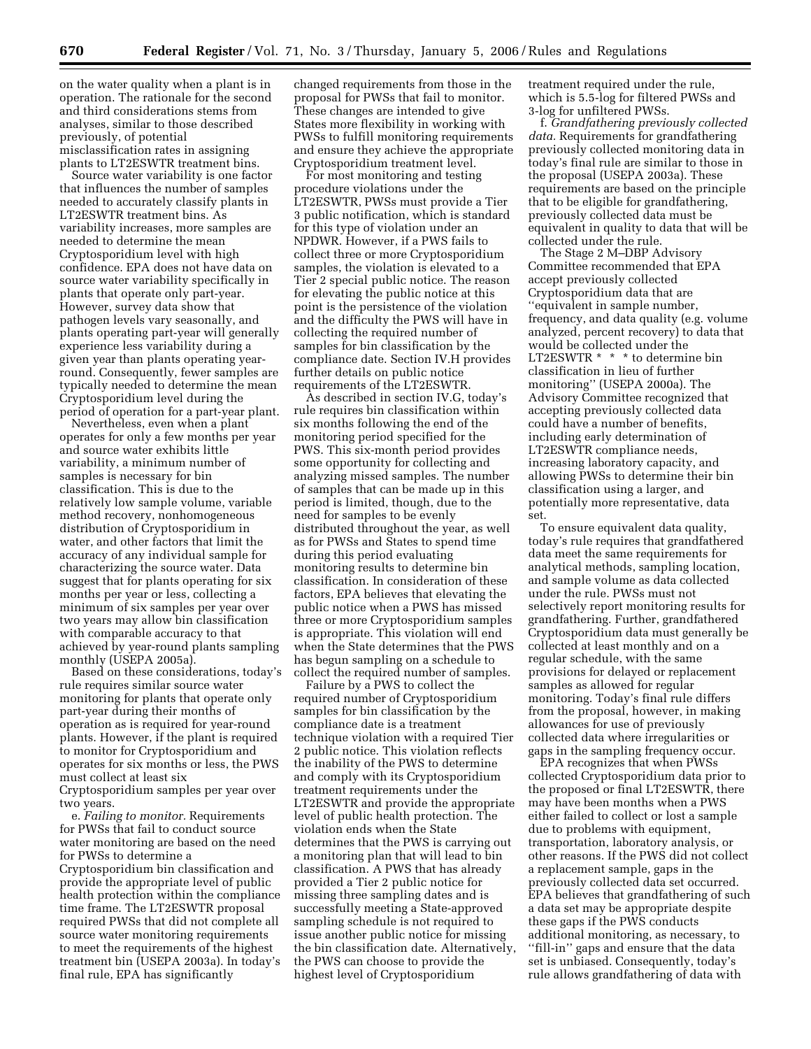on the water quality when a plant is in operation. The rationale for the second and third considerations stems from analyses, similar to those described previously, of potential misclassification rates in assigning plants to LT2ESWTR treatment bins.

Source water variability is one factor that influences the number of samples needed to accurately classify plants in LT2ESWTR treatment bins. As variability increases, more samples are needed to determine the mean Cryptosporidium level with high confidence. EPA does not have data on source water variability specifically in plants that operate only part-year. However, survey data show that pathogen levels vary seasonally, and plants operating part-year will generally experience less variability during a given year than plants operating year-round. Consequently, fewer samples are typically needed to determine the mean Cryptosporidium level during the period of operation for a part-year plant.

Nevertheless, even when a plant operates for only a few months per year and source water exhibits little variability, a minimum number of samples is necessary for bin classification. This is due to the relatively low sample volume, variable method recovery, nonhomogeneous distribution of Cryptosporidium in water, and other factors that limit the accuracy of any individual sample for characterizing the source water. Data suggest that for plants operating for six months per year or less, collecting a minimum of six samples per year over two years may allow bin classification with comparable accuracy to that achieved by year-round plants sampling monthly (USEPA 2005a).

Based on these considerations, today's rule requires similar source water monitoring for plants that operate only part-year during their months of operation as is required for year-round plants. However, if the plant is required to monitor for Cryptosporidium and operates for six months or less, the PWS must collect at least six Cryptosporidium samples per year over two years.

e. *Failing to monitor.* Requirements for PWSs that fail to conduct source water monitoring are based on the need for PWSs to determine a Cryptosporidium bin classification and provide the appropriate level of public health protection within the compliance time frame. The LT2ESWTR proposal required PWSs that did not complete all source water monitoring requirements to meet the requirements of the highest treatment bin (USEPA 2003a). In today's final rule, EPA has significantly changed requirements from those in the proposal for PWSs that fail to monitor. These changes are intended to give States more flexibility in working with PWSs to fulfill monitoring requirements and ensure they achieve the appropriate Cryptosporidium treatment level.

For most monitoring and testing procedure violations under the LT2ESWTR, PWSs must provide a Tier 3 public notification, which is standard for this type of violation under an NPDWR. However, if a PWS fails to collect three or more Cryptosporidium samples, the violation is elevated to a Tier 2 special public notice. The reason for elevating the public notice at this point is the persistence of the violation and the difficulty the PWS will have in collecting the required number of samples for bin classification by the compliance date. Section IV.H provides further details on public notice requirements of the LT2ESWTR.

As described in section IV.G, today's rule requires bin classification within six months following the end of the monitoring period specified for the PWS. This six-month period provides some opportunity for collecting and analyzing missed samples. The number of samples that can be made up in this period is limited, though, due to the need for samples to be evenly distributed throughout the year, as well as for PWSs and States to spend time during this period evaluating monitoring results to determine bin classification. In consideration of these factors, EPA believes that elevating the public notice when a PWS has missed three or more Cryptosporidium samples is appropriate. This violation will end when the State determines that the PWS has begun sampling on a schedule to collect the required number of samples.

Failure by a PWS to collect the required number of Cryptosporidium samples for bin classification by the compliance date is a treatment technique violation with a required Tier 2 public notice. This violation reflects the inability of the PWS to determine and comply with its Cryptosporidium treatment requirements under the LT2ESWTR and provide the appropriate level of public health protection. The violation ends when the State determines that the PWS is carrying out a monitoring plan that will lead to bin classification. A PWS that has already provided a Tier 2 public notice for missing three sampling dates and is successfully meeting a State-approved sampling schedule is not required to issue another public notice for missing the bin classification date. Alternatively, the PWS can choose to provide the highest level of Cryptosporidium treatment required under the rule, which is 5.5-log for filtered PWSs and 3-log for unfiltered PWSs.

f. *Grandfathering previously collected data.* Requirements for grandfathering previously collected monitoring data in today's final rule are similar to those in the proposal (USEPA 2003a). These requirements are based on the principle that to be eligible for grandfathering, previously collected data must be equivalent in quality to data that will be collected under the rule.

The Stage 2 M–DBP Advisory Committee recommended that EPA accept previously collected Cryptosporidium data that are ''equivalent in sample number, frequency, and data quality (e.g. volume analyzed, percent recovery) to data that would be collected under the LT2ESWTR * * * to determine bin classification in lieu of further monitoring'' (USEPA 2000a). The Advisory Committee recognized that accepting previously collected data could have a number of benefits, including early determination of LT2ESWTR compliance needs, increasing laboratory capacity, and allowing PWSs to determine their bin classification using a larger, and potentially more representative, data set.

To ensure equivalent data quality, today's rule requires that grandfathered data meet the same requirements for analytical methods, sampling location, and sample volume as data collected under the rule. PWSs must not selectively report monitoring results for grandfathering. Further, grandfathered Cryptosporidium data must generally be collected at least monthly and on a regular schedule, with the same provisions for delayed or replacement samples as allowed for regular monitoring. Today's final rule differs from the proposal, however, in making allowances for use of previously collected data where irregularities or gaps in the sampling frequency occur.

EPA recognizes that when PWSs collected Cryptosporidium data prior to the proposed or final LT2ESWTR, there may have been months when a PWS either failed to collect or lost a sample due to problems with equipment, transportation, laboratory analysis, or other reasons. If the PWS did not collect a replacement sample, gaps in the previously collected data set occurred. EPA believes that grandfathering of such a data set may be appropriate despite these gaps if the PWS conducts additional monitoring, as necessary, to ''fill-in'' gaps and ensure that the data set is unbiased. Consequently, today's rule allows grandfathering of data with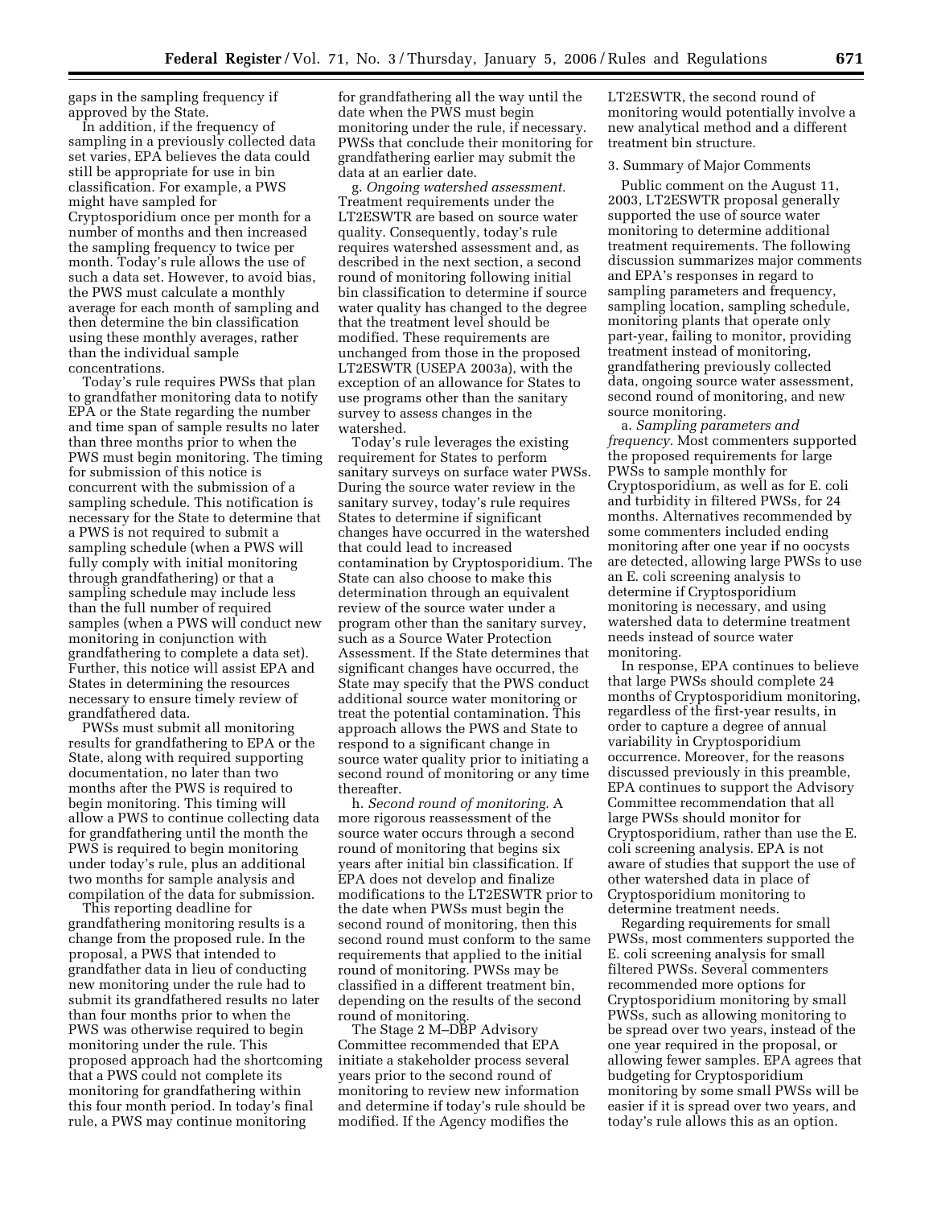gaps in the sampling frequency if approved by the State.

In addition, if the frequency of sampling in a previously collected data set varies, EPA believes the data could still be appropriate for use in bin classification. For example, a PWS might have sampled for Cryptosporidium once per month for a number of months and then increased the sampling frequency to twice per month. Today's rule allows the use of such a data set. However, to avoid bias, the PWS must calculate a monthly average for each month of sampling and then determine the bin classification using these monthly averages, rather than the individual sample concentrations.

Today's rule requires PWSs that plan to grandfather monitoring data to notify EPA or the State regarding the number and time span of sample results no later than three months prior to when the PWS must begin monitoring. The timing for submission of this notice is concurrent with the submission of a sampling schedule. This notification is necessary for the State to determine that a PWS is not required to submit a sampling schedule (when a PWS will fully comply with initial monitoring through grandfathering) or that a sampling schedule may include less than the full number of required samples (when a PWS will conduct new monitoring in conjunction with grandfathering to complete a data set). Further, this notice will assist EPA and States in determining the resources necessary to ensure timely review of grandfathered data.

PWSs must submit all monitoring results for grandfathering to EPA or the State, along with required supporting documentation, no later than two months after the PWS is required to begin monitoring. This timing will allow a PWS to continue collecting data for grandfathering until the month the PWS is required to begin monitoring under today's rule, plus an additional two months for sample analysis and compilation of the data for submission.

This reporting deadline for grandfathering monitoring results is a change from the proposed rule. In the proposal, a PWS that intended to grandfather data in lieu of conducting new monitoring under the rule had to submit its grandfathered results no later than four months prior to when the PWS was otherwise required to begin monitoring under the rule. This proposed approach had the shortcoming that a PWS could not complete its monitoring for grandfathering within this four month period. In today's final rule, a PWS may continue monitoring for grandfathering all the way until the date when the PWS must begin monitoring under the rule, if necessary. PWSs that conclude their monitoring for grandfathering earlier may submit the data at an earlier date.

g. *Ongoing watershed assessment.* Treatment requirements under the LT2ESWTR are based on source water quality. Consequently, today's rule requires watershed assessment and, as described in the next section, a second round of monitoring following initial bin classification to determine if source water quality has changed to the degree that the treatment level should be modified. These requirements are unchanged from those in the proposed LT2ESWTR (USEPA 2003a), with the exception of an allowance for States to use programs other than the sanitary survey to assess changes in the watershed.

Today's rule leverages the existing requirement for States to perform sanitary surveys on surface water PWSs. During the source water review in the sanitary survey, today's rule requires States to determine if significant changes have occurred in the watershed that could lead to increased contamination by Cryptosporidium. The State can also choose to make this determination through an equivalent review of the source water under a program other than the sanitary survey, such as a Source Water Protection Assessment. If the State determines that significant changes have occurred, the State may specify that the PWS conduct additional source water monitoring or treat the potential contamination. This approach allows the PWS and State to respond to a significant change in source water quality prior to initiating a second round of monitoring or any time thereafter.

h. *Second round of monitoring.* A more rigorous reassessment of the source water occurs through a second round of monitoring that begins six years after initial bin classification. If EPA does not develop and finalize modifications to the LT2ESWTR prior to the date when PWSs must begin the second round of monitoring, then this second round must conform to the same requirements that applied to the initial round of monitoring. PWSs may be classified in a different treatment bin, depending on the results of the second round of monitoring.

The Stage 2 M–DBP Advisory Committee recommended that EPA initiate a stakeholder process several years prior to the second round of monitoring to review new information and determine if today's rule should be modified. If the Agency modifies the LT2ESWTR, the second round of monitoring would potentially involve a new analytical method and a different treatment bin structure.

3. Summary of Major Comments

Public comment on the August 11, 2003, LT2ESWTR proposal generally supported the use of source water monitoring to determine additional treatment requirements. The following discussion summarizes major comments and EPA's responses in regard to sampling parameters and frequency, sampling location, sampling schedule, monitoring plants that operate only part-year, failing to monitor, providing treatment instead of monitoring, grandfathering previously collected data, ongoing source water assessment, second round of monitoring, and new source monitoring.

a. *Sampling parameters and frequency.* Most commenters supported the proposed requirements for large PWSs to sample monthly for Cryptosporidium, as well as for E. coli and turbidity in filtered PWSs, for 24 months. Alternatives recommended by some commenters included ending monitoring after one year if no oocysts are detected, allowing large PWSs to use an E. coli screening analysis to determine if Cryptosporidium monitoring is necessary, and using watershed data to determine treatment needs instead of source water monitoring.

In response, EPA continues to believe that large PWSs should complete 24 months of Cryptosporidium monitoring, regardless of the first-year results, in order to capture a degree of annual variability in Cryptosporidium occurrence. Moreover, for the reasons discussed previously in this preamble, EPA continues to support the Advisory Committee recommendation that all large PWSs should monitor for Cryptosporidium, rather than use the E. coli screening analysis. EPA is not aware of studies that support the use of other watershed data in place of Cryptosporidium monitoring to determine treatment needs.

Regarding requirements for small PWSs, most commenters supported the E. coli screening analysis for small filtered PWSs. Several commenters recommended more options for Cryptosporidium monitoring by small PWSs, such as allowing monitoring to be spread over two years, instead of the one year required in the proposal, or allowing fewer samples. EPA agrees that budgeting for Cryptosporidium monitoring by some small PWSs will be easier if it is spread over two years, and today's rule allows this as an option.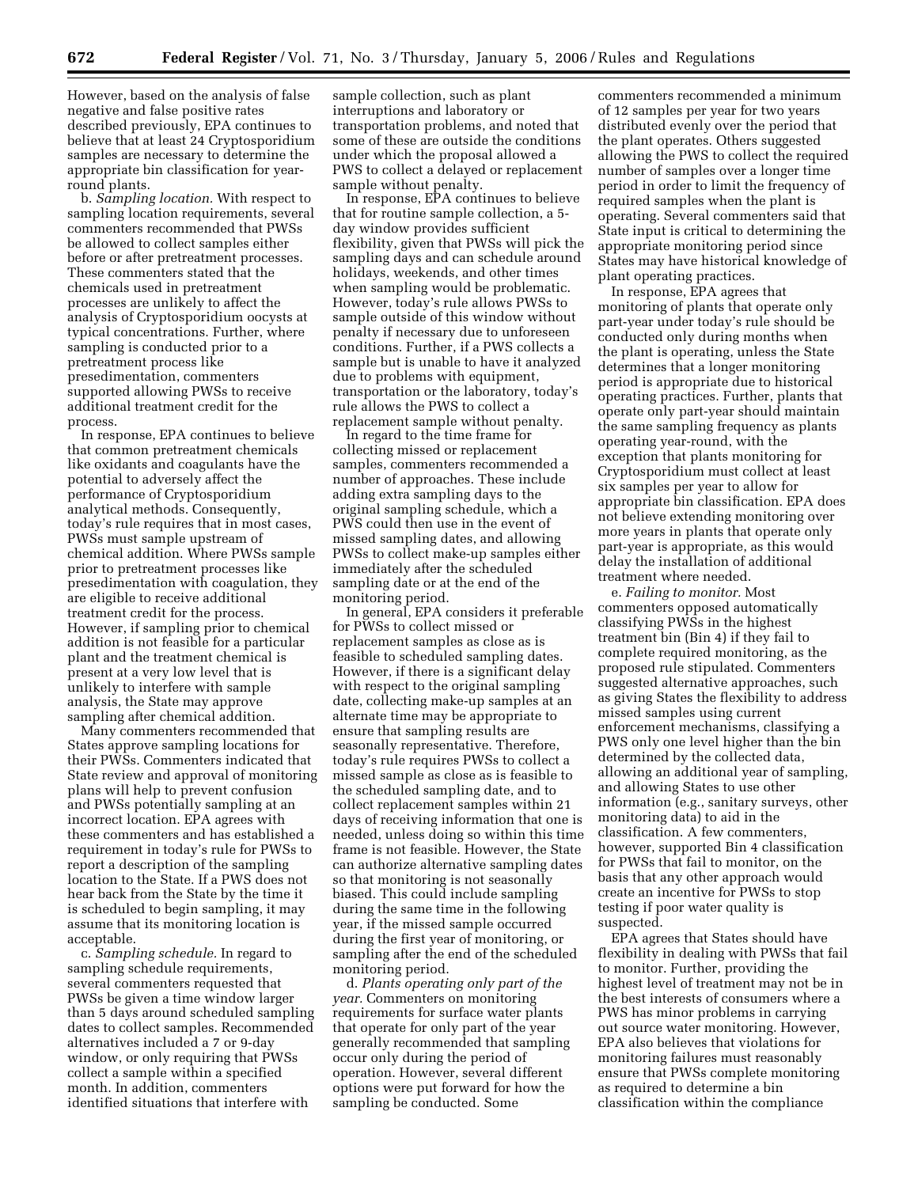However, based on the analysis of false negative and false positive rates described previously, EPA continues to believe that at least 24 Cryptosporidium samples are necessary to determine the appropriate bin classification for year-round plants.

b. *Sampling location.* With respect to sampling location requirements, several commenters recommended that PWSs be allowed to collect samples either before or after pretreatment processes. These commenters stated that the chemicals used in pretreatment processes are unlikely to affect the analysis of Cryptosporidium oocysts at typical concentrations. Further, where sampling is conducted prior to a pretreatment process like presedimentation, commenters supported allowing PWSs to receive additional treatment credit for the process.

In response, EPA continues to believe that common pretreatment chemicals like oxidants and coagulants have the potential to adversely affect the performance of Cryptosporidium analytical methods. Consequently, today's rule requires that in most cases, PWSs must sample upstream of chemical addition. Where PWSs sample prior to pretreatment processes like presedimentation with coagulation, they are eligible to receive additional treatment credit for the process. However, if sampling prior to chemical addition is not feasible for a particular plant and the treatment chemical is present at a very low level that is unlikely to interfere with sample analysis, the State may approve sampling after chemical addition.

Many commenters recommended that States approve sampling locations for their PWSs. Commenters indicated that State review and approval of monitoring plans will help to prevent confusion and PWSs potentially sampling at an incorrect location. EPA agrees with these commenters and has established a requirement in today's rule for PWSs to report a description of the sampling location to the State. If a PWS does not hear back from the State by the time it is scheduled to begin sampling, it may assume that its monitoring location is acceptable.

c. *Sampling schedule.* In regard to sampling schedule requirements, several commenters requested that PWSs be given a time window larger than 5 days around scheduled sampling dates to collect samples. Recommended alternatives included a 7 or 9-day window, or only requiring that PWSs collect a sample within a specified month. In addition, commenters identified situations that interfere with sample collection, such as plant interruptions and laboratory or transportation problems, and noted that some of these are outside the conditions under which the proposal allowed a PWS to collect a delayed or replacement sample without penalty.

In response, EPA continues to believe that for routine sample collection, a 5-day window provides sufficient flexibility, given that PWSs will pick the sampling days and can schedule around holidays, weekends, and other times when sampling would be problematic. However, today's rule allows PWSs to sample outside of this window without penalty if necessary due to unforeseen conditions. Further, if a PWS collects a sample but is unable to have it analyzed due to problems with equipment, transportation or the laboratory, today's rule allows the PWS to collect a replacement sample without penalty.

In regard to the time frame for collecting missed or replacement samples, commenters recommended a number of approaches. These include adding extra sampling days to the original sampling schedule, which a PWS could then use in the event of missed sampling dates, and allowing PWSs to collect make-up samples either immediately after the scheduled sampling date or at the end of the monitoring period.

In general, EPA considers it preferable for PWSs to collect missed or replacement samples as close as is feasible to scheduled sampling dates. However, if there is a significant delay with respect to the original sampling date, collecting make-up samples at an alternate time may be appropriate to ensure that sampling results are seasonally representative. Therefore, today's rule requires PWSs to collect a missed sample as close as is feasible to the scheduled sampling date, and to collect replacement samples within 21 days of receiving information that one is needed, unless doing so within this time frame is not feasible. However, the State can authorize alternative sampling dates so that monitoring is not seasonally biased. This could include sampling during the same time in the following year, if the missed sample occurred during the first year of monitoring, or sampling after the end of the scheduled monitoring period.

d. *Plants operating only part of the year.* Commenters on monitoring requirements for surface water plants that operate for only part of the year generally recommended that sampling occur only during the period of operation. However, several different options were put forward for how the sampling be conducted. Some commenters recommended a minimum of 12 samples per year for two years distributed evenly over the period that the plant operates. Others suggested allowing the PWS to collect the required number of samples over a longer time period in order to limit the frequency of required samples when the plant is operating. Several commenters said that State input is critical to determining the appropriate monitoring period since States may have historical knowledge of plant operating practices.

In response, EPA agrees that monitoring of plants that operate only part-year under today's rule should be conducted only during months when the plant is operating, unless the State determines that a longer monitoring period is appropriate due to historical operating practices. Further, plants that operate only part-year should maintain the same sampling frequency as plants operating year-round, with the exception that plants monitoring for Cryptosporidium must collect at least six samples per year to allow for appropriate bin classification. EPA does not believe extending monitoring over more years in plants that operate only part-year is appropriate, as this would delay the installation of additional treatment where needed.

e. *Failing to monitor.* Most commenters opposed automatically classifying PWSs in the highest treatment bin (Bin 4) if they fail to complete required monitoring, as the proposed rule stipulated. Commenters suggested alternative approaches, such as giving States the flexibility to address missed samples using current enforcement mechanisms, classifying a PWS only one level higher than the bin determined by the collected data, allowing an additional year of sampling, and allowing States to use other information (e.g., sanitary surveys, other monitoring data) to aid in the classification. A few commenters, however, supported Bin 4 classification for PWSs that fail to monitor, on the basis that any other approach would create an incentive for PWSs to stop testing if poor water quality is suspected.

EPA agrees that States should have flexibility in dealing with PWSs that fail to monitor. Further, providing the highest level of treatment may not be in the best interests of consumers where a PWS has minor problems in carrying out source water monitoring. However, EPA also believes that violations for monitoring failures must reasonably ensure that PWSs complete monitoring as required to determine a bin classification within the compliance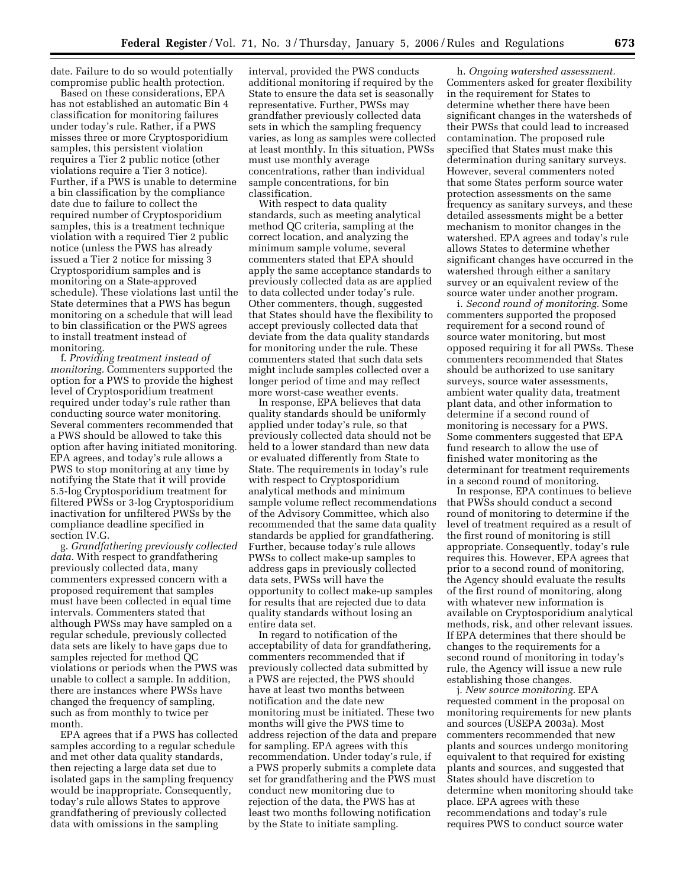date. Failure to do so would potentially compromise public health protection.

Based on these considerations, EPA has not established an automatic Bin 4 classification for monitoring failures under today's rule. Rather, if a PWS misses three or more Cryptosporidium samples, this persistent violation requires a Tier 2 public notice (other violations require a Tier 3 notice). Further, if a PWS is unable to determine a bin classification by the compliance date due to failure to collect the required number of Cryptosporidium samples, this is a treatment technique violation with a required Tier 2 public notice (unless the PWS has already issued a Tier 2 notice for missing 3 Cryptosporidium samples and is monitoring on a State-approved schedule). These violations last until the State determines that a PWS has begun monitoring on a schedule that will lead to bin classification or the PWS agrees to install treatment instead of monitoring.

f. *Providing treatment instead of monitoring.* Commenters supported the option for a PWS to provide the highest level of Cryptosporidium treatment required under today's rule rather than conducting source water monitoring. Several commenters recommended that a PWS should be allowed to take this option after having initiated monitoring. EPA agrees, and today's rule allows a PWS to stop monitoring at any time by notifying the State that it will provide 5.5-log Cryptosporidium treatment for filtered PWSs or 3-log Cryptosporidium inactivation for unfiltered PWSs by the compliance deadline specified in section IV.G.

g. *Grandfathering previously collected data.* With respect to grandfathering previously collected data, many commenters expressed concern with a proposed requirement that samples must have been collected in equal time intervals. Commenters stated that although PWSs may have sampled on a regular schedule, previously collected data sets are likely to have gaps due to samples rejected for method QC violations or periods when the PWS was unable to collect a sample. In addition, there are instances where PWSs have changed the frequency of sampling, such as from monthly to twice per month.

EPA agrees that if a PWS has collected samples according to a regular schedule and met other data quality standards, then rejecting a large data set due to isolated gaps in the sampling frequency would be inappropriate. Consequently, today's rule allows States to approve grandfathering of previously collected data with omissions in the sampling interval, provided the PWS conducts additional monitoring if required by the State to ensure the data set is seasonally representative. Further, PWSs may grandfather previously collected data sets in which the sampling frequency varies, as long as samples were collected at least monthly. In this situation, PWSs must use monthly average concentrations, rather than individual sample concentrations, for bin classification.

With respect to data quality standards, such as meeting analytical method QC criteria, sampling at the correct location, and analyzing the minimum sample volume, several commenters stated that EPA should apply the same acceptance standards to previously collected data as are applied to data collected under today's rule. Other commenters, though, suggested that States should have the flexibility to accept previously collected data that deviate from the data quality standards for monitoring under the rule. These commenters stated that such data sets might include samples collected over a longer period of time and may reflect more worst-case weather events.

In response, EPA believes that data quality standards should be uniformly applied under today's rule, so that previously collected data should not be held to a lower standard than new data or evaluated differently from State to State. The requirements in today's rule with respect to Cryptosporidium analytical methods and minimum sample volume reflect recommendations of the Advisory Committee, which also recommended that the same data quality standards be applied for grandfathering. Further, because today's rule allows PWSs to collect make-up samples to address gaps in previously collected data sets, PWSs will have the opportunity to collect make-up samples for results that are rejected due to data quality standards without losing an entire data set.

In regard to notification of the acceptability of data for grandfathering, commenters recommended that if previously collected data submitted by a PWS are rejected, the PWS should have at least two months between notification and the date new monitoring must be initiated. These two months will give the PWS time to address rejection of the data and prepare for sampling. EPA agrees with this recommendation. Under today's rule, if a PWS properly submits a complete data set for grandfathering and the PWS must conduct new monitoring due to rejection of the data, the PWS has at least two months following notification by the State to initiate sampling.

h. *Ongoing watershed assessment.* Commenters asked for greater flexibility in the requirement for States to determine whether there have been significant changes in the watersheds of their PWSs that could lead to increased contamination. The proposed rule specified that States must make this determination during sanitary surveys. However, several commenters noted that some States perform source water protection assessments on the same frequency as sanitary surveys, and these detailed assessments might be a better mechanism to monitor changes in the watershed. EPA agrees and today's rule allows States to determine whether significant changes have occurred in the watershed through either a sanitary survey or an equivalent review of the source water under another program.

i. *Second round of monitoring.* Some commenters supported the proposed requirement for a second round of source water monitoring, but most opposed requiring it for all PWSs. These commenters recommended that States should be authorized to use sanitary surveys, source water assessments, ambient water quality data, treatment plant data, and other information to determine if a second round of monitoring is necessary for a PWS. Some commenters suggested that EPA fund research to allow the use of finished water monitoring as the determinant for treatment requirements in a second round of monitoring.

In response, EPA continues to believe that PWSs should conduct a second round of monitoring to determine if the level of treatment required as a result of the first round of monitoring is still appropriate. Consequently, today's rule requires this. However, EPA agrees that prior to a second round of monitoring, the Agency should evaluate the results of the first round of monitoring, along with whatever new information is available on Cryptosporidium analytical methods, risk, and other relevant issues. If EPA determines that there should be changes to the requirements for a second round of monitoring in today's rule, the Agency will issue a new rule establishing those changes.

j. *New source monitoring.* EPA requested comment in the proposal on monitoring requirements for new plants and sources (USEPA 2003a). Most commenters recommended that new plants and sources undergo monitoring equivalent to that required for existing plants and sources, and suggested that States should have discretion to determine when monitoring should take place. EPA agrees with these recommendations and today's rule requires PWS to conduct source water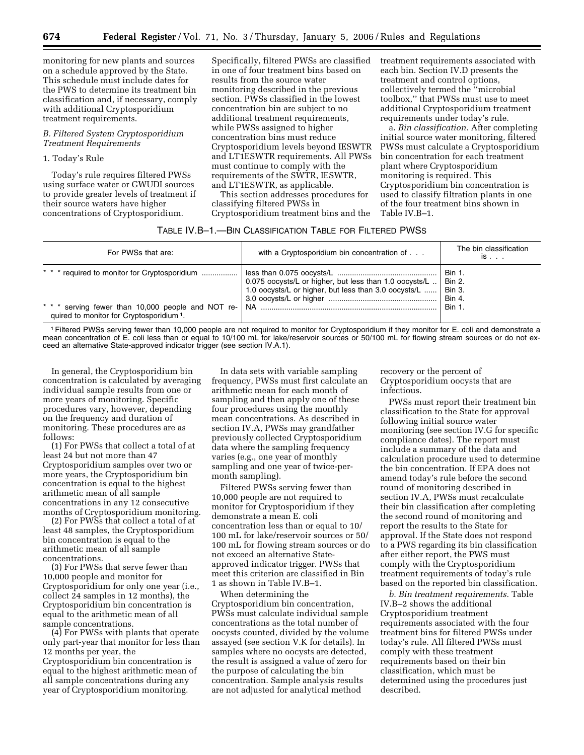monitoring for new plants and sources on a schedule approved by the State. This schedule must include dates for the PWS to determine its treatment bin classification and, if necessary, comply with additional Cryptosporidium treatment requirements.

### *B. Filtered System Cryptosporidium Treatment Requirements*

1. Today's Rule

Today's rule requires filtered PWSs using surface water or GWUDI sources to provide greater levels of treatment if their source waters have higher concentrations of Cryptosporidium. Specifically, filtered PWSs are classified in one of four treatment bins based on results from the source water monitoring described in the previous section. PWSs classified in the lowest concentration bin are subject to no additional treatment requirements, while PWSs assigned to higher concentration bins must reduce Cryptosporidium levels beyond IESWTR and LT1ESWTR requirements. All PWSs must continue to comply with the requirements of the SWTR, IESWTR, and LT1ESWTR, as applicable.

This section addresses procedures for classifying filtered PWSs in Cryptosporidium treatment bins and the treatment requirements associated with each bin. Section IV.D presents the treatment and control options, collectively termed the ''microbial toolbox,'' that PWSs must use to meet additional Cryptosporidium treatment requirements under today's rule.

a. *Bin classification.* After completing initial source water monitoring, filtered PWSs must calculate a Cryptosporidium bin concentration for each treatment plant where Cryptosporidium monitoring is required. This Cryptosporidium bin concentration is used to classify filtration plants in one of the four treatment bins shown in Table IV.B–1.

TABLE IV.B–1.—BIN CLASSIFICATION TABLE FOR FILTERED PWSS

| For PWSs that are: | with a Cryptosporidium bin concentration of . . . | The bin classification is . . . |
|---|---|---|
| * * * required to monitor for Cryptosporidium | less than 0.075 oocysts/L | Bin 1. |
| | 0.075 oocysts/L or higher, but less than 1.0 oocysts/L | Bin 2. |
| | 1.0 oocysts/L or higher, but less than 3.0 oocysts/L | Bin 3. |
| | 3.0 oocysts/L or higher | Bin 4. |
| * * * serving fewer than 10,000 people and NOT required to monitor for Cryptosporidium [1]. | NA | Bin 1. |

[1] Filtered PWSs serving fewer than 10,000 people are not required to monitor for Cryptosporidium if they monitor for E. coli and demonstrate a mean concentration of E. coli less than or equal to 10/100 mL for lake/reservoir sources or 50/100 mL for flowing stream sources or do not exceed an alternative State-approved indicator trigger (see section IV.A.1).

In general, the Cryptosporidium bin concentration is calculated by averaging individual sample results from one or more years of monitoring. Specific procedures vary, however, depending on the frequency and duration of monitoring. These procedures are as follows:

(1) For PWSs that collect a total of at least 24 but not more than 47 Cryptosporidium samples over two or more years, the Cryptosporidium bin concentration is equal to the highest arithmetic mean of all sample concentrations in any 12 consecutive months of Cryptosporidium monitoring.

(2) For PWSs that collect a total of at least 48 samples, the Cryptosporidium bin concentration is equal to the arithmetic mean of all sample concentrations.

(3) For PWSs that serve fewer than 10,000 people and monitor for Cryptosporidium for only one year (i.e., collect 24 samples in 12 months), the Cryptosporidium bin concentration is equal to the arithmetic mean of all sample concentrations.

(4) For PWSs with plants that operate only part-year that monitor for less than 12 months per year, the Cryptosporidium bin concentration is equal to the highest arithmetic mean of all sample concentrations during any year of Cryptosporidium monitoring.

In data sets with variable sampling frequency, PWSs must first calculate an arithmetic mean for each month of sampling and then apply one of these four procedures using the monthly mean concentrations. As described in section IV.A, PWSs may grandfather previously collected Cryptosporidium data where the sampling frequency varies (e.g., one year of monthly sampling and one year of twice-per-month sampling).

Filtered PWSs serving fewer than 10,000 people are not required to monitor for Cryptosporidium if they demonstrate a mean E. coli concentration less than or equal to 10/100 mL for lake/reservoir sources or 50/100 mL for flowing stream sources or do not exceed an alternative State-approved indicator trigger. PWSs that meet this criterion are classified in Bin 1 as shown in Table IV.B–1.

When determining the Cryptosporidium bin concentration, PWSs must calculate individual sample concentrations as the total number of oocysts counted, divided by the volume assayed (see section V.K for details). In samples where no oocysts are detected, the result is assigned a value of zero for the purpose of calculating the bin concentration. Sample analysis results are not adjusted for analytical method recovery or the percent of Cryptosporidium oocysts that are infectious.

PWSs must report their treatment bin classification to the State for approval following initial source water monitoring (see section IV.G for specific compliance dates). The report must include a summary of the data and calculation procedure used to determine the bin concentration. If EPA does not amend today's rule before the second round of monitoring described in section IV.A, PWSs must recalculate their bin classification after completing the second round of monitoring and report the results to the State for approval. If the State does not respond to a PWS regarding its bin classification after either report, the PWS must comply with the Cryptosporidium treatment requirements of today's rule based on the reported bin classification.

b. *Bin treatment requirements.* Table IV.B–2 shows the additional Cryptosporidium treatment requirements associated with the four treatment bins for filtered PWSs under today's rule. All filtered PWSs must comply with these treatment requirements based on their bin classification, which must be determined using the procedures just described.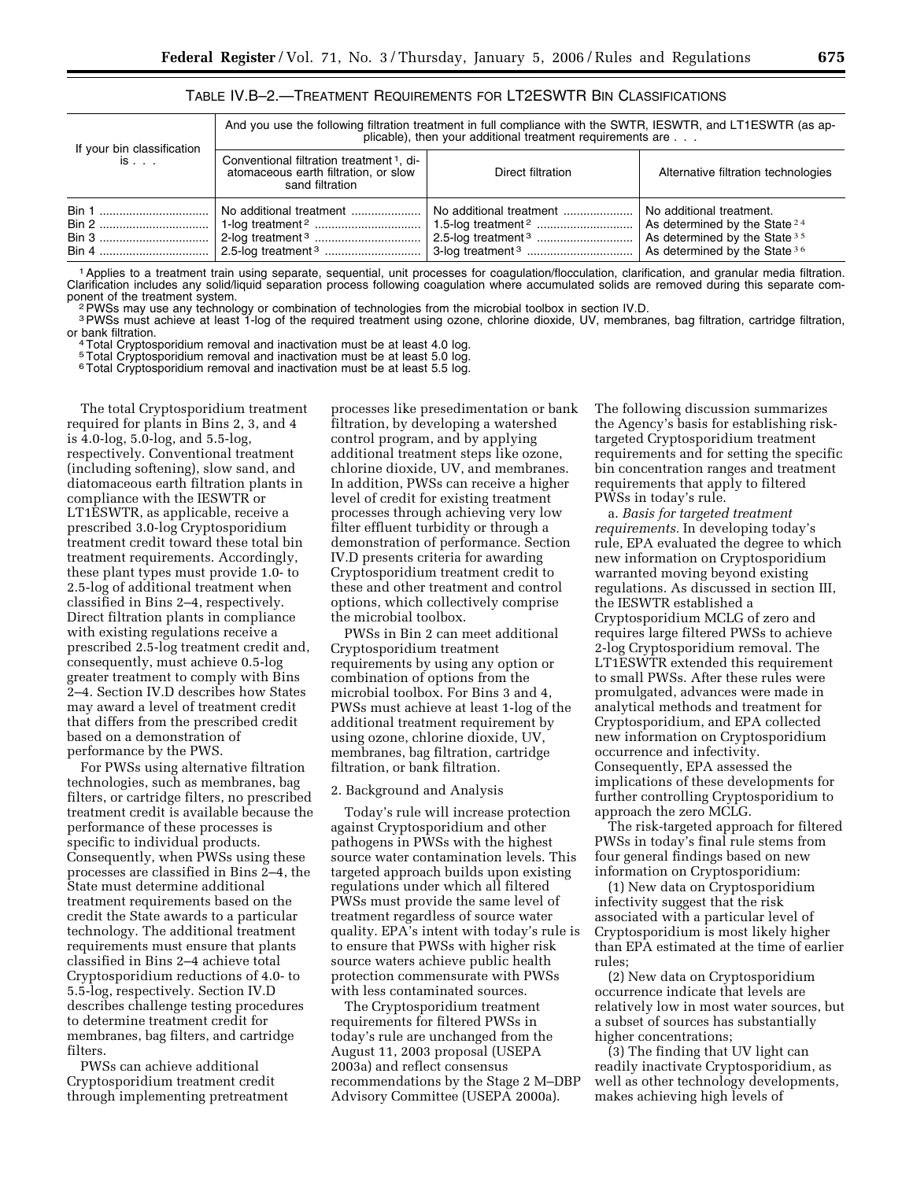TABLE IV.B–2.—TREATMENT REQUIREMENTS FOR LT2ESWTR BIN CLASSIFICATIONS

| If your bin classification is . . . | And you use the following filtration treatment in full compliance with the SWTR, IESWTR, and LT1ESWTR (as applicable), then your additional treatment requirements are . . . | | |
|---|---|---|---|
| | Conventional filtration treatment [1], diatomaceous earth filtration, or slow sand filtration | Direct filtration | Alternative filtration technologies |
| Bin 1 | No additional treatment | No additional treatment | No additional treatment. |
| Bin 2 | 1-log treatment [2] | 1.5-log treatment [2] | As determined by the State [2,4] |
| Bin 3 | 2-log treatment [3] | 2.5-log treatment [3] | As determined by the State [3,5] |
| Bin 4 | 2.5-log treatment [3] | 3-log treatment [3] | As determined by the State [3,6] |

[1] Applies to a treatment train using separate, sequential, unit processes for coagulation/flocculation, clarification, and granular media filtration. Clarification includes any solid/liquid separation process following coagulation where accumulated solids are removed during this separate component of the treatment system.

[2] PWSs may use any technology or combination of technologies from the microbial toolbox in section IV.D.

[3] PWSs must achieve at least 1-log of the required treatment using ozone, chlorine dioxide, UV, membranes, bag filtration, cartridge filtration, or bank filtration.

[4] Total Cryptosporidium removal and inactivation must be at least 4.0 log.

[5] Total Cryptosporidium removal and inactivation must be at least 5.0 log.

[6] Total Cryptosporidium removal and inactivation must be at least 5.5 log.

The total Cryptosporidium treatment required for plants in Bins 2, 3, and 4 is 4.0-log, 5.0-log, and 5.5-log, respectively. Conventional treatment (including softening), slow sand, and diatomaceous earth filtration plants in compliance with the IESWTR or LT1ESWTR, as applicable, receive a prescribed 3.0-log Cryptosporidium treatment credit toward these total bin treatment requirements. Accordingly, these plant types must provide 1.0- to 2.5-log of additional treatment when classified in Bins 2–4, respectively. Direct filtration plants in compliance with existing regulations receive a prescribed 2.5-log treatment credit and, consequently, must achieve 0.5-log greater treatment to comply with Bins 2–4. Section IV.D describes how States may award a level of treatment credit that differs from the prescribed credit based on a demonstration of performance by the PWS.

For PWSs using alternative filtration technologies, such as membranes, bag filters, or cartridge filters, no prescribed treatment credit is available because the performance of these processes is specific to individual products. Consequently, when PWSs using these processes are classified in Bins 2–4, the State must determine additional treatment requirements based on the credit the State awards to a particular technology. The additional treatment requirements must ensure that plants classified in Bins 2–4 achieve total Cryptosporidium reductions of 4.0- to 5.5-log, respectively. Section IV.D describes challenge testing procedures to determine treatment credit for membranes, bag filters, and cartridge filters.

PWSs can achieve additional Cryptosporidium treatment credit through implementing pretreatment processes like presedimentation or bank filtration, by developing a watershed control program, and by applying additional treatment steps like ozone, chlorine dioxide, UV, and membranes. In addition, PWSs can receive a higher level of credit for existing treatment processes through achieving very low filter effluent turbidity or through a demonstration of performance. Section IV.D presents criteria for awarding Cryptosporidium treatment credit to these and other treatment and control options, which collectively comprise the microbial toolbox.

PWSs in Bin 2 can meet additional Cryptosporidium treatment requirements by using any option or combination of options from the microbial toolbox. For Bins 3 and 4, PWSs must achieve at least 1-log of the additional treatment requirement by using ozone, chlorine dioxide, UV, membranes, bag filtration, cartridge filtration, or bank filtration.

2. Background and Analysis

Today's rule will increase protection against Cryptosporidium and other pathogens in PWSs with the highest source water contamination levels. This targeted approach builds upon existing regulations under which all filtered PWSs must provide the same level of treatment regardless of source water quality. EPA's intent with today's rule is to ensure that PWSs with higher risk source waters achieve public health protection commensurate with PWSs with less contaminated sources.

The Cryptosporidium treatment requirements for filtered PWSs in today's rule are unchanged from the August 11, 2003 proposal (USEPA 2003a) and reflect consensus recommendations by the Stage 2 M–DBP Advisory Committee (USEPA 2000a). The following discussion summarizes the Agency's basis for establishing risk-targeted Cryptosporidium treatment requirements and for setting the specific bin concentration ranges and treatment requirements that apply to filtered PWSs in today's rule.

a. *Basis for targeted treatment requirements.* In developing today's rule, EPA evaluated the degree to which new information on Cryptosporidium warranted moving beyond existing regulations. As discussed in section III, the IESWTR established a Cryptosporidium MCLG of zero and requires large filtered PWSs to achieve 2-log Cryptosporidium removal. The LT1ESWTR extended this requirement to small PWSs. After these rules were promulgated, advances were made in analytical methods and treatment for Cryptosporidium, and EPA collected new information on Cryptosporidium occurrence and infectivity. Consequently, EPA assessed the implications of these developments for further controlling Cryptosporidium to approach the zero MCLG.

The risk-targeted approach for filtered PWSs in today's final rule stems from four general findings based on new information on Cryptosporidium:

(1) New data on Cryptosporidium infectivity suggest that the risk associated with a particular level of Cryptosporidium is most likely higher than EPA estimated at the time of earlier rules;

(2) New data on Cryptosporidium occurrence indicate that levels are relatively low in most water sources, but a subset of sources has substantially higher concentrations;

(3) The finding that UV light can readily inactivate Cryptosporidium, as well as other technology developments, makes achieving high levels of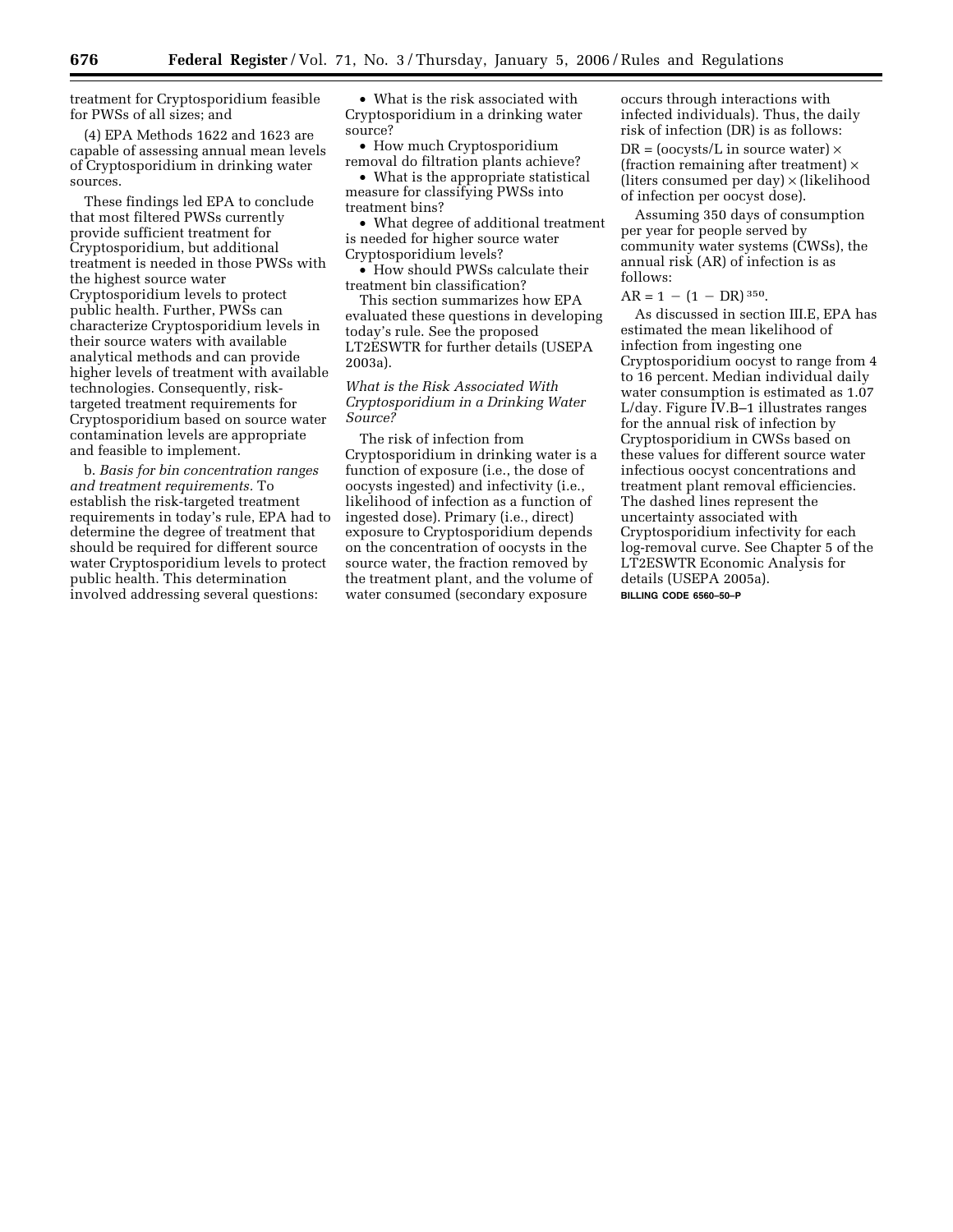treatment for Cryptosporidium feasible for PWSs of all sizes; and

(4) EPA Methods 1622 and 1623 are capable of assessing annual mean levels of Cryptosporidium in drinking water sources.

These findings led EPA to conclude that most filtered PWSs currently provide sufficient treatment for Cryptosporidium, but additional treatment is needed in those PWSs with the highest source water Cryptosporidium levels to protect public health. Further, PWSs can characterize Cryptosporidium levels in their source waters with available analytical methods and can provide higher levels of treatment with available technologies. Consequently, risk-targeted treatment requirements for Cryptosporidium based on source water contamination levels are appropriate and feasible to implement.

b. *Basis for bin concentration ranges and treatment requirements.* To establish the risk-targeted treatment requirements in today's rule, EPA had to determine the degree of treatment that should be required for different source water Cryptosporidium levels to protect public health. This determination involved addressing several questions:

- What is the risk associated with Cryptosporidium in a drinking water source?
- How much Cryptosporidium removal do filtration plants achieve?
- What is the appropriate statistical measure for classifying PWSs into treatment bins?
- What degree of additional treatment is needed for higher source water Cryptosporidium levels?
- How should PWSs calculate their treatment bin classification?

This section summarizes how EPA evaluated these questions in developing today's rule. See the proposed LT2ESWTR for further details (USEPA 2003a).

*What is the Risk Associated With Cryptosporidium in a Drinking Water Source?*

The risk of infection from Cryptosporidium in drinking water is a function of exposure (i.e., the dose of oocysts ingested) and infectivity (i.e., likelihood of infection as a function of ingested dose). Primary (i.e., direct) exposure to Cryptosporidium depends on the concentration of oocysts in the source water, the fraction removed by the treatment plant, and the volume of water consumed (secondary exposure occurs through interactions with infected individuals). Thus, the daily risk of infection (DR) is as follows:

DR = (oocysts/L in source water) × (fraction remaining after treatment) × (liters consumed per day) × (likelihood of infection per oocyst dose).

Assuming 350 days of consumption per year for people served by community water systems (CWSs), the annual risk (AR) of infection is as follows:

$AR = 1 - (1 - DR)^{350}$.

As discussed in section III.E, EPA has estimated the mean likelihood of infection from ingesting one Cryptosporidium oocyst to range from 4 to 16 percent. Median individual daily water consumption is estimated as 1.07 L/day. Figure IV.B–1 illustrates ranges for the annual risk of infection by Cryptosporidium in CWSs based on these values for different source water infectious oocyst concentrations and treatment plant removal efficiencies. The dashed lines represent the uncertainty associated with Cryptosporidium infectivity for each log-removal curve. See Chapter 5 of the LT2ESWTR Economic Analysis for details (USEPA 2005a).

BILLING CODE 6560–50–P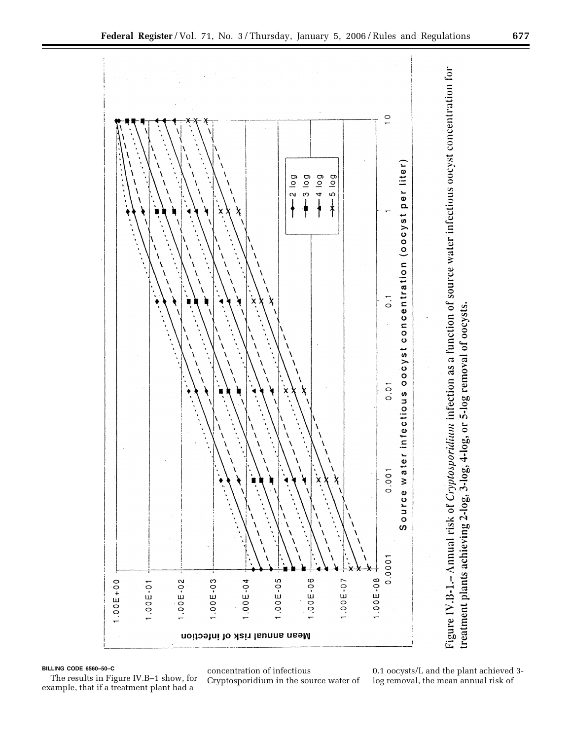Figure IV.B-1.—Annual risk of *Cryptosporidium* infection as a function of source water infectious oocyst concentration for treatment plants achieving 2-log, 3-log, 4-log, or 5-log removal of oocysts.

BILLING CODE 6560–50–C

The results in Figure IV.B–1 show, for example, that if a treatment plant had a concentration of infectious Cryptosporidium in the source water of 0.1 oocysts/L and the plant achieved 3-log removal, the mean annual risk of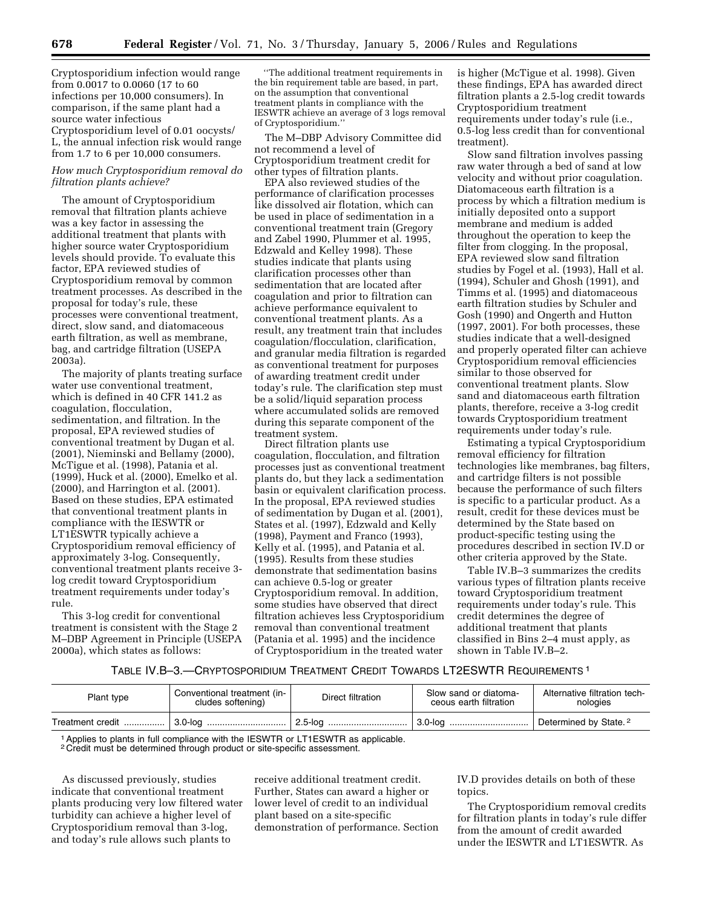Cryptosporidium infection would range from 0.0017 to 0.0060 (17 to 60 infections per 10,000 consumers). In comparison, if the same plant had a source water infectious Cryptosporidium level of 0.01 oocysts/L, the annual infection risk would range from 1.7 to 6 per 10,000 consumers.

*How much Cryptosporidium removal do filtration plants achieve?*

The amount of Cryptosporidium removal that filtration plants achieve was a key factor in assessing the additional treatment that plants with higher source water Cryptosporidium levels should provide. To evaluate this factor, EPA reviewed studies of Cryptosporidium removal by common treatment processes. As described in the proposal for today's rule, these processes were conventional treatment, direct, slow sand, and diatomaceous earth filtration, as well as membrane, bag, and cartridge filtration (USEPA 2003a).

The majority of plants treating surface water use conventional treatment, which is defined in 40 CFR 141.2 as coagulation, flocculation, sedimentation, and filtration. In the proposal, EPA reviewed studies of conventional treatment by Dugan et al. (2001), Nieminski and Bellamy (2000), McTigue et al. (1998), Patania et al. (1999), Huck et al. (2000), Emelko et al. (2000), and Harrington et al. (2001). Based on these studies, EPA estimated that conventional treatment plants in compliance with the IESWTR or LT1ESWTR typically achieve a Cryptosporidium removal efficiency of approximately 3-log. Consequently, conventional treatment plants receive 3-log credit toward Cryptosporidium treatment requirements under today's rule.

This 3-log credit for conventional treatment is consistent with the Stage 2 M–DBP Agreement in Principle (USEPA 2000a), which states as follows:

''The additional treatment requirements in the bin requirement table are based, in part, on the assumption that conventional treatment plants in compliance with the IESWTR achieve an average of 3 logs removal of Cryptosporidium.''

The M–DBP Advisory Committee did not recommend a level of Cryptosporidium treatment credit for other types of filtration plants.

EPA also reviewed studies of the performance of clarification processes like dissolved air flotation, which can be used in place of sedimentation in a conventional treatment train (Gregory and Zabel 1990, Plummer et al. 1995, Edzwald and Kelley 1998). These studies indicate that plants using clarification processes other than sedimentation that are located after coagulation and prior to filtration can achieve performance equivalent to conventional treatment plants. As a result, any treatment train that includes coagulation/flocculation, clarification, and granular media filtration is regarded as conventional treatment for purposes of awarding treatment credit under today's rule. The clarification step must be a solid/liquid separation process where accumulated solids are removed during this separate component of the treatment system.

Direct filtration plants use coagulation, flocculation, and filtration processes just as conventional treatment plants do, but they lack a sedimentation basin or equivalent clarification process. In the proposal, EPA reviewed studies of sedimentation by Dugan et al. (2001), States et al. (1997), Edzwald and Kelly (1998), Payment and Franco (1993), Kelly et al. (1995), and Patania et al. (1995). Results from these studies demonstrate that sedimentation basins can achieve 0.5-log or greater Cryptosporidium removal. In addition, some studies have observed that direct filtration achieves less Cryptosporidium removal than conventional treatment (Patania et al. 1995) and the incidence of Cryptosporidium in the treated water is higher (McTigue et al. 1998). Given these findings, EPA has awarded direct filtration plants a 2.5-log credit towards Cryptosporidium treatment requirements under today's rule (i.e., 0.5-log less credit than for conventional treatment).

Slow sand filtration involves passing raw water through a bed of sand at low velocity and without prior coagulation. Diatomaceous earth filtration is a process by which a filtration medium is initially deposited onto a support membrane and medium is added throughout the operation to keep the filter from clogging. In the proposal, EPA reviewed slow sand filtration studies by Fogel et al. (1993), Hall et al. (1994), Schuler and Ghosh (1991), and Timms et al. (1995) and diatomaceous earth filtration studies by Schuler and Gosh (1990) and Ongerth and Hutton (1997, 2001). For both processes, these studies indicate that a well-designed and properly operated filter can achieve Cryptosporidium removal efficiencies similar to those observed for conventional treatment plants. Slow sand and diatomaceous earth filtration plants, therefore, receive a 3-log credit towards Cryptosporidium treatment requirements under today's rule.

Estimating a typical Cryptosporidium removal efficiency for filtration technologies like membranes, bag filters, and cartridge filters is not possible because the performance of such filters is specific to a particular product. As a result, credit for these devices must be determined by the State based on product-specific testing using the procedures described in section IV.D or other criteria approved by the State.

Table IV.B–3 summarizes the credits various types of filtration plants receive toward Cryptosporidium treatment requirements under today's rule. This credit determines the degree of additional treatment that plants classified in Bins 2–4 must apply, as shown in Table IV.B–2.

TABLE IV.B–3.—CRYPTOSPORIDIUM TREATMENT CREDIT TOWARDS LT2ESWTR REQUIREMENTS [1]

| Plant type | Conventional treatment (includes softening) | Direct filtration | Slow sand or diatomaceous earth filtration | Alternative filtration technologies |
|---|---|---|---|---|
| Treatment credit | 3.0-log | 2.5-log | 3.0-log | Determined by State. [2] |

[1] Applies to plants in full compliance with the IESWTR or LT1ESWTR as applicable.
[2] Credit must be determined through product or site-specific assessment.

As discussed previously, studies indicate that conventional treatment plants producing very low filtered water turbidity can achieve a higher level of Cryptosporidium removal than 3-log, and today's rule allows such plants to receive additional treatment credit. Further, States can award a higher or lower level of credit to an individual plant based on a site-specific demonstration of performance. Section IV.D provides details on both of these topics.

The Cryptosporidium removal credits for filtration plants in today's rule differ from the amount of credit awarded under the IESWTR and LT1ESWTR. As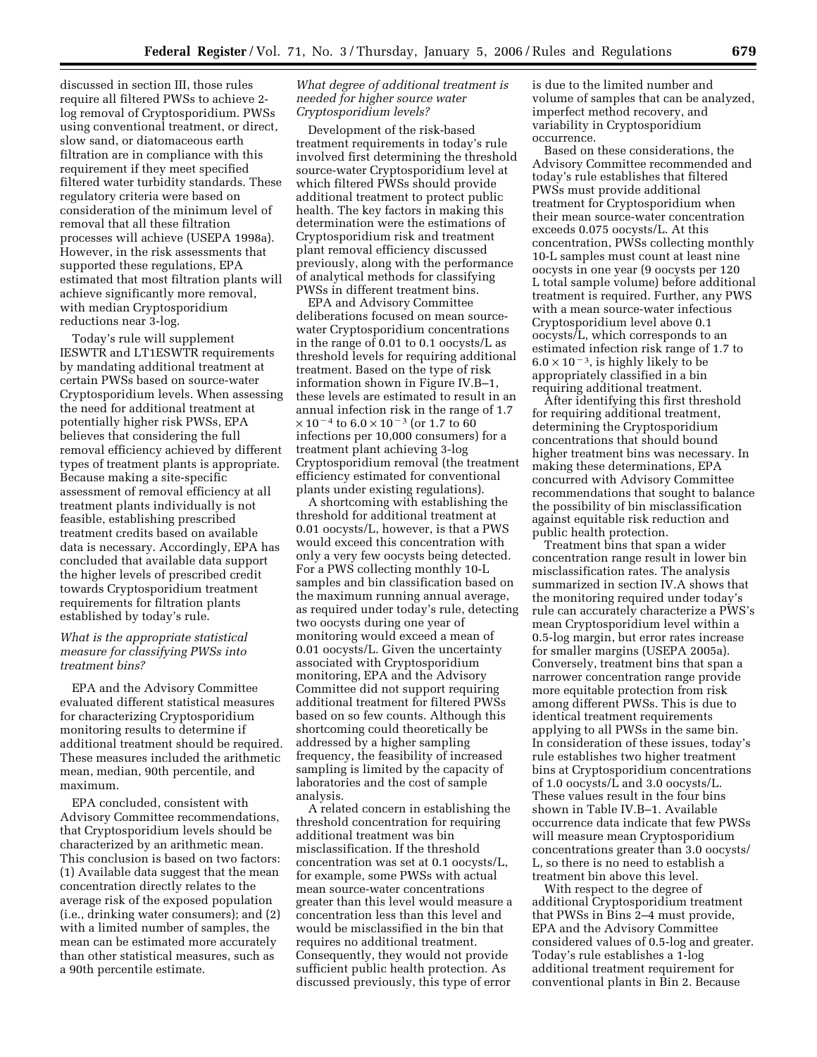discussed in section III, those rules require all filtered PWSs to achieve 2-log removal of Cryptosporidium. PWSs using conventional treatment, or direct, slow sand, or diatomaceous earth filtration are in compliance with this requirement if they meet specified filtered water turbidity standards. These regulatory criteria were based on consideration of the minimum level of removal that all these filtration processes will achieve (USEPA 1998a). However, in the risk assessments that supported these regulations, EPA estimated that most filtration plants will achieve significantly more removal, with median Cryptosporidium reductions near 3-log.

Today's rule will supplement IESWTR and LT1ESWTR requirements by mandating additional treatment at certain PWSs based on source-water Cryptosporidium levels. When assessing the need for additional treatment at potentially higher risk PWSs, EPA believes that considering the full removal efficiency achieved by different types of treatment plants is appropriate. Because making a site-specific assessment of removal efficiency at all treatment plants individually is not feasible, establishing prescribed treatment credits based on available data is necessary. Accordingly, EPA has concluded that available data support the higher levels of prescribed credit towards Cryptosporidium treatment requirements for filtration plants established by today's rule.

*What is the appropriate statistical measure for classifying PWSs into treatment bins?*

EPA and the Advisory Committee evaluated different statistical measures for characterizing Cryptosporidium monitoring results to determine if additional treatment should be required. These measures included the arithmetic mean, median, 90th percentile, and maximum.

EPA concluded, consistent with Advisory Committee recommendations, that Cryptosporidium levels should be characterized by an arithmetic mean. This conclusion is based on two factors: (1) Available data suggest that the mean concentration directly relates to the average risk of the exposed population (i.e., drinking water consumers); and (2) with a limited number of samples, the mean can be estimated more accurately than other statistical measures, such as a 90th percentile estimate.

*What degree of additional treatment is needed for higher source water Cryptosporidium levels?*

Development of the risk-based treatment requirements in today's rule involved first determining the threshold source-water Cryptosporidium level at which filtered PWSs should provide additional treatment to protect public health. The key factors in making this determination were the estimations of Cryptosporidium risk and treatment plant removal efficiency discussed previously, along with the performance of analytical methods for classifying PWSs in different treatment bins.

EPA and Advisory Committee deliberations focused on mean source-water Cryptosporidium concentrations in the range of 0.01 to 0.1 oocysts/L as threshold levels for requiring additional treatment. Based on the type of risk information shown in Figure IV.B–1, these levels are estimated to result in an annual infection risk in the range of $1.7 \times 10^{-4}$ to $6.0 \times 10^{-3}$ (or 1.7 to 60 infections per 10,000 consumers) for a treatment plant achieving 3-log Cryptosporidium removal (the treatment efficiency estimated for conventional plants under existing regulations).

A shortcoming with establishing the threshold for additional treatment at 0.01 oocysts/L, however, is that a PWS would exceed this concentration with only a very few oocysts being detected. For a PWS collecting monthly 10-L samples and bin classification based on the maximum running annual average, as required under today's rule, detecting two oocysts during one year of monitoring would exceed a mean of 0.01 oocysts/L. Given the uncertainty associated with Cryptosporidium monitoring, EPA and the Advisory Committee did not support requiring additional treatment for filtered PWSs based on so few counts. Although this shortcoming could theoretically be addressed by a higher sampling frequency, the feasibility of increased sampling is limited by the capacity of laboratories and the cost of sample analysis.

A related concern in establishing the threshold concentration for requiring additional treatment was bin misclassification. If the threshold concentration was set at 0.1 oocysts/L, for example, some PWSs with actual mean source-water concentrations greater than this level would measure a concentration less than this level and would be misclassified in the bin that requires no additional treatment. Consequently, they would not provide sufficient public health protection. As discussed previously, this type of error is due to the limited number and volume of samples that can be analyzed, imperfect method recovery, and variability in Cryptosporidium occurrence.

Based on these considerations, the Advisory Committee recommended and today's rule establishes that filtered PWSs must provide additional treatment for Cryptosporidium when their mean source-water concentration exceeds 0.075 oocysts/L. At this concentration, PWSs collecting monthly 10-L samples must count at least nine oocysts in one year (9 oocysts per 120 L total sample volume) before additional treatment is required. Further, any PWS with a mean source-water infectious Cryptosporidium level above 0.1 oocysts/L, which corresponds to an estimated infection risk range of 1.7 to $6.0 \times 10^{-3}$, is highly likely to be appropriately classified in a bin requiring additional treatment.

After identifying this first threshold for requiring additional treatment, determining the Cryptosporidium concentrations that should bound higher treatment bins was necessary. In making these determinations, EPA concurred with Advisory Committee recommendations that sought to balance the possibility of bin misclassification against equitable risk reduction and public health protection.

Treatment bins that span a wider concentration range result in lower bin misclassification rates. The analysis summarized in section IV.A shows that the monitoring required under today's rule can accurately characterize a PWS's mean Cryptosporidium level within a 0.5-log margin, but error rates increase for smaller margins (USEPA 2005a). Conversely, treatment bins that span a narrower concentration range provide more equitable protection from risk among different PWSs. This is due to identical treatment requirements applying to all PWSs in the same bin. In consideration of these issues, today's rule establishes two higher treatment bins at Cryptosporidium concentrations of 1.0 oocysts/L and 3.0 oocysts/L. These values result in the four bins shown in Table IV.B–1. Available occurrence data indicate that few PWSs will measure mean Cryptosporidium concentrations greater than 3.0 oocysts/L, so there is no need to establish a treatment bin above this level.

With respect to the degree of additional Cryptosporidium treatment that PWSs in Bins 2–4 must provide, EPA and the Advisory Committee considered values of 0.5-log and greater. Today's rule establishes a 1-log additional treatment requirement for conventional plants in Bin 2. Because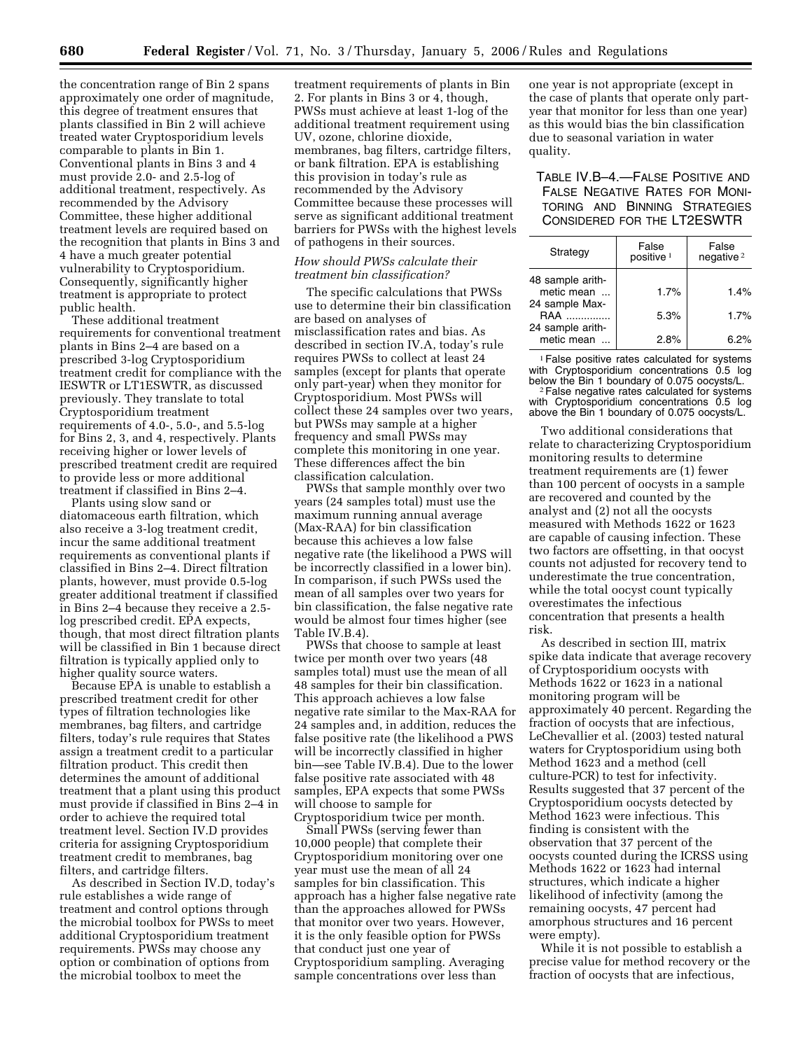the concentration range of Bin 2 spans approximately one order of magnitude, this degree of treatment ensures that plants classified in Bin 2 will achieve treated water Cryptosporidium levels comparable to plants in Bin 1. Conventional plants in Bins 3 and 4 must provide 2.0- and 2.5-log of additional treatment, respectively. As recommended by the Advisory Committee, these higher additional treatment levels are required based on the recognition that plants in Bins 3 and 4 have a much greater potential vulnerability to Cryptosporidium. Consequently, significantly higher treatment is appropriate to protect public health.

These additional treatment requirements for conventional treatment plants in Bins 2–4 are based on a prescribed 3-log Cryptosporidium treatment credit for compliance with the IESWTR or LT1ESWTR, as discussed previously. They translate to total Cryptosporidium treatment requirements of 4.0-, 5.0-, and 5.5-log for Bins 2, 3, and 4, respectively. Plants receiving higher or lower levels of prescribed treatment credit are required to provide less or more additional treatment if classified in Bins 2–4.

Plants using slow sand or diatomaceous earth filtration, which also receive a 3-log treatment credit, incur the same additional treatment requirements as conventional plants if classified in Bins 2–4. Direct filtration plants, however, must provide 0.5-log greater additional treatment if classified in Bins 2–4 because they receive a 2.5-log prescribed credit. EPA expects, though, that most direct filtration plants will be classified in Bin 1 because direct filtration is typically applied only to higher quality source waters.

Because EPA is unable to establish a prescribed treatment credit for other types of filtration technologies like membranes, bag filters, and cartridge filters, today's rule requires that States assign a treatment credit to a particular filtration product. This credit then determines the amount of additional treatment that a plant using this product must provide if classified in Bins 2–4 in order to achieve the required total treatment level. Section IV.D provides criteria for assigning Cryptosporidium treatment credit to membranes, bag filters, and cartridge filters.

As described in Section IV.D, today's rule establishes a wide range of treatment and control options through the microbial toolbox for PWSs to meet additional Cryptosporidium treatment requirements. PWSs may choose any option or combination of options from the microbial toolbox to meet the treatment requirements of plants in Bin 2. For plants in Bins 3 or 4, though, PWSs must achieve at least 1-log of the additional treatment requirement using UV, ozone, chlorine dioxide, membranes, bag filters, cartridge filters, or bank filtration. EPA is establishing this provision in today's rule as recommended by the Advisory Committee because these processes will serve as significant additional treatment barriers for PWSs with the highest levels of pathogens in their sources.

*How should PWSs calculate their treatment bin classification?*

The specific calculations that PWSs use to determine their bin classification are based on analyses of misclassification rates and bias. As described in section IV.A, today's rule requires PWSs to collect at least 24 samples (except for plants that operate only part-year) when they monitor for Cryptosporidium. Most PWSs will collect these 24 samples over two years, but PWSs may sample at a higher frequency and small PWSs may complete this monitoring in one year. These differences affect the bin classification calculation.

PWSs that sample monthly over two years (24 samples total) must use the maximum running annual average (Max-RAA) for bin classification because this achieves a low false negative rate (the likelihood a PWS will be incorrectly classified in a lower bin). In comparison, if such PWSs used the mean of all samples over two years for bin classification, the false negative rate would be almost four times higher (see Table IV.B.4).

PWSs that choose to sample at least twice per month over two years (48 samples total) must use the mean of all 48 samples for their bin classification. This approach achieves a low false negative rate similar to the Max-RAA for 24 samples and, in addition, reduces the false positive rate (the likelihood a PWS will be incorrectly classified in higher bin—see Table IV.B.4). Due to the lower false positive rate associated with 48 samples, EPA expects that some PWSs will choose to sample for Cryptosporidium twice per month.

Small PWSs (serving fewer than 10,000 people) that complete their Cryptosporidium monitoring over one year must use the mean of all 24 samples for bin classification. This approach has a higher false negative rate than the approaches allowed for PWSs that monitor over two years. However, it is the only feasible option for PWSs that conduct just one year of Cryptosporidium sampling. Averaging sample concentrations over less than one year is not appropriate (except in the case of plants that operate only part-year that monitor for less than one year) as this would bias the bin classification due to seasonal variation in water quality.

TABLE IV.B–4.—FALSE POSITIVE AND FALSE NEGATIVE RATES FOR MONITORING AND BINNING STRATEGIES CONSIDERED FOR THE LT2ESWTR

| Strategy | False positive [1] | False negative [2] |
|---|---|---|
| 48 sample arithmetic mean ... | 1.7% | 1.4% |
| 24 sample Max-RAA ............... | 5.3% | 1.7% |
| 24 sample arithmetic mean ... | 2.8% | 6.2% |

[1] False positive rates calculated for systems with Cryptosporidium concentrations 0.5 log below the Bin 1 boundary of 0.075 oocysts/L.

[2] False negative rates calculated for systems with Cryptosporidium concentrations 0.5 log above the Bin 1 boundary of 0.075 oocysts/L.

Two additional considerations that relate to characterizing Cryptosporidium monitoring results to determine treatment requirements are (1) fewer than 100 percent of oocysts in a sample are recovered and counted by the analyst and (2) not all the oocysts measured with Methods 1622 or 1623 are capable of causing infection. These two factors are offsetting, in that oocyst counts not adjusted for recovery tend to underestimate the true concentration, while the total oocyst count typically overestimates the infectious concentration that presents a health risk.

As described in section III, matrix spike data indicate that average recovery of Cryptosporidium oocysts with Methods 1622 or 1623 in a national monitoring program will be approximately 40 percent. Regarding the fraction of oocysts that are infectious, LeChevallier et al. (2003) tested natural waters for Cryptosporidium using both Method 1623 and a method (cell culture-PCR) to test for infectivity. Results suggested that 37 percent of the Cryptosporidium oocysts detected by Method 1623 were infectious. This finding is consistent with the observation that 37 percent of the oocysts counted during the ICRSS using Methods 1622 or 1623 had internal structures, which indicate a higher likelihood of infectivity (among the remaining oocysts, 47 percent had amorphous structures and 16 percent were empty).

While it is not possible to establish a precise value for method recovery or the fraction of oocysts that are infectious,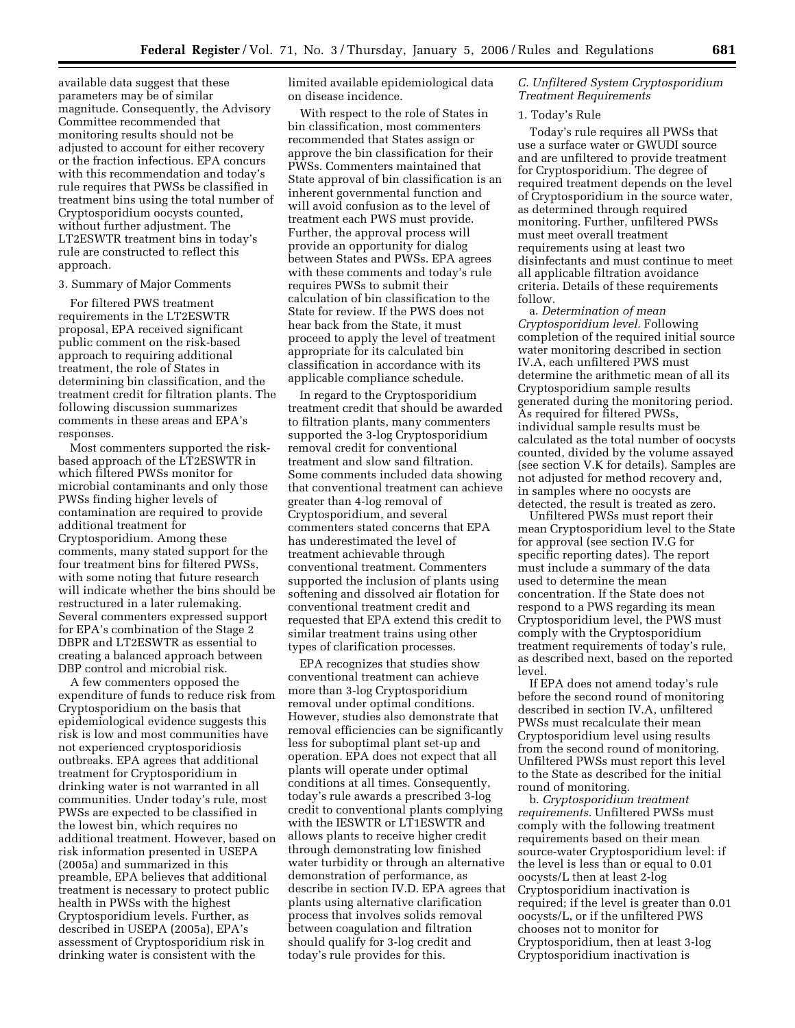available data suggest that these parameters may be of similar magnitude. Consequently, the Advisory Committee recommended that monitoring results should not be adjusted to account for either recovery or the fraction infectious. EPA concurs with this recommendation and today's rule requires that PWSs be classified in treatment bins using the total number of Cryptosporidium oocysts counted, without further adjustment. The LT2ESWTR treatment bins in today's rule are constructed to reflect this approach.

3. Summary of Major Comments

For filtered PWS treatment requirements in the LT2ESWTR proposal, EPA received significant public comment on the risk-based approach to requiring additional treatment, the role of States in determining bin classification, and the treatment credit for filtration plants. The following discussion summarizes comments in these areas and EPA's responses.

Most commenters supported the risk-based approach of the LT2ESWTR in which filtered PWSs monitor for microbial contaminants and only those PWSs finding higher levels of contamination are required to provide additional treatment for Cryptosporidium. Among these comments, many stated support for the four treatment bins for filtered PWSs, with some noting that future research will indicate whether the bins should be restructured in a later rulemaking. Several commenters expressed support for EPA's combination of the Stage 2 DBPR and LT2ESWTR as essential to creating a balanced approach between DBP control and microbial risk.

A few commenters opposed the expenditure of funds to reduce risk from Cryptosporidium on the basis that epidemiological evidence suggests this risk is low and most communities have not experienced cryptosporidiosis outbreaks. EPA agrees that additional treatment for Cryptosporidium in drinking water is not warranted in all communities. Under today's rule, most PWSs are expected to be classified in the lowest bin, which requires no additional treatment. However, based on risk information presented in USEPA (2005a) and summarized in this preamble, EPA believes that additional treatment is necessary to protect public health in PWSs with the highest Cryptosporidium levels. Further, as described in USEPA (2005a), EPA's assessment of Cryptosporidium risk in drinking water is consistent with the limited available epidemiological data on disease incidence.

With respect to the role of States in bin classification, most commenters recommended that States assign or approve the bin classification for their PWSs. Commenters maintained that State approval of bin classification is an inherent governmental function and will avoid confusion as to the level of treatment each PWS must provide. Further, the approval process will provide an opportunity for dialog between States and PWSs. EPA agrees with these comments and today's rule requires PWSs to submit their calculation of bin classification to the State for review. If the PWS does not hear back from the State, it must proceed to apply the level of treatment appropriate for its calculated bin classification in accordance with its applicable compliance schedule.

In regard to the Cryptosporidium treatment credit that should be awarded to filtration plants, many commenters supported the 3-log Cryptosporidium removal credit for conventional treatment and slow sand filtration. Some comments included data showing that conventional treatment can achieve greater than 4-log removal of Cryptosporidium, and several commenters stated concerns that EPA has underestimated the level of treatment achievable through conventional treatment. Commenters supported the inclusion of plants using softening and dissolved air flotation for conventional treatment credit and requested that EPA extend this credit to similar treatment trains using other types of clarification processes.

EPA recognizes that studies show conventional treatment can achieve more than 3-log Cryptosporidium removal under optimal conditions. However, studies also demonstrate that removal efficiencies can be significantly less for suboptimal plant set-up and operation. EPA does not expect that all plants will operate under optimal conditions at all times. Consequently, today's rule awards a prescribed 3-log credit to conventional plants complying with the IESWTR or LT1ESWTR and allows plants to receive higher credit through demonstrating low finished water turbidity or through an alternative demonstration of performance, as describe in section IV.D. EPA agrees that plants using alternative clarification process that involves solids removal between coagulation and filtration should qualify for 3-log credit and today's rule provides for this.

### *C. Unfiltered System Cryptosporidium Treatment Requirements*

1. Today's Rule

Today's rule requires all PWSs that use a surface water or GWUDI source and are unfiltered to provide treatment for Cryptosporidium. The degree of required treatment depends on the level of Cryptosporidium in the source water, as determined through required monitoring. Further, unfiltered PWSs must meet overall treatment requirements using at least two disinfectants and must continue to meet all applicable filtration avoidance criteria. Details of these requirements follow.

a. *Determination of mean Cryptosporidium level.* Following completion of the required initial source water monitoring described in section IV.A, each unfiltered PWS must determine the arithmetic mean of all its Cryptosporidium sample results generated during the monitoring period. As required for filtered PWSs, individual sample results must be calculated as the total number of oocysts counted, divided by the volume assayed (see section V.K for details). Samples are not adjusted for method recovery and, in samples where no oocysts are detected, the result is treated as zero.

Unfiltered PWSs must report their mean Cryptosporidium level to the State for approval (see section IV.G for specific reporting dates). The report must include a summary of the data used to determine the mean concentration. If the State does not respond to a PWS regarding its mean Cryptosporidium level, the PWS must comply with the Cryptosporidium treatment requirements of today's rule, as described next, based on the reported level.

If EPA does not amend today's rule before the second round of monitoring described in section IV.A, unfiltered PWSs must recalculate their mean Cryptosporidium level using results from the second round of monitoring. Unfiltered PWSs must report this level to the State as described for the initial round of monitoring.

b. *Cryptosporidium treatment requirements.* Unfiltered PWSs must comply with the following treatment requirements based on their mean source-water Cryptosporidium level: if the level is less than or equal to 0.01 oocysts/L then at least 2-log Cryptosporidium inactivation is required; if the level is greater than 0.01 oocysts/L, or if the unfiltered PWS chooses not to monitor for Cryptosporidium, then at least 3-log Cryptosporidium inactivation is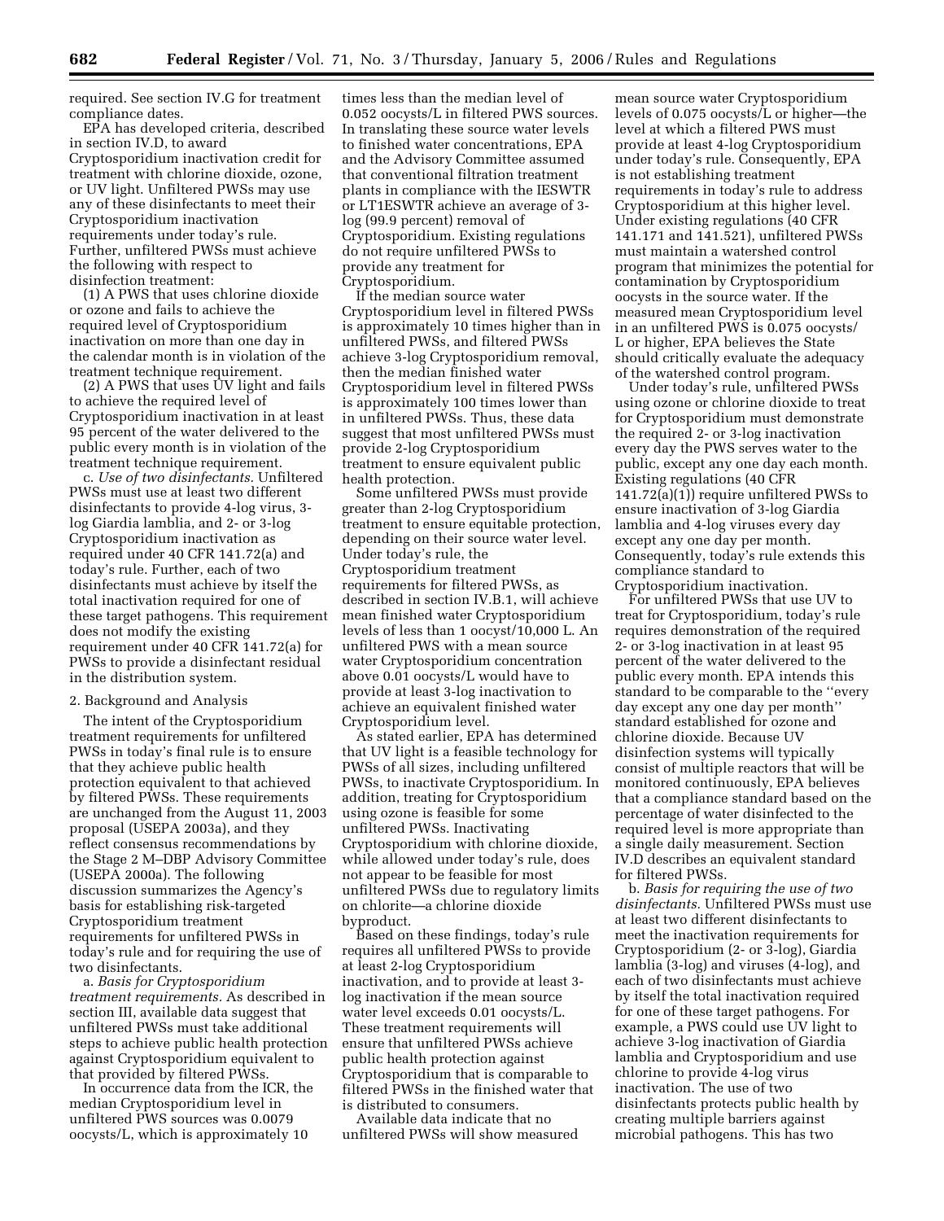required. See section IV.G for treatment compliance dates.

EPA has developed criteria, described in section IV.D, to award Cryptosporidium inactivation credit for treatment with chlorine dioxide, ozone, or UV light. Unfiltered PWSs may use any of these disinfectants to meet their Cryptosporidium inactivation requirements under today's rule. Further, unfiltered PWSs must achieve the following with respect to disinfection treatment:

(1) A PWS that uses chlorine dioxide or ozone and fails to achieve the required level of Cryptosporidium inactivation on more than one day in the calendar month is in violation of the treatment technique requirement.

(2) A PWS that uses UV light and fails to achieve the required level of Cryptosporidium inactivation in at least 95 percent of the water delivered to the public every month is in violation of the treatment technique requirement.

c. *Use of two disinfectants.* Unfiltered PWSs must use at least two different disinfectants to provide 4-log virus, 3-log Giardia lamblia, and 2- or 3-log Cryptosporidium inactivation as required under 40 CFR 141.72(a) and today's rule. Further, each of two disinfectants must achieve by itself the total inactivation required for one of these target pathogens. This requirement does not modify the existing requirement under 40 CFR 141.72(a) for PWSs to provide a disinfectant residual in the distribution system.

2. Background and Analysis

The intent of the Cryptosporidium treatment requirements for unfiltered PWSs in today's final rule is to ensure that they achieve public health protection equivalent to that achieved by filtered PWSs. These requirements are unchanged from the August 11, 2003 proposal (USEPA 2003a), and they reflect consensus recommendations by the Stage 2 M–DBP Advisory Committee (USEPA 2000a). The following discussion summarizes the Agency's basis for establishing risk-targeted Cryptosporidium treatment requirements for unfiltered PWSs in today's rule and for requiring the use of two disinfectants.

a. *Basis for Cryptosporidium treatment requirements.* As described in section III, available data suggest that unfiltered PWSs must take additional steps to achieve public health protection against Cryptosporidium equivalent to that provided by filtered PWSs.

In occurrence data from the ICR, the median Cryptosporidium level in unfiltered PWS sources was 0.0079 oocysts/L, which is approximately 10 times less than the median level of 0.052 oocysts/L in filtered PWS sources. In translating these source water levels to finished water concentrations, EPA and the Advisory Committee assumed that conventional filtration treatment plants in compliance with the IESWTR or LT1ESWTR achieve an average of 3-log (99.9 percent) removal of Cryptosporidium. Existing regulations do not require unfiltered PWSs to provide any treatment for Cryptosporidium.

If the median source water Cryptosporidium level in filtered PWSs is approximately 10 times higher than in unfiltered PWSs, and filtered PWSs achieve 3-log Cryptosporidium removal, then the median finished water Cryptosporidium level in filtered PWSs is approximately 100 times lower than in unfiltered PWSs. Thus, these data suggest that most unfiltered PWSs must provide 2-log Cryptosporidium treatment to ensure equivalent public health protection.

Some unfiltered PWSs must provide greater than 2-log Cryptosporidium treatment to ensure equitable protection, depending on their source water level. Under today's rule, the Cryptosporidium treatment requirements for filtered PWSs, as described in section IV.B.1, will achieve mean finished water Cryptosporidium levels of less than 1 oocyst/10,000 L. An unfiltered PWS with a mean source water Cryptosporidium concentration above 0.01 oocysts/L would have to provide at least 3-log inactivation to achieve an equivalent finished water Cryptosporidium level.

As stated earlier, EPA has determined that UV light is a feasible technology for PWSs of all sizes, including unfiltered PWSs, to inactivate Cryptosporidium. In addition, treating for Cryptosporidium using ozone is feasible for some unfiltered PWSs. Inactivating Cryptosporidium with chlorine dioxide, while allowed under today's rule, does not appear to be feasible for most unfiltered PWSs due to regulatory limits on chlorite—a chlorine dioxide byproduct.

Based on these findings, today's rule requires all unfiltered PWSs to provide at least 2-log Cryptosporidium inactivation, and to provide at least 3-log inactivation if the mean source water level exceeds 0.01 oocysts/L. These treatment requirements will ensure that unfiltered PWSs achieve public health protection against Cryptosporidium that is comparable to filtered PWSs in the finished water that is distributed to consumers.

Available data indicate that no unfiltered PWSs will show measured mean source water Cryptosporidium levels of 0.075 oocysts/L or higher—the level at which a filtered PWS must provide at least 4-log Cryptosporidium under today's rule. Consequently, EPA is not establishing treatment requirements in today's rule to address Cryptosporidium at this higher level. Under existing regulations (40 CFR 141.171 and 141.521), unfiltered PWSs must maintain a watershed control program that minimizes the potential for contamination by Cryptosporidium oocysts in the source water. If the measured mean Cryptosporidium level in an unfiltered PWS is 0.075 oocysts/L or higher, EPA believes the State should critically evaluate the adequacy of the watershed control program.

Under today's rule, unfiltered PWSs using ozone or chlorine dioxide to treat for Cryptosporidium must demonstrate the required 2- or 3-log inactivation every day the PWS serves water to the public, except any one day each month. Existing regulations (40 CFR 141.72(a)(1)) require unfiltered PWSs to ensure inactivation of 3-log Giardia lamblia and 4-log viruses every day except any one day per month. Consequently, today's rule extends this compliance standard to Cryptosporidium inactivation.

For unfiltered PWSs that use UV to treat for Cryptosporidium, today's rule requires demonstration of the required 2- or 3-log inactivation in at least 95 percent of the water delivered to the public every month. EPA intends this standard to be comparable to the "every day except any one day per month" standard established for ozone and chlorine dioxide. Because UV disinfection systems will typically consist of multiple reactors that will be monitored continuously, EPA believes that a compliance standard based on the percentage of water disinfected to the required level is more appropriate than a single daily measurement. Section IV.D describes an equivalent standard for filtered PWSs.

b. *Basis for requiring the use of two disinfectants.* Unfiltered PWSs must use at least two different disinfectants to meet the inactivation requirements for Cryptosporidium (2- or 3-log), Giardia lamblia (3-log) and viruses (4-log), and each of two disinfectants must achieve by itself the total inactivation required for one of these target pathogens. For example, a PWS could use UV light to achieve 3-log inactivation of Giardia lamblia and Cryptosporidium and use chlorine to provide 4-log virus inactivation. The use of two disinfectants protects public health by creating multiple barriers against microbial pathogens. This has two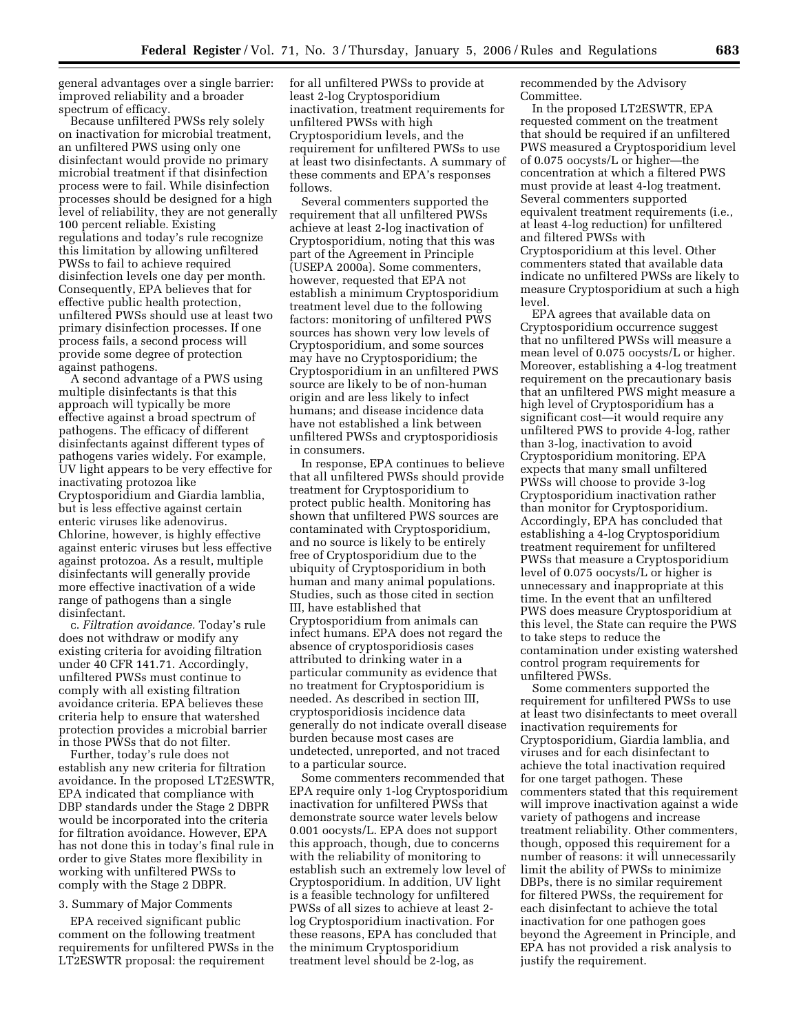general advantages over a single barrier: improved reliability and a broader spectrum of efficacy.

Because unfiltered PWSs rely solely on inactivation for microbial treatment, an unfiltered PWS using only one disinfectant would provide no primary microbial treatment if that disinfection process were to fail. While disinfection processes should be designed for a high level of reliability, they are not generally 100 percent reliable. Existing regulations and today's rule recognize this limitation by allowing unfiltered PWSs to fail to achieve required disinfection levels one day per month. Consequently, EPA believes that for effective public health protection, unfiltered PWSs should use at least two primary disinfection processes. If one process fails, a second process will provide some degree of protection against pathogens.

A second advantage of a PWS using multiple disinfectants is that this approach will typically be more effective against a broad spectrum of pathogens. The efficacy of different disinfectants against different types of pathogens varies widely. For example, UV light appears to be very effective for inactivating protozoa like Cryptosporidium and Giardia lamblia, but is less effective against certain enteric viruses like adenovirus. Chlorine, however, is highly effective against enteric viruses but less effective against protozoa. As a result, multiple disinfectants will generally provide more effective inactivation of a wide range of pathogens than a single disinfectant.

c. *Filtration avoidance.* Today's rule does not withdraw or modify any existing criteria for avoiding filtration under 40 CFR 141.71. Accordingly, unfiltered PWSs must continue to comply with all existing filtration avoidance criteria. EPA believes these criteria help to ensure that watershed protection provides a microbial barrier in those PWSs that do not filter.

Further, today's rule does not establish any new criteria for filtration avoidance. In the proposed LT2ESWTR, EPA indicated that compliance with DBP standards under the Stage 2 DBPR would be incorporated into the criteria for filtration avoidance. However, EPA has not done this in today's final rule in order to give States more flexibility in working with unfiltered PWSs to comply with the Stage 2 DBPR.

3. Summary of Major Comments

EPA received significant public comment on the following treatment requirements for unfiltered PWSs in the LT2ESWTR proposal: the requirement for all unfiltered PWSs to provide at least 2-log Cryptosporidium inactivation, treatment requirements for unfiltered PWSs with high Cryptosporidium levels, and the requirement for unfiltered PWSs to use at least two disinfectants. A summary of these comments and EPA's responses follows.

Several commenters supported the requirement that all unfiltered PWSs achieve at least 2-log inactivation of Cryptosporidium, noting that this was part of the Agreement in Principle (USEPA 2000a). Some commenters, however, requested that EPA not establish a minimum Cryptosporidium treatment level due to the following factors: monitoring of unfiltered PWS sources has shown very low levels of Cryptosporidium, and some sources may have no Cryptosporidium; the Cryptosporidium in an unfiltered PWS source are likely to be of non-human origin and are less likely to infect humans; and disease incidence data have not established a link between unfiltered PWSs and cryptosporidiosis in consumers.

In response, EPA continues to believe that all unfiltered PWSs should provide treatment for Cryptosporidium to protect public health. Monitoring has shown that unfiltered PWS sources are contaminated with Cryptosporidium, and no source is likely to be entirely free of Cryptosporidium due to the ubiquity of Cryptosporidium in both human and many animal populations. Studies, such as those cited in section III, have established that Cryptosporidium from animals can infect humans. EPA does not regard the absence of cryptosporidiosis cases attributed to drinking water in a particular community as evidence that no treatment for Cryptosporidium is needed. As described in section III, cryptosporidiosis incidence data generally do not indicate overall disease burden because most cases are undetected, unreported, and not traced to a particular source.

Some commenters recommended that EPA require only 1-log Cryptosporidium inactivation for unfiltered PWSs that demonstrate source water levels below 0.001 oocysts/L. EPA does not support this approach, though, due to concerns with the reliability of monitoring to establish such an extremely low level of Cryptosporidium. In addition, UV light is a feasible technology for unfiltered PWSs of all sizes to achieve at least 2-log Cryptosporidium inactivation. For these reasons, EPA has concluded that the minimum Cryptosporidium treatment level should be 2-log, as recommended by the Advisory Committee.

In the proposed LT2ESWTR, EPA requested comment on the treatment that should be required if an unfiltered PWS measured a Cryptosporidium level of 0.075 oocysts/L or higher—the concentration at which a filtered PWS must provide at least 4-log treatment. Several commenters supported equivalent treatment requirements (i.e., at least 4-log reduction) for unfiltered and filtered PWSs with Cryptosporidium at this level. Other commenters stated that available data indicate no unfiltered PWSs are likely to measure Cryptosporidium at such a high level.

EPA agrees that available data on Cryptosporidium occurrence suggest that no unfiltered PWSs will measure a mean level of 0.075 oocysts/L or higher. Moreover, establishing a 4-log treatment requirement on the precautionary basis that an unfiltered PWS might measure a high level of Cryptosporidium has a significant cost—it would require any unfiltered PWS to provide 4-log, rather than 3-log, inactivation to avoid Cryptosporidium monitoring. EPA expects that many small unfiltered PWSs will choose to provide 3-log Cryptosporidium inactivation rather than monitor for Cryptosporidium. Accordingly, EPA has concluded that establishing a 4-log Cryptosporidium treatment requirement for unfiltered PWSs that measure a Cryptosporidium level of 0.075 oocysts/L or higher is unnecessary and inappropriate at this time. In the event that an unfiltered PWS does measure Cryptosporidium at this level, the State can require the PWS to take steps to reduce the contamination under existing watershed control program requirements for unfiltered PWSs.

Some commenters supported the requirement for unfiltered PWSs to use at least two disinfectants to meet overall inactivation requirements for Cryptosporidium, Giardia lamblia, and viruses and for each disinfectant to achieve the total inactivation required for one target pathogen. These commenters stated that this requirement will improve inactivation against a wide variety of pathogens and increase treatment reliability. Other commenters, though, opposed this requirement for a number of reasons: it will unnecessarily limit the ability of PWSs to minimize DBPs, there is no similar requirement for filtered PWSs, the requirement for each disinfectant to achieve the total inactivation for one pathogen goes beyond the Agreement in Principle, and EPA has not provided a risk analysis to justify the requirement.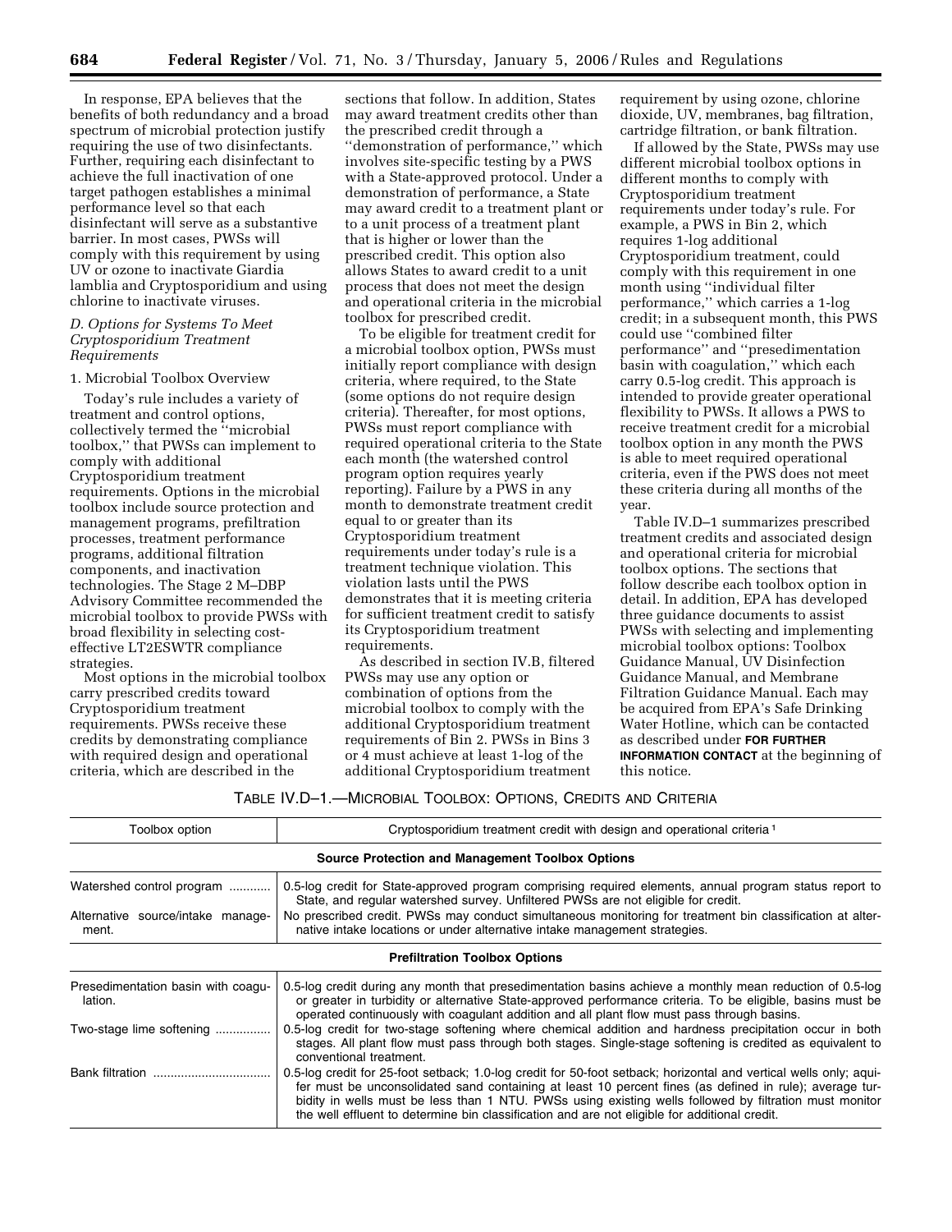In response, EPA believes that the benefits of both redundancy and a broad spectrum of microbial protection justify requiring the use of two disinfectants. Further, requiring each disinfectant to achieve the full inactivation of one target pathogen establishes a minimal performance level so that each disinfectant will serve as a substantive barrier. In most cases, PWSs will comply with this requirement by using UV or ozone to inactivate Giardia lamblia and Cryptosporidium and using chlorine to inactivate viruses.

### *D. Options for Systems To Meet Cryptosporidium Treatment Requirements*

#### 1. Microbial Toolbox Overview

Today's rule includes a variety of treatment and control options, collectively termed the ''microbial toolbox,'' that PWSs can implement to comply with additional Cryptosporidium treatment requirements. Options in the microbial toolbox include source protection and management programs, prefiltration processes, treatment performance programs, additional filtration components, and inactivation technologies. The Stage 2 M–DBP Advisory Committee recommended the microbial toolbox to provide PWSs with broad flexibility in selecting cost-effective LT2ESWTR compliance strategies.

Most options in the microbial toolbox carry prescribed credits toward Cryptosporidium treatment requirements. PWSs receive these credits by demonstrating compliance with required design and operational criteria, which are described in the sections that follow. In addition, States may award treatment credits other than the prescribed credit through a ''demonstration of performance,'' which involves site-specific testing by a PWS with a State-approved protocol. Under a demonstration of performance, a State may award credit to a treatment plant or to a unit process of a treatment plant that is higher or lower than the prescribed credit. This option also allows States to award credit to a unit process that does not meet the design and operational criteria in the microbial toolbox for prescribed credit.

To be eligible for treatment credit for a microbial toolbox option, PWSs must initially report compliance with design criteria, where required, to the State (some options do not require design criteria). Thereafter, for most options, PWSs must report compliance with required operational criteria to the State each month (the watershed control program option requires yearly reporting). Failure by a PWS in any month to demonstrate treatment credit equal to or greater than its Cryptosporidium treatment requirements under today's rule is a treatment technique violation. This violation lasts until the PWS demonstrates that it is meeting criteria for sufficient treatment credit to satisfy its Cryptosporidium treatment requirements.

As described in section IV.B, filtered PWSs may use any option or combination of options from the microbial toolbox to comply with the additional Cryptosporidium treatment requirements of Bin 2. PWSs in Bins 3 or 4 must achieve at least 1-log of the additional Cryptosporidium treatment requirement by using ozone, chlorine dioxide, UV, membranes, bag filtration, cartridge filtration, or bank filtration.

If allowed by the State, PWSs may use different microbial toolbox options in different months to comply with Cryptosporidium treatment requirements under today's rule. For example, a PWS in Bin 2, which requires 1-log additional Cryptosporidium treatment, could comply with this requirement in one month using ''individual filter performance,'' which carries a 1-log credit; in a subsequent month, this PWS could use ''combined filter performance'' and ''presedimentation basin with coagulation,'' which each carry 0.5-log credit. This approach is intended to provide greater operational flexibility to PWSs. It allows a PWS to receive treatment credit for a microbial toolbox option in any month the PWS is able to meet required operational criteria, even if the PWS does not meet these criteria during all months of the year.

Table IV.D–1 summarizes prescribed treatment credits and associated design and operational criteria for microbial toolbox options. The sections that follow describe each toolbox option in detail. In addition, EPA has developed three guidance documents to assist PWSs with selecting and implementing microbial toolbox options: Toolbox Guidance Manual, UV Disinfection Guidance Manual, and Membrane Filtration Guidance Manual. Each may be acquired from EPA's Safe Drinking Water Hotline, which can be contacted as described under **FOR FURTHER INFORMATION CONTACT** at the beginning of this notice.

TABLE IV.D–1.—MICROBIAL TOOLBOX: OPTIONS, CREDITS AND CRITERIA

| Toolbox option | Cryptosporidium treatment credit with design and operational criteria [1] |
|---|---|
| **Source Protection and Management Toolbox Options** | |
| Watershed control program | 0.5-log credit for State-approved program comprising required elements, annual program status report to State, and regular watershed survey. Unfiltered PWSs are not eligible for credit. |
| Alternative source/intake management. | No prescribed credit. PWSs may conduct simultaneous monitoring for treatment bin classification at alternative intake locations or under alternative intake management strategies. |
| **Prefiltration Toolbox Options** | |
| Presedimentation basin with coagulation. | 0.5-log credit during any month that presedimentation basins achieve a monthly mean reduction of 0.5-log or greater in turbidity or alternative State-approved performance criteria. To be eligible, basins must be operated continuously with coagulant addition and all plant flow must pass through basins. |
| Two-stage lime softening | 0.5-log credit for two-stage softening where chemical addition and hardness precipitation occur in both stages. All plant flow must pass through both stages. Single-stage softening is credited as equivalent to conventional treatment. |
| Bank filtration | 0.5-log credit for 25-foot setback; 1.0-log credit for 50-foot setback; horizontal and vertical wells only; aquifer must be unconsolidated sand containing at least 10 percent fines (as defined in rule); average turbidity in wells must be less than 1 NTU. PWSs using existing wells followed by filtration must monitor the well effluent to determine bin classification and are not eligible for additional credit. |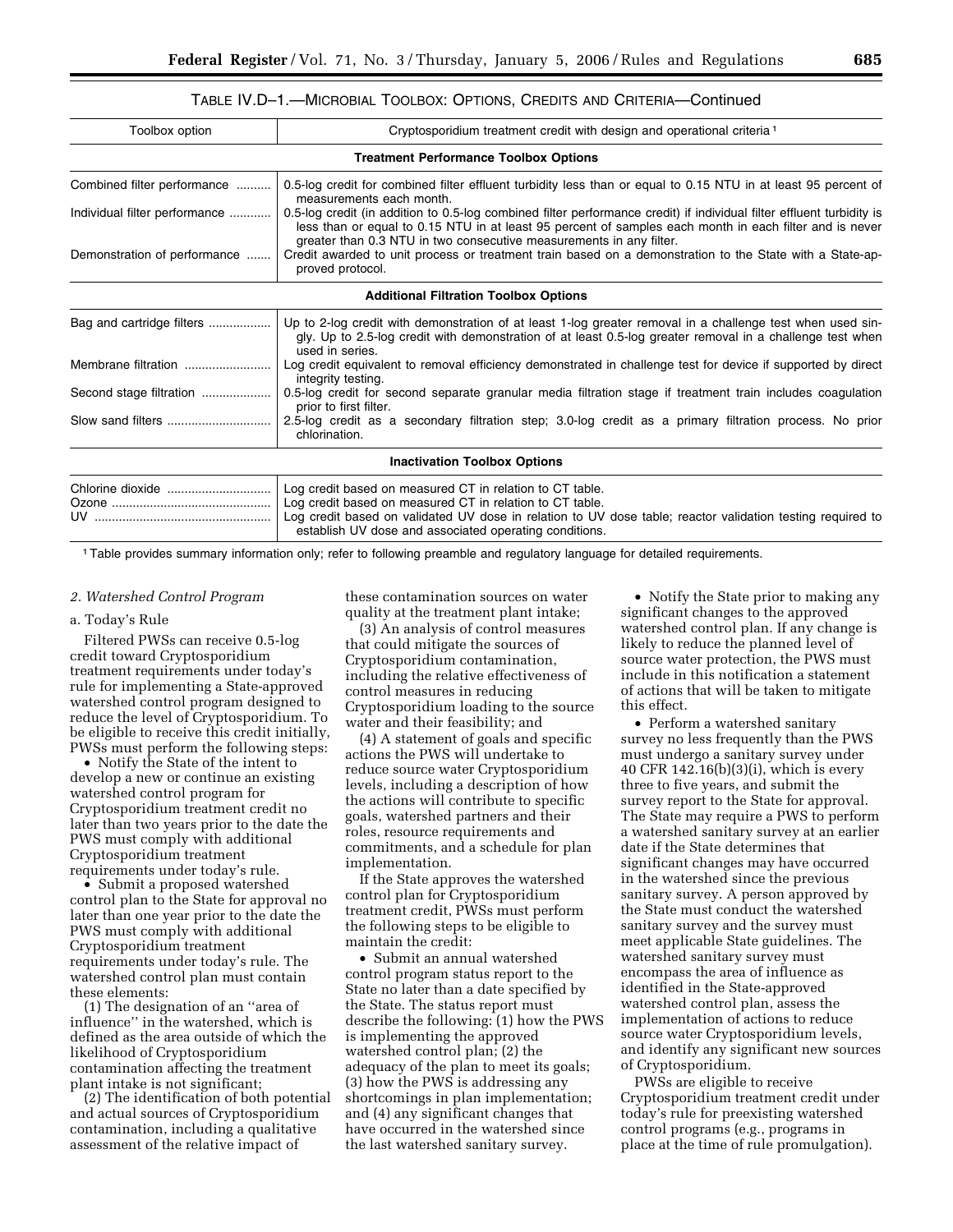TABLE IV.D–1.—MICROBIAL TOOLBOX: OPTIONS, CREDITS AND CRITERIA—Continued

| Toolbox option | Cryptosporidium treatment credit with design and operational criteria [1] |
|---|---|
| **Treatment Performance Toolbox Options** | |
| Combined filter performance | 0.5-log credit for combined filter effluent turbidity less than or equal to 0.15 NTU in at least 95 percent of measurements each month. |
| Individual filter performance | 0.5-log credit (in addition to 0.5-log combined filter performance credit) if individual filter effluent turbidity is less than or equal to 0.15 NTU in at least 95 percent of samples each month in each filter and is never greater than 0.3 NTU in two consecutive measurements in any filter. |
| Demonstration of performance | Credit awarded to unit process or treatment train based on a demonstration to the State with a State-approved protocol. |
| **Additional Filtration Toolbox Options** | |
| Bag and cartridge filters | Up to 2-log credit with demonstration of at least 1-log greater removal in a challenge test when used singly. Up to 2.5-log credit with demonstration of at least 0.5-log greater removal in a challenge test when used in series. |
| Membrane filtration | Log credit equivalent to removal efficiency demonstrated in challenge test for device if supported by direct integrity testing. |
| Second stage filtration | 0.5-log credit for second separate granular media filtration stage if treatment train includes coagulation prior to first filter. |
| Slow sand filters | 2.5-log credit as a secondary filtration step; 3.0-log credit as a primary filtration process. No prior chlorination. |
| **Inactivation Toolbox Options** | |
| Chlorine dioxide | Log credit based on measured CT in relation to CT table. |
| Ozone | Log credit based on measured CT in relation to CT table. |
| UV | Log credit based on validated UV dose in relation to UV dose table; reactor validation testing required to establish UV dose and associated operating conditions. |

[1] Table provides summary information only; refer to following preamble and regulatory language for detailed requirements.

*2. Watershed Control Program*

a. Today's Rule

Filtered PWSs can receive 0.5-log credit toward Cryptosporidium treatment requirements under today's rule for implementing a State-approved watershed control program designed to reduce the level of Cryptosporidium. To be eligible to receive this credit initially, PWSs must perform the following steps:

- Notify the State of the intent to develop a new or continue an existing watershed control program for Cryptosporidium treatment credit no later than two years prior to the date the PWS must comply with additional Cryptosporidium treatment requirements under today's rule.
- Submit a proposed watershed control plan to the State for approval no later than one year prior to the date the PWS must comply with additional Cryptosporidium treatment requirements under today's rule. The watershed control plan must contain these elements:

(1) The designation of an "area of influence" in the watershed, which is defined as the area outside of which the likelihood of Cryptosporidium contamination affecting the treatment plant intake is not significant;

(2) The identification of both potential and actual sources of Cryptosporidium contamination, including a qualitative assessment of the relative impact of these contamination sources on water quality at the treatment plant intake;

(3) An analysis of control measures that could mitigate the sources of Cryptosporidium contamination, including the relative effectiveness of control measures in reducing Cryptosporidium loading to the source water and their feasibility; and

(4) A statement of goals and specific actions the PWS will undertake to reduce source water Cryptosporidium levels, including a description of how the actions will contribute to specific goals, watershed partners and their roles, resource requirements and commitments, and a schedule for plan implementation.

If the State approves the watershed control plan for Cryptosporidium treatment credit, PWSs must perform the following steps to be eligible to maintain the credit:

- Submit an annual watershed control program status report to the State no later than a date specified by the State. The status report must describe the following: (1) how the PWS is implementing the approved watershed control plan; (2) the adequacy of the plan to meet its goals; (3) how the PWS is addressing any shortcomings in plan implementation; and (4) any significant changes that have occurred in the watershed since the last watershed sanitary survey.
- Notify the State prior to making any significant changes to the approved watershed control plan. If any change is likely to reduce the planned level of source water protection, the PWS must include in this notification a statement of actions that will be taken to mitigate this effect.
- Perform a watershed sanitary survey no less frequently than the PWS must undergo a sanitary survey under 40 CFR 142.16(b)(3)(i), which is every three to five years, and submit the survey report to the State for approval. The State may require a PWS to perform a watershed sanitary survey at an earlier date if the State determines that significant changes may have occurred in the watershed since the previous sanitary survey. A person approved by the State must conduct the watershed sanitary survey and the survey must meet applicable State guidelines. The watershed sanitary survey must encompass the area of influence as identified in the State-approved watershed control plan, assess the implementation of actions to reduce source water Cryptosporidium levels, and identify any significant new sources of Cryptosporidium.

PWSs are eligible to receive Cryptosporidium treatment credit under today's rule for preexisting watershed control programs (e.g., programs in place at the time of rule promulgation).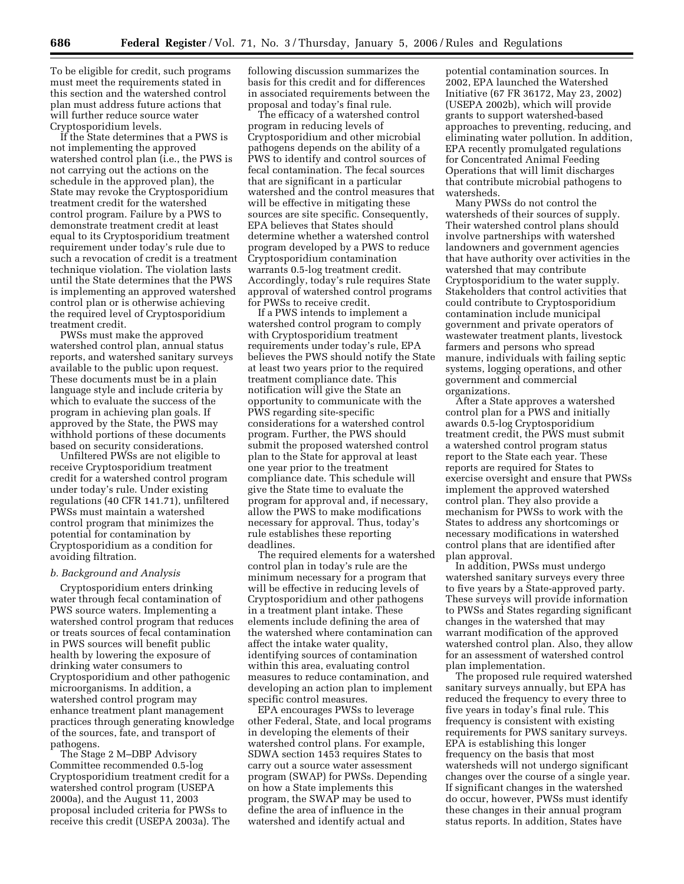To be eligible for credit, such programs must meet the requirements stated in this section and the watershed control plan must address future actions that will further reduce source water Cryptosporidium levels.

If the State determines that a PWS is not implementing the approved watershed control plan (i.e., the PWS is not carrying out the actions on the schedule in the approved plan), the State may revoke the Cryptosporidium treatment credit for the watershed control program. Failure by a PWS to demonstrate treatment credit at least equal to its Cryptosporidium treatment requirement under today's rule due to such a revocation of credit is a treatment technique violation. The violation lasts until the State determines that the PWS is implementing an approved watershed control plan or is otherwise achieving the required level of Cryptosporidium treatment credit.

PWSs must make the approved watershed control plan, annual status reports, and watershed sanitary surveys available to the public upon request. These documents must be in a plain language style and include criteria by which to evaluate the success of the program in achieving plan goals. If approved by the State, the PWS may withhold portions of these documents based on security considerations.

Unfiltered PWSs are not eligible to receive Cryptosporidium treatment credit for a watershed control program under today's rule. Under existing regulations (40 CFR 141.71), unfiltered PWSs must maintain a watershed control program that minimizes the potential for contamination by Cryptosporidium as a condition for avoiding filtration.

*b. Background and Analysis*

Cryptosporidium enters drinking water through fecal contamination of PWS source waters. Implementing a watershed control program that reduces or treats sources of fecal contamination in PWS sources will benefit public health by lowering the exposure of drinking water consumers to Cryptosporidium and other pathogenic microorganisms. In addition, a watershed control program may enhance treatment plant management practices through generating knowledge of the sources, fate, and transport of pathogens.

The Stage 2 M–DBP Advisory Committee recommended 0.5-log Cryptosporidium treatment credit for a watershed control program (USEPA 2000a), and the August 11, 2003 proposal included criteria for PWSs to receive this credit (USEPA 2003a). The following discussion summarizes the basis for this credit and for differences in associated requirements between the proposal and today's final rule.

The efficacy of a watershed control program in reducing levels of Cryptosporidium and other microbial pathogens depends on the ability of a PWS to identify and control sources of fecal contamination. The fecal sources that are significant in a particular watershed and the control measures that will be effective in mitigating these sources are site specific. Consequently, EPA believes that States should determine whether a watershed control program developed by a PWS to reduce Cryptosporidium contamination warrants 0.5-log treatment credit. Accordingly, today's rule requires State approval of watershed control programs for PWSs to receive credit.

If a PWS intends to implement a watershed control program to comply with Cryptosporidium treatment requirements under today's rule, EPA believes the PWS should notify the State at least two years prior to the required treatment compliance date. This notification will give the State an opportunity to communicate with the PWS regarding site-specific considerations for a watershed control program. Further, the PWS should submit the proposed watershed control plan to the State for approval at least one year prior to the treatment compliance date. This schedule will give the State time to evaluate the program for approval and, if necessary, allow the PWS to make modifications necessary for approval. Thus, today's rule establishes these reporting deadlines.

The required elements for a watershed control plan in today's rule are the minimum necessary for a program that will be effective in reducing levels of Cryptosporidium and other pathogens in a treatment plant intake. These elements include defining the area of the watershed where contamination can affect the intake water quality, identifying sources of contamination within this area, evaluating control measures to reduce contamination, and developing an action plan to implement specific control measures.

EPA encourages PWSs to leverage other Federal, State, and local programs in developing the elements of their watershed control plans. For example, SDWA section 1453 requires States to carry out a source water assessment program (SWAP) for PWSs. Depending on how a State implements this program, the SWAP may be used to define the area of influence in the watershed and identify actual and potential contamination sources. In 2002, EPA launched the Watershed Initiative (67 FR 36172, May 23, 2002) (USEPA 2002b), which will provide grants to support watershed-based approaches to preventing, reducing, and eliminating water pollution. In addition, EPA recently promulgated regulations for Concentrated Animal Feeding Operations that will limit discharges that contribute microbial pathogens to watersheds.

Many PWSs do not control the watersheds of their sources of supply. Their watershed control plans should involve partnerships with watershed landowners and government agencies that have authority over activities in the watershed that may contribute Cryptosporidium to the water supply. Stakeholders that control activities that could contribute to Cryptosporidium contamination include municipal government and private operators of wastewater treatment plants, livestock farmers and persons who spread manure, individuals with failing septic systems, logging operations, and other government and commercial organizations.

After a State approves a watershed control plan for a PWS and initially awards 0.5-log Cryptosporidium treatment credit, the PWS must submit a watershed control program status report to the State each year. These reports are required for States to exercise oversight and ensure that PWSs implement the approved watershed control plan. They also provide a mechanism for PWSs to work with the States to address any shortcomings or necessary modifications in watershed control plans that are identified after plan approval.

In addition, PWSs must undergo watershed sanitary surveys every three to five years by a State-approved party. These surveys will provide information to PWSs and States regarding significant changes in the watershed that may warrant modification of the approved watershed control plan. Also, they allow for an assessment of watershed control plan implementation.

The proposed rule required watershed sanitary surveys annually, but EPA has reduced the frequency to every three to five years in today's final rule. This frequency is consistent with existing requirements for PWS sanitary surveys. EPA is establishing this longer frequency on the basis that most watersheds will not undergo significant changes over the course of a single year. If significant changes in the watershed do occur, however, PWSs must identify these changes in their annual program status reports. In addition, States have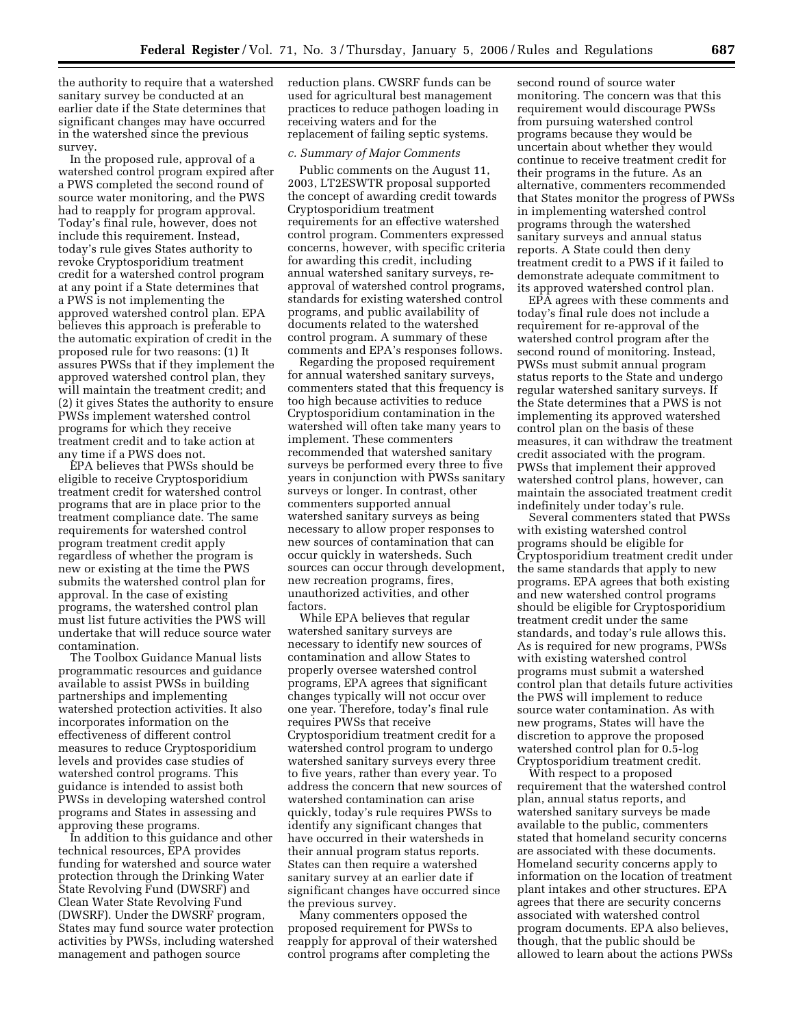the authority to require that a watershed sanitary survey be conducted at an earlier date if the State determines that significant changes may have occurred in the watershed since the previous survey.

In the proposed rule, approval of a watershed control program expired after a PWS completed the second round of source water monitoring, and the PWS had to reapply for program approval. Today's final rule, however, does not include this requirement. Instead, today's rule gives States authority to revoke Cryptosporidium treatment credit for a watershed control program at any point if a State determines that a PWS is not implementing the approved watershed control plan. EPA believes this approach is preferable to the automatic expiration of credit in the proposed rule for two reasons: (1) It assures PWSs that if they implement the approved watershed control plan, they will maintain the treatment credit; and (2) it gives States the authority to ensure PWSs implement watershed control programs for which they receive treatment credit and to take action at any time if a PWS does not.

EPA believes that PWSs should be eligible to receive Cryptosporidium treatment credit for watershed control programs that are in place prior to the treatment compliance date. The same requirements for watershed control program treatment credit apply regardless of whether the program is new or existing at the time the PWS submits the watershed control plan for approval. In the case of existing programs, the watershed control plan must list future activities the PWS will undertake that will reduce source water contamination.

The Toolbox Guidance Manual lists programmatic resources and guidance available to assist PWSs in building partnerships and implementing watershed protection activities. It also incorporates information on the effectiveness of different control measures to reduce Cryptosporidium levels and provides case studies of watershed control programs. This guidance is intended to assist both PWSs in developing watershed control programs and States in assessing and approving these programs.

In addition to this guidance and other technical resources, EPA provides funding for watershed and source water protection through the Drinking Water State Revolving Fund (DWSRF) and Clean Water State Revolving Fund (DWSRF). Under the DWSRF program, States may fund source water protection activities by PWSs, including watershed management and pathogen source reduction plans. CWSRF funds can be used for agricultural best management practices to reduce pathogen loading in receiving waters and for the replacement of failing septic systems.

*c. Summary of Major Comments*

Public comments on the August 11, 2003, LT2ESWTR proposal supported the concept of awarding credit towards Cryptosporidium treatment requirements for an effective watershed control program. Commenters expressed concerns, however, with specific criteria for awarding this credit, including annual watershed sanitary surveys, re-approval of watershed control programs, standards for existing watershed control programs, and public availability of documents related to the watershed control program. A summary of these comments and EPA's responses follows.

Regarding the proposed requirement for annual watershed sanitary surveys, commenters stated that this frequency is too high because activities to reduce Cryptosporidium contamination in the watershed will often take many years to implement. These commenters recommended that watershed sanitary surveys be performed every three to five years in conjunction with PWSs sanitary surveys or longer. In contrast, other commenters supported annual watershed sanitary surveys as being necessary to allow proper responses to new sources of contamination that can occur quickly in watersheds. Such sources can occur through development, new recreation programs, fires, unauthorized activities, and other factors.

While EPA believes that regular watershed sanitary surveys are necessary to identify new sources of contamination and allow States to properly oversee watershed control programs, EPA agrees that significant changes typically will not occur over one year. Therefore, today's final rule requires PWSs that receive Cryptosporidium treatment credit for a watershed control program to undergo watershed sanitary surveys every three to five years, rather than every year. To address the concern that new sources of watershed contamination can arise quickly, today's rule requires PWSs to identify any significant changes that have occurred in their watersheds in their annual program status reports. States can then require a watershed sanitary survey at an earlier date if significant changes have occurred since the previous survey.

Many commenters opposed the proposed requirement for PWSs to reapply for approval of their watershed control programs after completing the second round of source water monitoring. The concern was that this requirement would discourage PWSs from pursuing watershed control programs because they would be uncertain about whether they would continue to receive treatment credit for their programs in the future. As an alternative, commenters recommended that States monitor the progress of PWSs in implementing watershed control programs through the watershed sanitary surveys and annual status reports. A State could then deny treatment credit to a PWS if it failed to demonstrate adequate commitment to its approved watershed control plan.

EPA agrees with these comments and today's final rule does not include a requirement for re-approval of the watershed control program after the second round of monitoring. Instead, PWSs must submit annual program status reports to the State and undergo regular watershed sanitary surveys. If the State determines that a PWS is not implementing its approved watershed control plan on the basis of these measures, it can withdraw the treatment credit associated with the program. PWSs that implement their approved watershed control plans, however, can maintain the associated treatment credit indefinitely under today's rule.

Several commenters stated that PWSs with existing watershed control programs should be eligible for Cryptosporidium treatment credit under the same standards that apply to new programs. EPA agrees that both existing and new watershed control programs should be eligible for Cryptosporidium treatment credit under the same standards, and today's rule allows this. As is required for new programs, PWSs with existing watershed control programs must submit a watershed control plan that details future activities the PWS will implement to reduce source water contamination. As with new programs, States will have the discretion to approve the proposed watershed control plan for 0.5-log Cryptosporidium treatment credit.

With respect to a proposed requirement that the watershed control plan, annual status reports, and watershed sanitary surveys be made available to the public, commenters stated that homeland security concerns are associated with these documents. Homeland security concerns apply to information on the location of treatment plant intakes and other structures. EPA agrees that there are security concerns associated with watershed control program documents. EPA also believes, though, that the public should be allowed to learn about the actions PWSs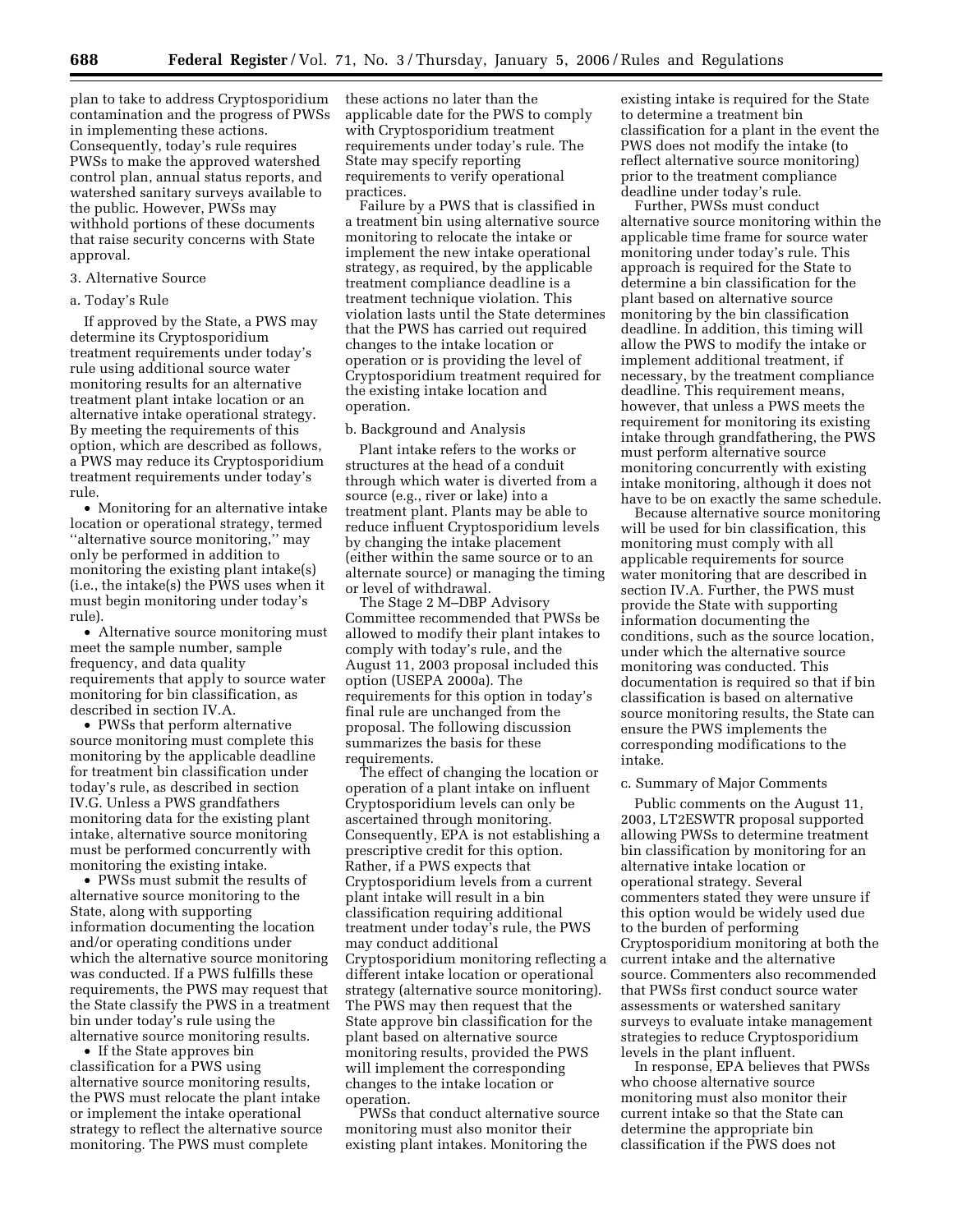plan to take to address Cryptosporidium contamination and the progress of PWSs in implementing these actions. Consequently, today's rule requires PWSs to make the approved watershed control plan, annual status reports, and watershed sanitary surveys available to the public. However, PWSs may withhold portions of these documents that raise security concerns with State approval.

3. Alternative Source

a. Today's Rule

If approved by the State, a PWS may determine its Cryptosporidium treatment requirements under today's rule using additional source water monitoring results for an alternative treatment plant intake location or an alternative intake operational strategy. By meeting the requirements of this option, which are described as follows, a PWS may reduce its Cryptosporidium treatment requirements under today's rule.

- Monitoring for an alternative intake location or operational strategy, termed ''alternative source monitoring,'' may only be performed in addition to monitoring the existing plant intake(s) (i.e., the intake(s) the PWS uses when it must begin monitoring under today's rule).
- Alternative source monitoring must meet the sample number, sample frequency, and data quality requirements that apply to source water monitoring for bin classification, as described in section IV.A.
- PWSs that perform alternative source monitoring must complete this monitoring by the applicable deadline for treatment bin classification under today's rule, as described in section IV.G. Unless a PWS grandfathers monitoring data for the existing plant intake, alternative source monitoring must be performed concurrently with monitoring the existing intake.
- PWSs must submit the results of alternative source monitoring to the State, along with supporting information documenting the location and/or operating conditions under which the alternative source monitoring was conducted. If a PWS fulfills these requirements, the PWS may request that the State classify the PWS in a treatment bin under today's rule using the alternative source monitoring results.
- If the State approves bin classification for a PWS using alternative source monitoring results, the PWS must relocate the plant intake or implement the intake operational strategy to reflect the alternative source monitoring. The PWS must complete these actions no later than the applicable date for the PWS to comply with Cryptosporidium treatment requirements under today's rule. The State may specify reporting requirements to verify operational practices.

Failure by a PWS that is classified in a treatment bin using alternative source monitoring to relocate the intake or implement the new intake operational strategy, as required, by the applicable treatment compliance deadline is a treatment technique violation. This violation lasts until the State determines that the PWS has carried out required changes to the intake location or operation or is providing the level of Cryptosporidium treatment required for the existing intake location and operation.

b. Background and Analysis

Plant intake refers to the works or structures at the head of a conduit through which water is diverted from a source (e.g., river or lake) into a treatment plant. Plants may be able to reduce influent Cryptosporidium levels by changing the intake placement (either within the same source or to an alternate source) or managing the timing or level of withdrawal.

The Stage 2 M–DBP Advisory Committee recommended that PWSs be allowed to modify their plant intakes to comply with today's rule, and the August 11, 2003 proposal included this option (USEPA 2000a). The requirements for this option in today's final rule are unchanged from the proposal. The following discussion summarizes the basis for these requirements.

The effect of changing the location or operation of a plant intake on influent Cryptosporidium levels can only be ascertained through monitoring. Consequently, EPA is not establishing a prescriptive credit for this option. Rather, if a PWS expects that Cryptosporidium levels from a current plant intake will result in a bin classification requiring additional treatment under today's rule, the PWS may conduct additional Cryptosporidium monitoring reflecting a different intake location or operational strategy (alternative source monitoring). The PWS may then request that the State approve bin classification for the plant based on alternative source monitoring results, provided the PWS will implement the corresponding changes to the intake location or operation.

PWSs that conduct alternative source monitoring must also monitor their existing plant intakes. Monitoring the existing intake is required for the State to determine a treatment bin classification for a plant in the event the PWS does not modify the intake (to reflect alternative source monitoring) prior to the treatment compliance deadline under today's rule.

Further, PWSs must conduct alternative source monitoring within the applicable time frame for source water monitoring under today's rule. This approach is required for the State to determine a bin classification for the plant based on alternative source monitoring by the bin classification deadline. In addition, this timing will allow the PWS to modify the intake or implement additional treatment, if necessary, by the treatment compliance deadline. This requirement means, however, that unless a PWS meets the requirement for monitoring its existing intake through grandfathering, the PWS must perform alternative source monitoring concurrently with existing intake monitoring, although it does not have to be on exactly the same schedule.

Because alternative source monitoring will be used for bin classification, this monitoring must comply with all applicable requirements for source water monitoring that are described in section IV.A. Further, the PWS must provide the State with supporting information documenting the conditions, such as the source location, under which the alternative source monitoring was conducted. This documentation is required so that if bin classification is based on alternative source monitoring results, the State can ensure the PWS implements the corresponding modifications to the intake.

c. Summary of Major Comments

Public comments on the August 11, 2003, LT2ESWTR proposal supported allowing PWSs to determine treatment bin classification by monitoring for an alternative intake location or operational strategy. Several commenters stated they were unsure if this option would be widely used due to the burden of performing Cryptosporidium monitoring at both the current intake and the alternative source. Commenters also recommended that PWSs first conduct source water assessments or watershed sanitary surveys to evaluate intake management strategies to reduce Cryptosporidium levels in the plant influent.

In response, EPA believes that PWSs who choose alternative source monitoring must also monitor their current intake so that the State can determine the appropriate bin classification if the PWS does not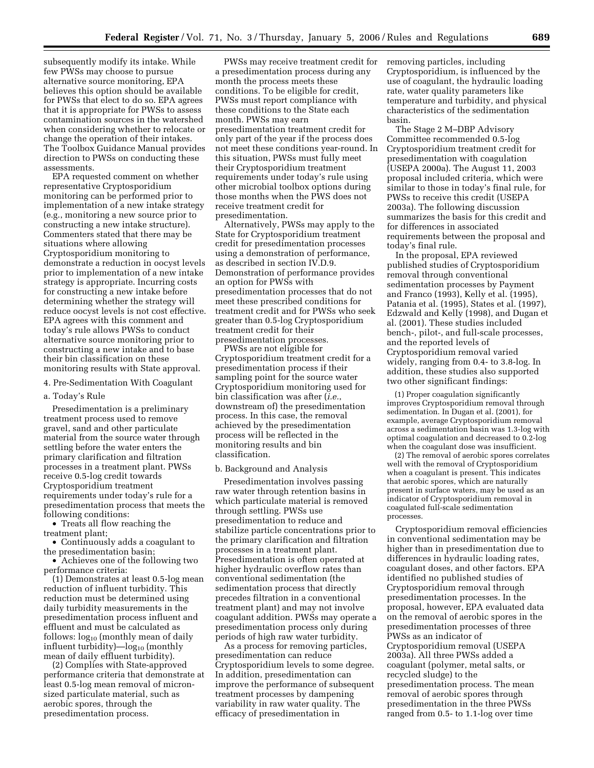subsequently modify its intake. While few PWSs may choose to pursue alternative source monitoring, EPA believes this option should be available for PWSs that elect to do so. EPA agrees that it is appropriate for PWSs to assess contamination sources in the watershed when considering whether to relocate or change the operation of their intakes. The Toolbox Guidance Manual provides direction to PWSs on conducting these assessments.

EPA requested comment on whether representative Cryptosporidium monitoring can be performed prior to implementation of a new intake strategy (e.g., monitoring a new source prior to constructing a new intake structure). Commenters stated that there may be situations where allowing Cryptosporidium monitoring to demonstrate a reduction in oocyst levels prior to implementation of a new intake strategy is appropriate. Incurring costs for constructing a new intake before determining whether the strategy will reduce oocyst levels is not cost effective. EPA agrees with this comment and today's rule allows PWSs to conduct alternative source monitoring prior to constructing a new intake and to base their bin classification on these monitoring results with State approval.

4. Pre-Sedimentation With Coagulant

a. Today's Rule

Presedimentation is a preliminary treatment process used to remove gravel, sand and other particulate material from the source water through settling before the water enters the primary clarification and filtration processes in a treatment plant. PWSs receive 0.5-log credit towards Cryptosporidium treatment requirements under today's rule for a presedimentation process that meets the following conditions:

- Treats all flow reaching the treatment plant;
- Continuously adds a coagulant to the presedimentation basin;
- Achieves one of the following two performance criteria:

(1) Demonstrates at least 0.5-log mean reduction of influent turbidity. This reduction must be determined using daily turbidity measurements in the presedimentation process influent and effluent and must be calculated as follows: $\log_{10}$ (monthly mean of daily influent turbidity)—$\log_{10}$ (monthly mean of daily effluent turbidity).

(2) Complies with State-approved performance criteria that demonstrate at least 0.5-log mean removal of micron-sized particulate material, such as aerobic spores, through the presedimentation process.

PWSs may receive treatment credit for a presedimentation process during any month the process meets these conditions. To be eligible for credit, PWSs must report compliance with these conditions to the State each month. PWSs may earn presedimentation treatment credit for only part of the year if the process does not meet these conditions year-round. In this situation, PWSs must fully meet their Cryptosporidium treatment requirements under today's rule using other microbial toolbox options during those months when the PWS does not receive treatment credit for presedimentation.

Alternatively, PWSs may apply to the State for Cryptosporidium treatment credit for presedimentation processes using a demonstration of performance, as described in section IV.D.9. Demonstration of performance provides an option for PWSs with presedimentation processes that do not meet these prescribed conditions for treatment credit and for PWSs who seek greater than 0.5-log Cryptosporidium treatment credit for their presedimentation processes.

PWSs are not eligible for Cryptosporidium treatment credit for a presedimentation process if their sampling point for the source water Cryptosporidium monitoring used for bin classification was after (*i.e.*, downstream of) the presedimentation process. In this case, the removal achieved by the presedimentation process will be reflected in the monitoring results and bin classification.

b. Background and Analysis

Presedimentation involves passing raw water through retention basins in which particulate material is removed through settling. PWSs use presedimentation to reduce and stabilize particle concentrations prior to the primary clarification and filtration processes in a treatment plant. Presedimentation is often operated at higher hydraulic overflow rates than conventional sedimentation (the sedimentation process that directly precedes filtration in a conventional treatment plant) and may not involve coagulant addition. PWSs may operate a presedimentation process only during periods of high raw water turbidity.

As a process for removing particles, presedimentation can reduce Cryptosporidium levels to some degree. In addition, presedimentation can improve the performance of subsequent treatment processes by dampening variability in raw water quality. The efficacy of presedimentation in removing particles, including Cryptosporidium, is influenced by the use of coagulant, the hydraulic loading rate, water quality parameters like temperature and turbidity, and physical characteristics of the sedimentation basin.

The Stage 2 M–DBP Advisory Committee recommended 0.5-log Cryptosporidium treatment credit for presedimentation with coagulation (USEPA 2000a). The August 11, 2003 proposal included criteria, which were similar to those in today's final rule, for PWSs to receive this credit (USEPA 2003a). The following discussion summarizes the basis for this credit and for differences in associated requirements between the proposal and today's final rule.

In the proposal, EPA reviewed published studies of Cryptosporidium removal through conventional sedimentation processes by Payment and Franco (1993), Kelly et al. (1995), Patania et al. (1995), States et al. (1997), Edzwald and Kelly (1998), and Dugan et al. (2001). These studies included bench-, pilot-, and full-scale processes, and the reported levels of Cryptosporidium removal varied widely, ranging from 0.4- to 3.8-log. In addition, these studies also supported two other significant findings:

> (1) Proper coagulation significantly improves Cryptosporidium removal through sedimentation. In Dugan et al. (2001), for example, average Cryptosporidium removal across a sedimentation basin was 1.3-log with optimal coagulation and decreased to 0.2-log when the coagulant dose was insufficient.
>
> (2) The removal of aerobic spores correlates well with the removal of Cryptosporidium when a coagulant is present. This indicates that aerobic spores, which are naturally present in surface waters, may be used as an indicator of Cryptosporidium removal in coagulated full-scale sedimentation processes.

Cryptosporidium removal efficiencies in conventional sedimentation may be higher than in presedimentation due to differences in hydraulic loading rates, coagulant doses, and other factors. EPA identified no published studies of Cryptosporidium removal through presedimentation processes. In the proposal, however, EPA evaluated data on the removal of aerobic spores in the presedimentation processes of three PWSs as an indicator of Cryptosporidium removal (USEPA 2003a). All three PWSs added a coagulant (polymer, metal salts, or recycled sludge) to the presedimentation process. The mean removal of aerobic spores through presedimentation in the three PWSs ranged from 0.5- to 1.1-log over time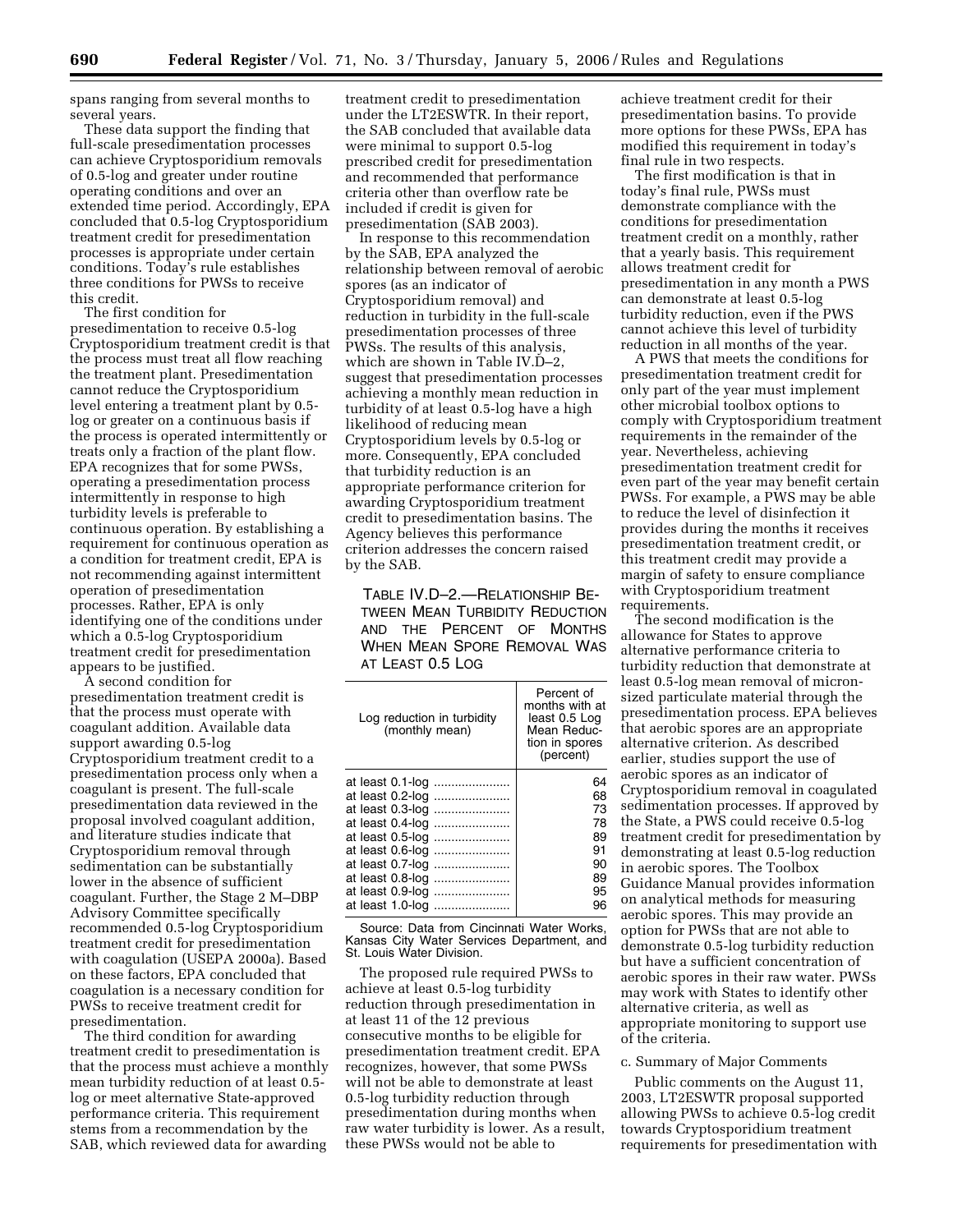spans ranging from several months to several years.

These data support the finding that full-scale presedimentation processes can achieve Cryptosporidium removals of 0.5-log and greater under routine operating conditions and over an extended time period. Accordingly, EPA concluded that 0.5-log Cryptosporidium treatment credit for presedimentation processes is appropriate under certain conditions. Today's rule establishes three conditions for PWSs to receive this credit.

The first condition for presedimentation to receive 0.5-log Cryptosporidium treatment credit is that the process must treat all flow reaching the treatment plant. Presedimentation cannot reduce the Cryptosporidium level entering a treatment plant by 0.5-log or greater on a continuous basis if the process is operated intermittently or treats only a fraction of the plant flow. EPA recognizes that for some PWSs, operating a presedimentation process intermittently in response to high turbidity levels is preferable to continuous operation. By establishing a requirement for continuous operation as a condition for treatment credit, EPA is not recommending against intermittent operation of presedimentation processes. Rather, EPA is only identifying one of the conditions under which a 0.5-log Cryptosporidium treatment credit for presedimentation appears to be justified.

A second condition for presedimentation treatment credit is that the process must operate with coagulant addition. Available data support awarding 0.5-log Cryptosporidium treatment credit to a presedimentation process only when a coagulant is present. The full-scale presedimentation data reviewed in the proposal involved coagulant addition, and literature studies indicate that Cryptosporidium removal through sedimentation can be substantially lower in the absence of sufficient coagulant. Further, the Stage 2 M–DBP Advisory Committee specifically recommended 0.5-log Cryptosporidium treatment credit for presedimentation with coagulation (USEPA 2000a). Based on these factors, EPA concluded that coagulation is a necessary condition for PWSs to receive treatment credit for presedimentation.

The third condition for awarding treatment credit to presedimentation is that the process must achieve a monthly mean turbidity reduction of at least 0.5-log or meet alternative State-approved performance criteria. This requirement stems from a recommendation by the SAB, which reviewed data for awarding treatment credit to presedimentation under the LT2ESWTR. In their report, the SAB concluded that available data were minimal to support 0.5-log prescribed credit for presedimentation and recommended that performance criteria other than overflow rate be included if credit is given for presedimentation (SAB 2003).

In response to this recommendation by the SAB, EPA analyzed the relationship between removal of aerobic spores (as an indicator of Cryptosporidium removal) and reduction in turbidity in the full-scale presedimentation processes of three PWSs. The results of this analysis, which are shown in Table IV.D–2, suggest that presedimentation processes achieving a monthly mean reduction in turbidity of at least 0.5-log have a high likelihood of reducing mean Cryptosporidium levels by 0.5-log or more. Consequently, EPA concluded that turbidity reduction is an appropriate performance criterion for awarding Cryptosporidium treatment credit to presedimentation basins. The Agency believes this performance criterion addresses the concern raised by the SAB.

TABLE IV.D–2.—RELATIONSHIP BETWEEN MEAN TURBIDITY REDUCTION AND THE PERCENT OF MONTHS WHEN MEAN SPORE REMOVAL WAS AT LEAST 0.5 LOG

| Log reduction in turbidity (monthly mean) | Percent of months with at least 0.5 Log Mean Reduction in spores (percent) |
|---|---|
| at least 0.1-log | 64 |
| at least 0.2-log | 68 |
| at least 0.3-log | 73 |
| at least 0.4-log | 78 |
| at least 0.5-log | 89 |
| at least 0.6-log | 91 |
| at least 0.7-log | 90 |
| at least 0.8-log | 89 |
| at least 0.9-log | 95 |
| at least 1.0-log | 96 |

Source: Data from Cincinnati Water Works, Kansas City Water Services Department, and St. Louis Water Division.

The proposed rule required PWSs to achieve at least 0.5-log turbidity reduction through presedimentation in at least 11 of the 12 previous consecutive months to be eligible for presedimentation treatment credit. EPA recognizes, however, that some PWSs will not be able to demonstrate at least 0.5-log turbidity reduction through presedimentation during months when raw water turbidity is lower. As a result, these PWSs would not be able to achieve treatment credit for their presedimentation basins. To provide more options for these PWSs, EPA has modified this requirement in today's final rule in two respects.

The first modification is that in today's final rule, PWSs must demonstrate compliance with the conditions for presedimentation treatment credit on a monthly, rather that a yearly basis. This requirement allows treatment credit for presedimentation in any month a PWS can demonstrate at least 0.5-log turbidity reduction, even if the PWS cannot achieve this level of turbidity reduction in all months of the year.

A PWS that meets the conditions for presedimentation treatment credit for only part of the year must implement other microbial toolbox options to comply with Cryptosporidium treatment requirements in the remainder of the year. Nevertheless, achieving presedimentation treatment credit for even part of the year may benefit certain PWSs. For example, a PWS may be able to reduce the level of disinfection it provides during the months it receives presedimentation treatment credit, or this treatment credit may provide a margin of safety to ensure compliance with Cryptosporidium treatment requirements.

The second modification is the allowance for States to approve alternative performance criteria to turbidity reduction that demonstrate at least 0.5-log mean removal of micron-sized particulate material through the presedimentation process. EPA believes that aerobic spores are an appropriate alternative criterion. As described earlier, studies support the use of aerobic spores as an indicator of Cryptosporidium removal in coagulated sedimentation processes. If approved by the State, a PWS could receive 0.5-log treatment credit for presedimentation by demonstrating at least 0.5-log reduction in aerobic spores. The Toolbox Guidance Manual provides information on analytical methods for measuring aerobic spores. This may provide an option for PWSs that are not able to demonstrate 0.5-log turbidity reduction but have a sufficient concentration of aerobic spores in their raw water. PWSs may work with States to identify other alternative criteria, as well as appropriate monitoring to support use of the criteria.

c. Summary of Major Comments

Public comments on the August 11, 2003, LT2ESWTR proposal supported allowing PWSs to achieve 0.5-log credit towards Cryptosporidium treatment requirements for presedimentation with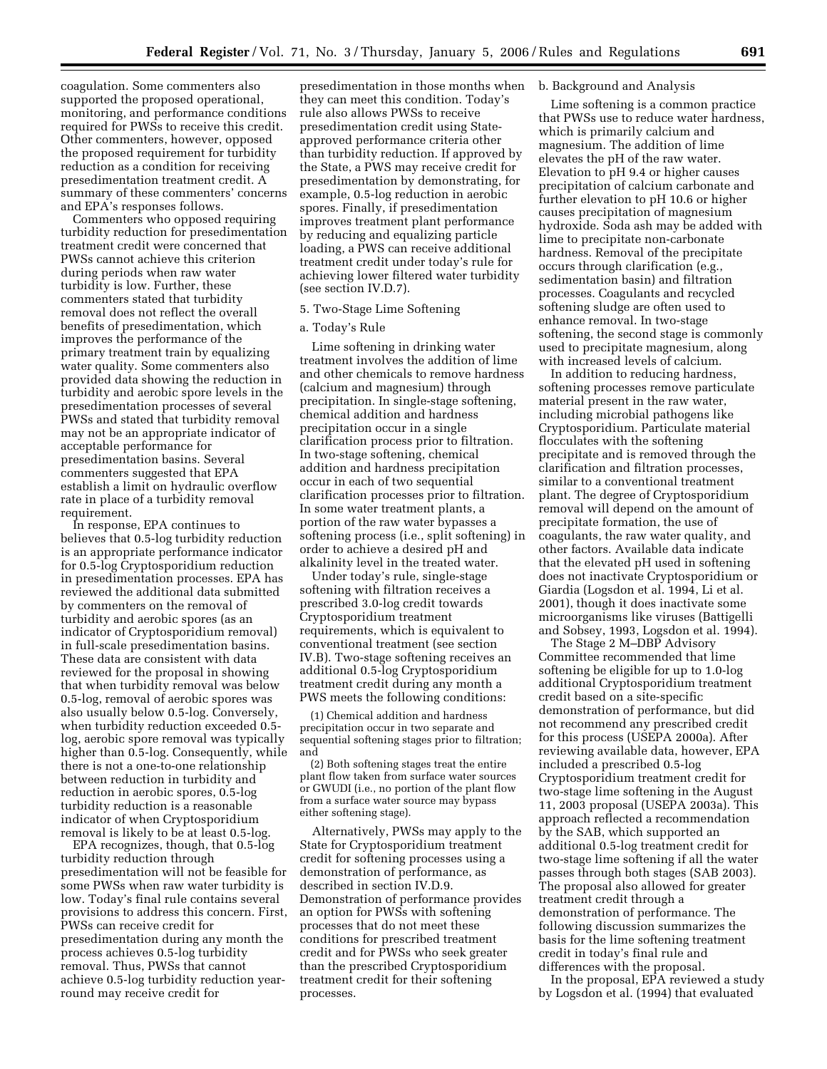coagulation. Some commenters also supported the proposed operational, monitoring, and performance conditions required for PWSs to receive this credit. Other commenters, however, opposed the proposed requirement for turbidity reduction as a condition for receiving presedimentation treatment credit. A summary of these commenters' concerns and EPA's responses follows.

Commenters who opposed requiring turbidity reduction for presedimentation treatment credit were concerned that PWSs cannot achieve this criterion during periods when raw water turbidity is low. Further, these commenters stated that turbidity removal does not reflect the overall benefits of presedimentation, which improves the performance of the primary treatment train by equalizing water quality. Some commenters also provided data showing the reduction in turbidity and aerobic spore levels in the presedimentation processes of several PWSs and stated that turbidity removal may not be an appropriate indicator of acceptable performance for presedimentation basins. Several commenters suggested that EPA establish a limit on hydraulic overflow rate in place of a turbidity removal requirement.

In response, EPA continues to believes that 0.5-log turbidity reduction is an appropriate performance indicator for 0.5-log Cryptosporidium reduction in presedimentation processes. EPA has reviewed the additional data submitted by commenters on the removal of turbidity and aerobic spores (as an indicator of Cryptosporidium removal) in full-scale presedimentation basins. These data are consistent with data reviewed for the proposal in showing that when turbidity removal was below 0.5-log, removal of aerobic spores was also usually below 0.5-log. Conversely, when turbidity reduction exceeded 0.5-log, aerobic spore removal was typically higher than 0.5-log. Consequently, while there is not a one-to-one relationship between reduction in turbidity and reduction in aerobic spores, 0.5-log turbidity reduction is a reasonable indicator of when Cryptosporidium removal is likely to be at least 0.5-log.

EPA recognizes, though, that 0.5-log turbidity reduction through presedimentation will not be feasible for some PWSs when raw water turbidity is low. Today's final rule contains several provisions to address this concern. First, PWSs can receive credit for presedimentation during any month the process achieves 0.5-log turbidity removal. Thus, PWSs that cannot achieve 0.5-log turbidity reduction year-round may receive credit for presedimentation in those months when they can meet this condition. Today's rule also allows PWSs to receive presedimentation credit using State-approved performance criteria other than turbidity reduction. If approved by the State, a PWS may receive credit for presedimentation by demonstrating, for example, 0.5-log reduction in aerobic spores. Finally, if presedimentation improves treatment plant performance by reducing and equalizing particle loading, a PWS can receive additional treatment credit under today's rule for achieving lower filtered water turbidity (see section IV.D.7).

5. Two-Stage Lime Softening

a. Today's Rule

Lime softening in drinking water treatment involves the addition of lime and other chemicals to remove hardness (calcium and magnesium) through precipitation. In single-stage softening, chemical addition and hardness precipitation occur in a single clarification process prior to filtration. In two-stage softening, chemical addition and hardness precipitation occur in each of two sequential clarification processes prior to filtration. In some water treatment plants, a portion of the raw water bypasses a softening process (i.e., split softening) in order to achieve a desired pH and alkalinity level in the treated water.

Under today's rule, single-stage softening with filtration receives a prescribed 3.0-log credit towards Cryptosporidium treatment requirements, which is equivalent to conventional treatment (see section IV.B). Two-stage softening receives an additional 0.5-log Cryptosporidium treatment credit during any month a PWS meets the following conditions:

(1) Chemical addition and hardness precipitation occur in two separate and sequential softening stages prior to filtration; and

(2) Both softening stages treat the entire plant flow taken from surface water sources or GWUDI (i.e., no portion of the plant flow from a surface water source may bypass either softening stage).

Alternatively, PWSs may apply to the State for Cryptosporidium treatment credit for softening processes using a demonstration of performance, as described in section IV.D.9. Demonstration of performance provides an option for PWSs with softening processes that do not meet these conditions for prescribed treatment credit and for PWSs who seek greater than the prescribed Cryptosporidium treatment credit for their softening processes.

b. Background and Analysis

Lime softening is a common practice that PWSs use to reduce water hardness, which is primarily calcium and magnesium. The addition of lime elevates the pH of the raw water. Elevation to pH 9.4 or higher causes precipitation of calcium carbonate and further elevation to pH 10.6 or higher causes precipitation of magnesium hydroxide. Soda ash may be added with lime to precipitate non-carbonate hardness. Removal of the precipitate occurs through clarification (e.g., sedimentation basin) and filtration processes. Coagulants and recycled softening sludge are often used to enhance removal. In two-stage softening, the second stage is commonly used to precipitate magnesium, along with increased levels of calcium.

In addition to reducing hardness, softening processes remove particulate material present in the raw water, including microbial pathogens like Cryptosporidium. Particulate material flocculates with the softening precipitate and is removed through the clarification and filtration processes, similar to a conventional treatment plant. The degree of Cryptosporidium removal will depend on the amount of precipitate formation, the use of coagulants, the raw water quality, and other factors. Available data indicate that the elevated pH used in softening does not inactivate Cryptosporidium or Giardia (Logsdon et al. 1994, Li et al. 2001), though it does inactivate some microorganisms like viruses (Battigelli and Sobsey, 1993, Logsdon et al. 1994).

The Stage 2 M–DBP Advisory Committee recommended that lime softening be eligible for up to 1.0-log additional Cryptosporidium treatment credit based on a site-specific demonstration of performance, but did not recommend any prescribed credit for this process (USEPA 2000a). After reviewing available data, however, EPA included a prescribed 0.5-log Cryptosporidium treatment credit for two-stage lime softening in the August 11, 2003 proposal (USEPA 2003a). This approach reflected a recommendation by the SAB, which supported an additional 0.5-log treatment credit for two-stage lime softening if all the water passes through both stages (SAB 2003). The proposal also allowed for greater treatment credit through a demonstration of performance. The following discussion summarizes the basis for the lime softening treatment credit in today's final rule and differences with the proposal.

In the proposal, EPA reviewed a study by Logsdon et al. (1994) that evaluated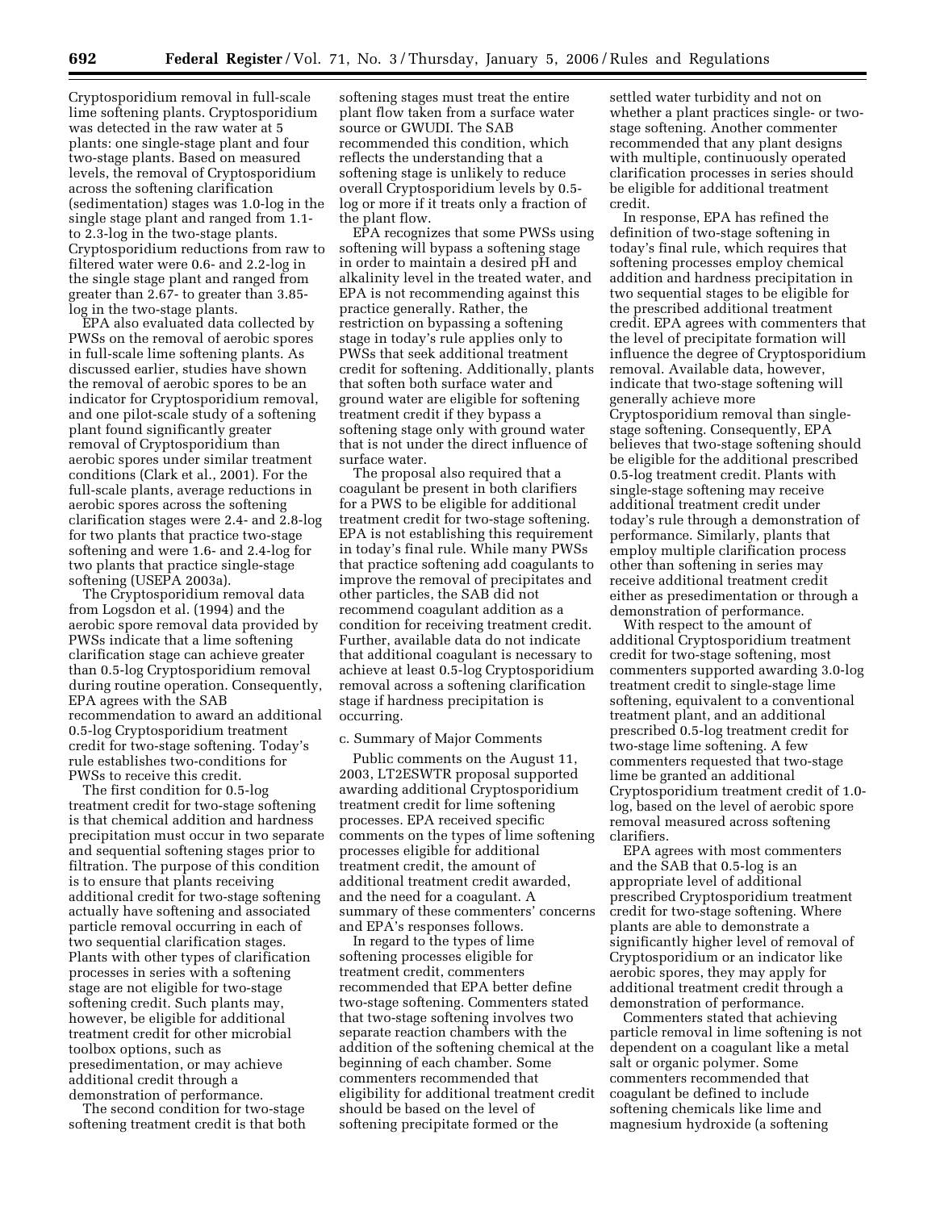Cryptosporidium removal in full-scale lime softening plants. Cryptosporidium was detected in the raw water at 5 plants: one single-stage plant and four two-stage plants. Based on measured levels, the removal of Cryptosporidium across the softening clarification (sedimentation) stages was 1.0-log in the single stage plant and ranged from 1.1- to 2.3-log in the two-stage plants. Cryptosporidium reductions from raw to filtered water were 0.6- and 2.2-log in the single stage plant and ranged from greater than 2.67- to greater than 3.85-log in the two-stage plants.

EPA also evaluated data collected by PWSs on the removal of aerobic spores in full-scale lime softening plants. As discussed earlier, studies have shown the removal of aerobic spores to be an indicator for Cryptosporidium removal, and one pilot-scale study of a softening plant found significantly greater removal of Cryptosporidium than aerobic spores under similar treatment conditions (Clark et al., 2001). For the full-scale plants, average reductions in aerobic spores across the softening clarification stages were 2.4- and 2.8-log for two plants that practice two-stage softening and were 1.6- and 2.4-log for two plants that practice single-stage softening (USEPA 2003a).

The Cryptosporidium removal data from Logsdon et al. (1994) and the aerobic spore removal data provided by PWSs indicate that a lime softening clarification stage can achieve greater than 0.5-log Cryptosporidium removal during routine operation. Consequently, EPA agrees with the SAB recommendation to award an additional 0.5-log Cryptosporidium treatment credit for two-stage softening. Today's rule establishes two-conditions for PWSs to receive this credit.

The first condition for 0.5-log treatment credit for two-stage softening is that chemical addition and hardness precipitation must occur in two separate and sequential softening stages prior to filtration. The purpose of this condition is to ensure that plants receiving additional credit for two-stage softening actually have softening and associated particle removal occurring in each of two sequential clarification stages. Plants with other types of clarification processes in series with a softening stage are not eligible for two-stage softening credit. Such plants may, however, be eligible for additional treatment credit for other microbial toolbox options, such as presedimentation, or may achieve additional credit through a demonstration of performance.

The second condition for two-stage softening treatment credit is that both softening stages must treat the entire plant flow taken from a surface water source or GWUDI. The SAB recommended this condition, which reflects the understanding that a softening stage is unlikely to reduce overall Cryptosporidium levels by 0.5-log or more if it treats only a fraction of the plant flow.

EPA recognizes that some PWSs using softening will bypass a softening stage in order to maintain a desired pH and alkalinity level in the treated water, and EPA is not recommending against this practice generally. Rather, the restriction on bypassing a softening stage in today's rule applies only to PWSs that seek additional treatment credit for softening. Additionally, plants that soften both surface water and ground water are eligible for softening treatment credit if they bypass a softening stage only with ground water that is not under the direct influence of surface water.

The proposal also required that a coagulant be present in both clarifiers for a PWS to be eligible for additional treatment credit for two-stage softening. EPA is not establishing this requirement in today's final rule. While many PWSs that practice softening add coagulants to improve the removal of precipitates and other particles, the SAB did not recommend coagulant addition as a condition for receiving treatment credit. Further, available data do not indicate that additional coagulant is necessary to achieve at least 0.5-log Cryptosporidium removal across a softening clarification stage if hardness precipitation is occurring.

c. Summary of Major Comments

Public comments on the August 11, 2003, LT2ESWTR proposal supported awarding additional Cryptosporidium treatment credit for lime softening processes. EPA received specific comments on the types of lime softening processes eligible for additional treatment credit, the amount of additional treatment credit awarded, and the need for a coagulant. A summary of these commenters' concerns and EPA's responses follows.

In regard to the types of lime softening processes eligible for treatment credit, commenters recommended that EPA better define two-stage softening. Commenters stated that two-stage softening involves two separate reaction chambers with the addition of the softening chemical at the beginning of each chamber. Some commenters recommended that eligibility for additional treatment credit should be based on the level of softening precipitate formed or the settled water turbidity and not on whether a plant practices single- or two-stage softening. Another commenter recommended that any plant designs with multiple, continuously operated clarification processes in series should be eligible for additional treatment credit.

In response, EPA has refined the definition of two-stage softening in today's final rule, which requires that softening processes employ chemical addition and hardness precipitation in two sequential stages to be eligible for the prescribed additional treatment credit. EPA agrees with commenters that the level of precipitate formation will influence the degree of Cryptosporidium removal. Available data, however, indicate that two-stage softening will generally achieve more Cryptosporidium removal than single-stage softening. Consequently, EPA believes that two-stage softening should be eligible for the additional prescribed 0.5-log treatment credit. Plants with single-stage softening may receive additional treatment credit under today's rule through a demonstration of performance. Similarly, plants that employ multiple clarification process other than softening in series may receive additional treatment credit either as presedimentation or through a demonstration of performance.

With respect to the amount of additional Cryptosporidium treatment credit for two-stage softening, most commenters supported awarding 3.0-log treatment credit to single-stage lime softening, equivalent to a conventional treatment plant, and an additional prescribed 0.5-log treatment credit for two-stage lime softening. A few commenters requested that two-stage lime be granted an additional Cryptosporidium treatment credit of 1.0-log, based on the level of aerobic spore removal measured across softening clarifiers.

EPA agrees with most commenters and the SAB that 0.5-log is an appropriate level of additional prescribed Cryptosporidium treatment credit for two-stage softening. Where plants are able to demonstrate a significantly higher level of removal of Cryptosporidium or an indicator like aerobic spores, they may apply for additional treatment credit through a demonstration of performance.

Commenters stated that achieving particle removal in lime softening is not dependent on a coagulant like a metal salt or organic polymer. Some commenters recommended that coagulant be defined to include softening chemicals like lime and magnesium hydroxide (a softening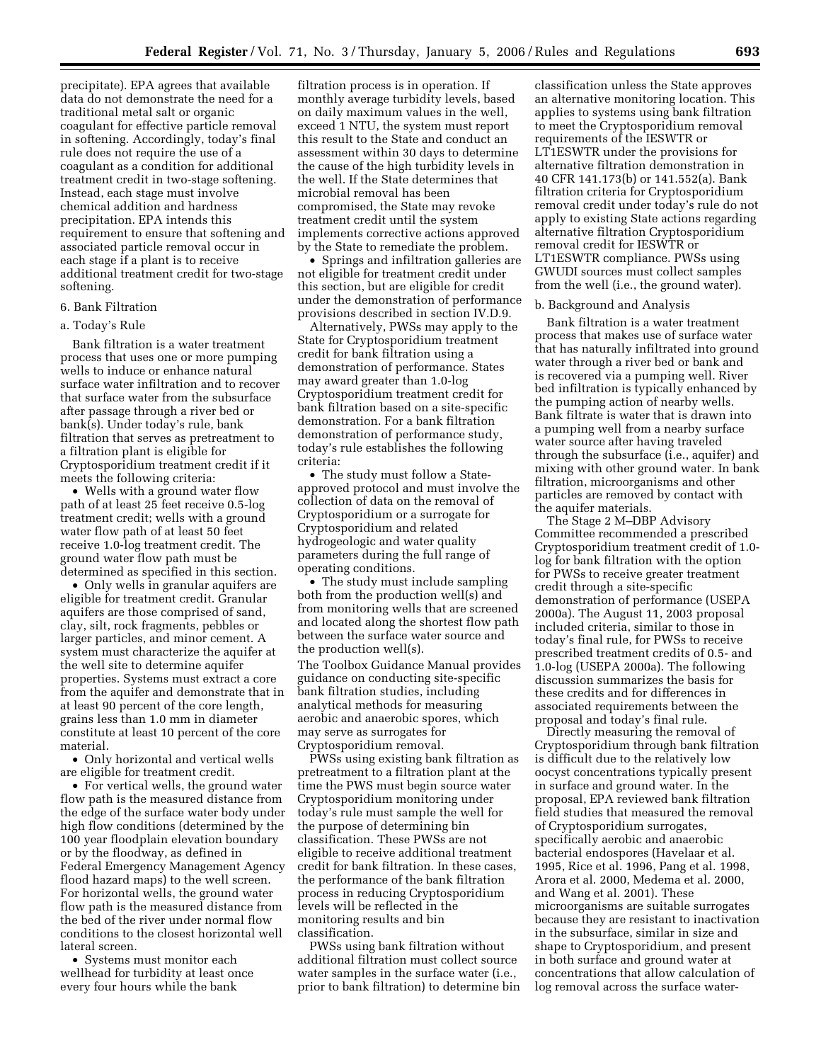precipitate). EPA agrees that available data do not demonstrate the need for a traditional metal salt or organic coagulant for effective particle removal in softening. Accordingly, today's final rule does not require the use of a coagulant as a condition for additional treatment credit in two-stage softening. Instead, each stage must involve chemical addition and hardness precipitation. EPA intends this requirement to ensure that softening and associated particle removal occur in each stage if a plant is to receive additional treatment credit for two-stage softening.

### 6. Bank Filtration

#### a. Today's Rule

Bank filtration is a water treatment process that uses one or more pumping wells to induce or enhance natural surface water infiltration and to recover that surface water from the subsurface after passage through a river bed or bank(s). Under today's rule, bank filtration that serves as pretreatment to a filtration plant is eligible for Cryptosporidium treatment credit if it meets the following criteria:

- Wells with a ground water flow path of at least 25 feet receive 0.5-log treatment credit; wells with a ground water flow path of at least 50 feet receive 1.0-log treatment credit. The ground water flow path must be determined as specified in this section.
- Only wells in granular aquifers are eligible for treatment credit. Granular aquifers are those comprised of sand, clay, silt, rock fragments, pebbles or larger particles, and minor cement. A system must characterize the aquifer at the well site to determine aquifer properties. Systems must extract a core from the aquifer and demonstrate that in at least 90 percent of the core length, grains less than 1.0 mm in diameter constitute at least 10 percent of the core material.
- Only horizontal and vertical wells are eligible for treatment credit.
- For vertical wells, the ground water flow path is the measured distance from the edge of the surface water body under high flow conditions (determined by the 100 year floodplain elevation boundary or by the floodway, as defined in Federal Emergency Management Agency flood hazard maps) to the well screen. For horizontal wells, the ground water flow path is the measured distance from the bed of the river under normal flow conditions to the closest horizontal well lateral screen.
- Systems must monitor each wellhead for turbidity at least once every four hours while the bank filtration process is in operation. If monthly average turbidity levels, based on daily maximum values in the well, exceed 1 NTU, the system must report this result to the State and conduct an assessment within 30 days to determine the cause of the high turbidity levels in the well. If the State determines that microbial removal has been compromised, the State may revoke treatment credit until the system implements corrective actions approved by the State to remediate the problem.
- Springs and infiltration galleries are not eligible for treatment credit under this section, but are eligible for credit under the demonstration of performance provisions described in section IV.D.9.

Alternatively, PWSs may apply to the State for Cryptosporidium treatment credit for bank filtration using a demonstration of performance. States may award greater than 1.0-log Cryptosporidium treatment credit for bank filtration based on a site-specific demonstration. For a bank filtration demonstration of performance study, today's rule establishes the following criteria:

- The study must follow a State-approved protocol and must involve the collection of data on the removal of Cryptosporidium or a surrogate for Cryptosporidium and related hydrogeologic and water quality parameters during the full range of operating conditions.
- The study must include sampling both from the production well(s) and from monitoring wells that are screened and located along the shortest flow path between the surface water source and the production well(s).

The Toolbox Guidance Manual provides guidance on conducting site-specific bank filtration studies, including analytical methods for measuring aerobic and anaerobic spores, which may serve as surrogates for Cryptosporidium removal.

PWSs using existing bank filtration as pretreatment to a filtration plant at the time the PWS must begin source water Cryptosporidium monitoring under today's rule must sample the well for the purpose of determining bin classification. These PWSs are not eligible to receive additional treatment credit for bank filtration. In these cases, the performance of the bank filtration process in reducing Cryptosporidium levels will be reflected in the monitoring results and bin classification.

PWSs using bank filtration without additional filtration must collect source water samples in the surface water (i.e., prior to bank filtration) to determine bin classification unless the State approves an alternative monitoring location. This applies to systems using bank filtration to meet the Cryptosporidium removal requirements of the IESWTR or LT1ESWTR under the provisions for alternative filtration demonstration in 40 CFR 141.173(b) or 141.552(a). Bank filtration criteria for Cryptosporidium removal credit under today's rule do not apply to existing State actions regarding alternative filtration Cryptosporidium removal credit for IESWTR or LT1ESWTR compliance. PWSs using GWUDI sources must collect samples from the well (i.e., the ground water).

#### b. Background and Analysis

Bank filtration is a water treatment process that makes use of surface water that has naturally infiltrated into ground water through a river bed or bank and is recovered via a pumping well. River bed infiltration is typically enhanced by the pumping action of nearby wells. Bank filtrate is water that is drawn into a pumping well from a nearby surface water source after having traveled through the subsurface (i.e., aquifer) and mixing with other ground water. In bank filtration, microorganisms and other particles are removed by contact with the aquifer materials.

The Stage 2 M–DBP Advisory Committee recommended a prescribed Cryptosporidium treatment credit of 1.0-log for bank filtration with the option for PWSs to receive greater treatment credit through a site-specific demonstration of performance (USEPA 2000a). The August 11, 2003 proposal included criteria, similar to those in today's final rule, for PWSs to receive prescribed treatment credits of 0.5- and 1.0-log (USEPA 2000a). The following discussion summarizes the basis for these credits and for differences in associated requirements between the proposal and today's final rule.

Directly measuring the removal of Cryptosporidium through bank filtration is difficult due to the relatively low oocyst concentrations typically present in surface and ground water. In the proposal, EPA reviewed bank filtration field studies that measured the removal of Cryptosporidium surrogates, specifically aerobic and anaerobic bacterial endospores (Havelaar et al. 1995, Rice et al. 1996, Pang et al. 1998, Arora et al. 2000, Medema et al. 2000, and Wang et al. 2001). These microorganisms are suitable surrogates because they are resistant to inactivation in the subsurface, similar in size and shape to Cryptosporidium, and present in both surface and ground water at concentrations that allow calculation of log removal across the surface water-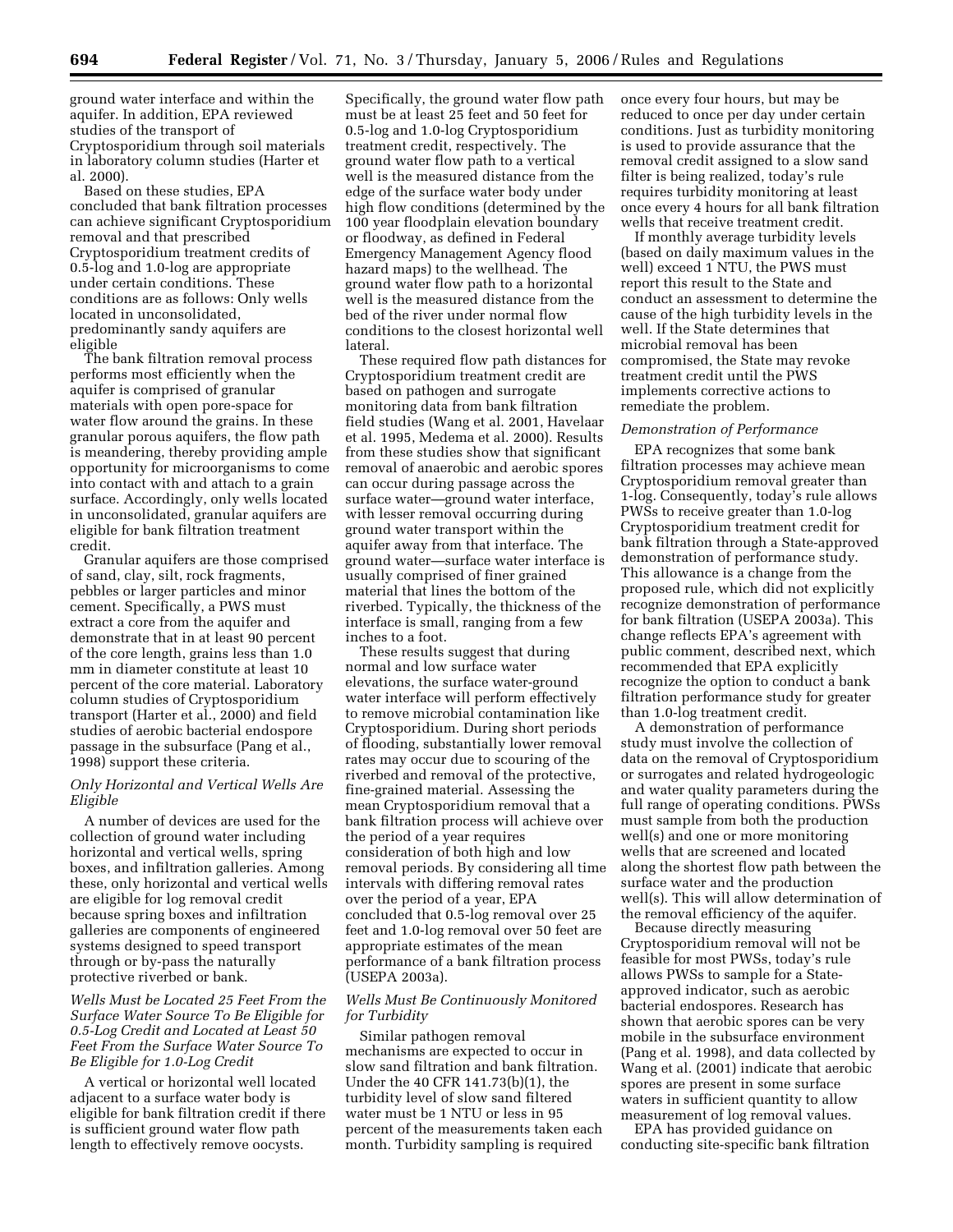ground water interface and within the aquifer. In addition, EPA reviewed studies of the transport of Cryptosporidium through soil materials in laboratory column studies (Harter et al. 2000).

Based on these studies, EPA concluded that bank filtration processes can achieve significant Cryptosporidium removal and that prescribed Cryptosporidium treatment credits of 0.5-log and 1.0-log are appropriate under certain conditions. These conditions are as follows: Only wells located in unconsolidated, predominantly sandy aquifers are eligible

The bank filtration removal process performs most efficiently when the aquifer is comprised of granular materials with open pore-space for water flow around the grains. In these granular porous aquifers, the flow path is meandering, thereby providing ample opportunity for microorganisms to come into contact with and attach to a grain surface. Accordingly, only wells located in unconsolidated, granular aquifers are eligible for bank filtration treatment credit.

Granular aquifers are those comprised of sand, clay, silt, rock fragments, pebbles or larger particles and minor cement. Specifically, a PWS must extract a core from the aquifer and demonstrate that in at least 90 percent of the core length, grains less than 1.0 mm in diameter constitute at least 10 percent of the core material. Laboratory column studies of Cryptosporidium transport (Harter et al., 2000) and field studies of aerobic bacterial endospore passage in the subsurface (Pang et al., 1998) support these criteria.

*Only Horizontal and Vertical Wells Are Eligible*

A number of devices are used for the collection of ground water including horizontal and vertical wells, spring boxes, and infiltration galleries. Among these, only horizontal and vertical wells are eligible for log removal credit because spring boxes and infiltration galleries are components of engineered systems designed to speed transport through or by-pass the naturally protective riverbed or bank.

*Wells Must be Located 25 Feet From the Surface Water Source To Be Eligible for 0.5-Log Credit and Located at Least 50 Feet From the Surface Water Source To Be Eligible for 1.0-Log Credit*

A vertical or horizontal well located adjacent to a surface water body is eligible for bank filtration credit if there is sufficient ground water flow path length to effectively remove oocysts. Specifically, the ground water flow path must be at least 25 feet and 50 feet for 0.5-log and 1.0-log Cryptosporidium treatment credit, respectively. The ground water flow path to a vertical well is the measured distance from the edge of the surface water body under high flow conditions (determined by the 100 year floodplain elevation boundary or floodway, as defined in Federal Emergency Management Agency flood hazard maps) to the wellhead. The ground water flow path to a horizontal well is the measured distance from the bed of the river under normal flow conditions to the closest horizontal well lateral.

These required flow path distances for Cryptosporidium treatment credit are based on pathogen and surrogate monitoring data from bank filtration field studies (Wang et al. 2001, Havelaar et al. 1995, Medema et al. 2000). Results from these studies show that significant removal of anaerobic and aerobic spores can occur during passage across the surface water—ground water interface, with lesser removal occurring during ground water transport within the aquifer away from that interface. The ground water—surface water interface is usually comprised of finer grained material that lines the bottom of the riverbed. Typically, the thickness of the interface is small, ranging from a few inches to a foot.

These results suggest that during normal and low surface water elevations, the surface water-ground water interface will perform effectively to remove microbial contamination like Cryptosporidium. During short periods of flooding, substantially lower removal rates may occur due to scouring of the riverbed and removal of the protective, fine-grained material. Assessing the mean Cryptosporidium removal that a bank filtration process will achieve over the period of a year requires consideration of both high and low removal periods. By considering all time intervals with differing removal rates over the period of a year, EPA concluded that 0.5-log removal over 25 feet and 1.0-log removal over 50 feet are appropriate estimates of the mean performance of a bank filtration process (USEPA 2003a).

*Wells Must Be Continuously Monitored for Turbidity*

Similar pathogen removal mechanisms are expected to occur in slow sand filtration and bank filtration. Under the 40 CFR 141.73(b)(1), the turbidity level of slow sand filtered water must be 1 NTU or less in 95 percent of the measurements taken each month. Turbidity sampling is required once every four hours, but may be reduced to once per day under certain conditions. Just as turbidity monitoring is used to provide assurance that the removal credit assigned to a slow sand filter is being realized, today's rule requires turbidity monitoring at least once every 4 hours for all bank filtration wells that receive treatment credit.

If monthly average turbidity levels (based on daily maximum values in the well) exceed 1 NTU, the PWS must report this result to the State and conduct an assessment to determine the cause of the high turbidity levels in the well. If the State determines that microbial removal has been compromised, the State may revoke treatment credit until the PWS implements corrective actions to remediate the problem.

*Demonstration of Performance*

EPA recognizes that some bank filtration processes may achieve mean Cryptosporidium removal greater than 1-log. Consequently, today's rule allows PWSs to receive greater than 1.0-log Cryptosporidium treatment credit for bank filtration through a State-approved demonstration of performance study. This allowance is a change from the proposed rule, which did not explicitly recognize demonstration of performance for bank filtration (USEPA 2003a). This change reflects EPA's agreement with public comment, described next, which recommended that EPA explicitly recognize the option to conduct a bank filtration performance study for greater than 1.0-log treatment credit.

A demonstration of performance study must involve the collection of data on the removal of Cryptosporidium or surrogates and related hydrogeologic and water quality parameters during the full range of operating conditions. PWSs must sample from both the production well(s) and one or more monitoring wells that are screened and located along the shortest flow path between the surface water and the production well(s). This will allow determination of the removal efficiency of the aquifer.

Because directly measuring Cryptosporidium removal will not be feasible for most PWSs, today's rule allows PWSs to sample for a State-approved indicator, such as aerobic bacterial endospores. Research has shown that aerobic spores can be very mobile in the subsurface environment (Pang et al. 1998), and data collected by Wang et al. (2001) indicate that aerobic spores are present in some surface waters in sufficient quantity to allow measurement of log removal values.

EPA has provided guidance on conducting site-specific bank filtration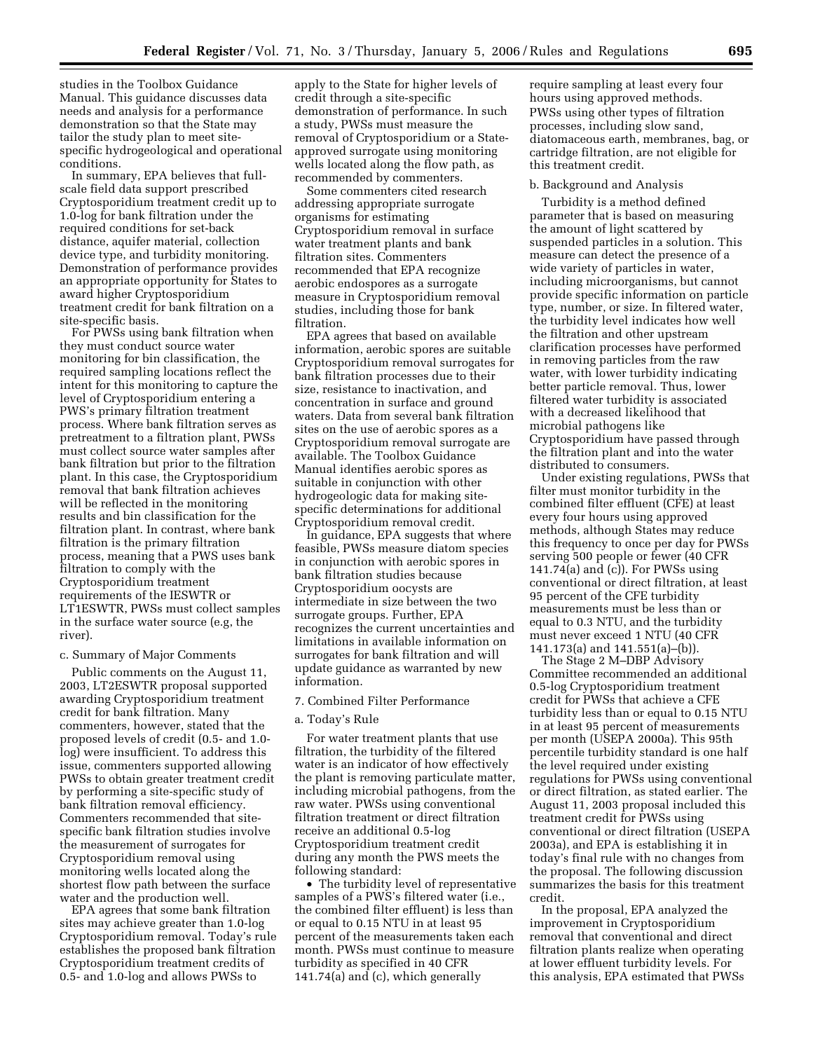studies in the Toolbox Guidance Manual. This guidance discusses data needs and analysis for a performance demonstration so that the State may tailor the study plan to meet site-specific hydrogeological and operational conditions.

In summary, EPA believes that full-scale field data support prescribed Cryptosporidium treatment credit up to 1.0-log for bank filtration under the required conditions for set-back distance, aquifer material, collection device type, and turbidity monitoring. Demonstration of performance provides an appropriate opportunity for States to award higher Cryptosporidium treatment credit for bank filtration on a site-specific basis.

For PWSs using bank filtration when they must conduct source water monitoring for bin classification, the required sampling locations reflect the intent for this monitoring to capture the level of Cryptosporidium entering a PWS's primary filtration treatment process. Where bank filtration serves as pretreatment to a filtration plant, PWSs must collect source water samples after bank filtration but prior to the filtration plant. In this case, the Cryptosporidium removal that bank filtration achieves will be reflected in the monitoring results and bin classification for the filtration plant. In contrast, where bank filtration is the primary filtration process, meaning that a PWS uses bank filtration to comply with the Cryptosporidium treatment requirements of the IESWTR or LT1ESWTR, PWSs must collect samples in the surface water source (e.g, the river).

c. Summary of Major Comments

Public comments on the August 11, 2003, LT2ESWTR proposal supported awarding Cryptosporidium treatment credit for bank filtration. Many commenters, however, stated that the proposed levels of credit (0.5- and 1.0-log) were insufficient. To address this issue, commenters supported allowing PWSs to obtain greater treatment credit by performing a site-specific study of bank filtration removal efficiency. Commenters recommended that site-specific bank filtration studies involve the measurement of surrogates for Cryptosporidium removal using monitoring wells located along the shortest flow path between the surface water and the production well.

EPA agrees that some bank filtration sites may achieve greater than 1.0-log Cryptosporidium removal. Today's rule establishes the proposed bank filtration Cryptosporidium treatment credits of 0.5- and 1.0-log and allows PWSs to apply to the State for higher levels of credit through a site-specific demonstration of performance. In such a study, PWSs must measure the removal of Cryptosporidium or a State-approved surrogate using monitoring wells located along the flow path, as recommended by commenters.

Some commenters cited research addressing appropriate surrogate organisms for estimating Cryptosporidium removal in surface water treatment plants and bank filtration sites. Commenters recommended that EPA recognize aerobic endospores as a surrogate measure in Cryptosporidium removal studies, including those for bank filtration.

EPA agrees that based on available information, aerobic spores are suitable Cryptosporidium removal surrogates for bank filtration processes due to their size, resistance to inactivation, and concentration in surface and ground waters. Data from several bank filtration sites on the use of aerobic spores as a Cryptosporidium removal surrogate are available. The Toolbox Guidance Manual identifies aerobic spores as suitable in conjunction with other hydrogeologic data for making site-specific determinations for additional Cryptosporidium removal credit.

In guidance, EPA suggests that where feasible, PWSs measure diatom species in conjunction with aerobic spores in bank filtration studies because Cryptosporidium oocysts are intermediate in size between the two surrogate groups. Further, EPA recognizes the current uncertainties and limitations in available information on surrogates for bank filtration and will update guidance as warranted by new information.

7. Combined Filter Performance

a. Today's Rule

For water treatment plants that use filtration, the turbidity of the filtered water is an indicator of how effectively the plant is removing particulate matter, including microbial pathogens, from the raw water. PWSs using conventional filtration treatment or direct filtration receive an additional 0.5-log Cryptosporidium treatment credit during any month the PWS meets the following standard:

- The turbidity level of representative samples of a PWS's filtered water (i.e., the combined filter effluent) is less than or equal to 0.15 NTU in at least 95 percent of the measurements taken each month. PWSs must continue to measure turbidity as specified in 40 CFR 141.74(a) and (c), which generally require sampling at least every four hours using approved methods.

PWSs using other types of filtration processes, including slow sand, diatomaceous earth, membranes, bag, or cartridge filtration, are not eligible for this treatment credit.

b. Background and Analysis

Turbidity is a method defined parameter that is based on measuring the amount of light scattered by suspended particles in a solution. This measure can detect the presence of a wide variety of particles in water, including microorganisms, but cannot provide specific information on particle type, number, or size. In filtered water, the turbidity level indicates how well the filtration and other upstream clarification processes have performed in removing particles from the raw water, with lower turbidity indicating better particle removal. Thus, lower filtered water turbidity is associated with a decreased likelihood that microbial pathogens like Cryptosporidium have passed through the filtration plant and into the water distributed to consumers.

Under existing regulations, PWSs that filter must monitor turbidity in the combined filter effluent (CFE) at least every four hours using approved methods, although States may reduce this frequency to once per day for PWSs serving 500 people or fewer (40 CFR 141.74(a) and (c)). For PWSs using conventional or direct filtration, at least 95 percent of the CFE turbidity measurements must be less than or equal to 0.3 NTU, and the turbidity must never exceed 1 NTU (40 CFR 141.173(a) and 141.551(a)–(b)).

The Stage 2 M–DBP Advisory Committee recommended an additional 0.5-log Cryptosporidium treatment credit for PWSs that achieve a CFE turbidity less than or equal to 0.15 NTU in at least 95 percent of measurements per month (USEPA 2000a). This 95th percentile turbidity standard is one half the level required under existing regulations for PWSs using conventional or direct filtration, as stated earlier. The August 11, 2003 proposal included this treatment credit for PWSs using conventional or direct filtration (USEPA 2003a), and EPA is establishing it in today's final rule with no changes from the proposal. The following discussion summarizes the basis for this treatment credit.

In the proposal, EPA analyzed the improvement in Cryptosporidium removal that conventional and direct filtration plants realize when operating at lower effluent turbidity levels. For this analysis, EPA estimated that PWSs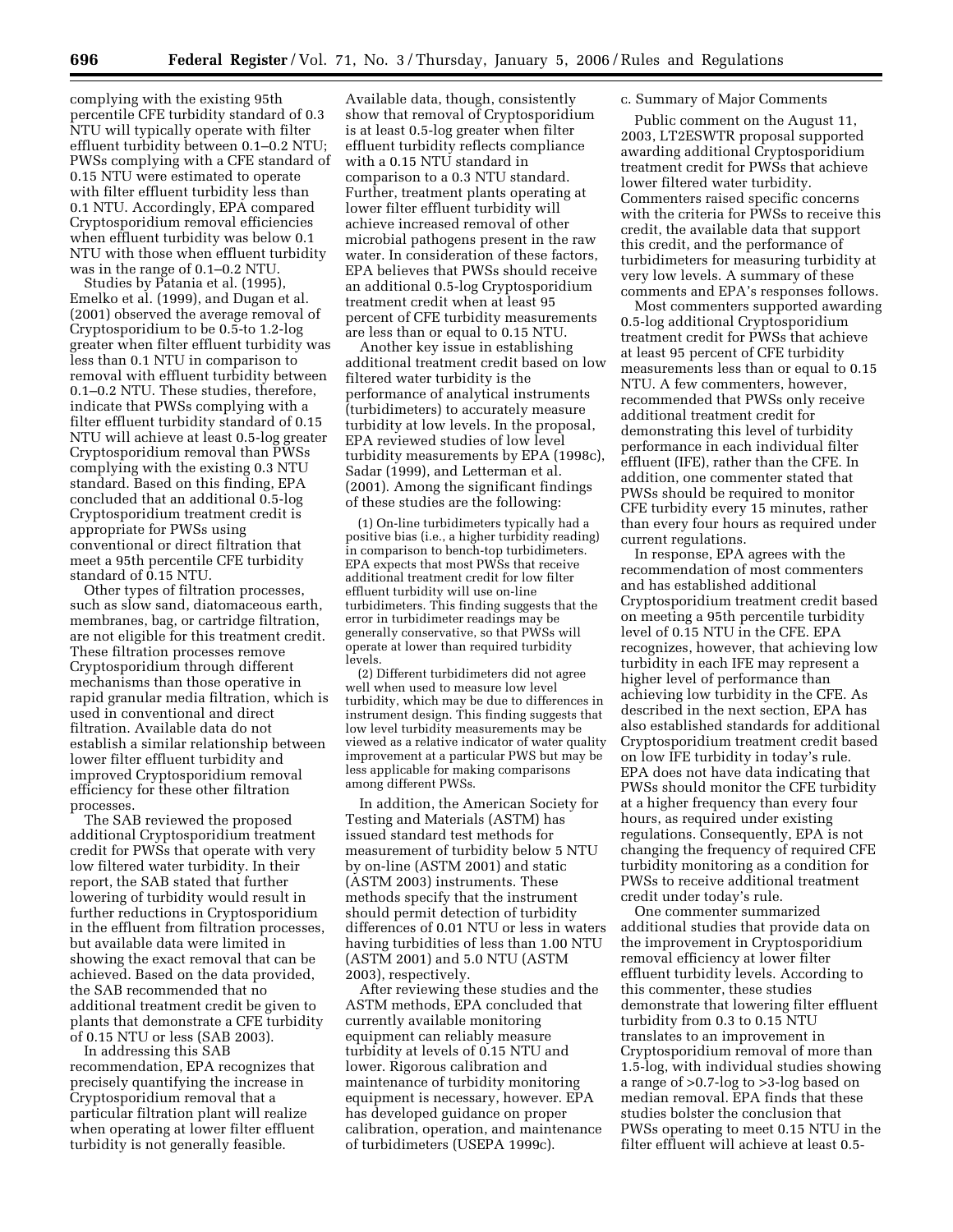complying with the existing 95th percentile CFE turbidity standard of 0.3 NTU will typically operate with filter effluent turbidity between 0.1–0.2 NTU; PWSs complying with a CFE standard of 0.15 NTU were estimated to operate with filter effluent turbidity less than 0.1 NTU. Accordingly, EPA compared Cryptosporidium removal efficiencies when effluent turbidity was below 0.1 NTU with those when effluent turbidity was in the range of 0.1–0.2 NTU.

Studies by Patania et al. (1995), Emelko et al. (1999), and Dugan et al. (2001) observed the average removal of Cryptosporidium to be 0.5-to 1.2-log greater when filter effluent turbidity was less than 0.1 NTU in comparison to removal with effluent turbidity between 0.1–0.2 NTU. These studies, therefore, indicate that PWSs complying with a filter effluent turbidity standard of 0.15 NTU will achieve at least 0.5-log greater Cryptosporidium removal than PWSs complying with the existing 0.3 NTU standard. Based on this finding, EPA concluded that an additional 0.5-log Cryptosporidium treatment credit is appropriate for PWSs using conventional or direct filtration that meet a 95th percentile CFE turbidity standard of 0.15 NTU.

Other types of filtration processes, such as slow sand, diatomaceous earth, membranes, bag, or cartridge filtration, are not eligible for this treatment credit. These filtration processes remove Cryptosporidium through different mechanisms than those operative in rapid granular media filtration, which is used in conventional and direct filtration. Available data do not establish a similar relationship between lower filter effluent turbidity and improved Cryptosporidium removal efficiency for these other filtration processes.

The SAB reviewed the proposed additional Cryptosporidium treatment credit for PWSs that operate with very low filtered water turbidity. In their report, the SAB stated that further lowering of turbidity would result in further reductions in Cryptosporidium in the effluent from filtration processes, but available data were limited in showing the exact removal that can be achieved. Based on the data provided, the SAB recommended that no additional treatment credit be given to plants that demonstrate a CFE turbidity of 0.15 NTU or less (SAB 2003).

In addressing this SAB recommendation, EPA recognizes that precisely quantifying the increase in Cryptosporidium removal that a particular filtration plant will realize when operating at lower filter effluent turbidity is not generally feasible. Available data, though, consistently show that removal of Cryptosporidium is at least 0.5-log greater when filter effluent turbidity reflects compliance with a 0.15 NTU standard in comparison to a 0.3 NTU standard. Further, treatment plants operating at lower filter effluent turbidity will achieve increased removal of other microbial pathogens present in the raw water. In consideration of these factors, EPA believes that PWSs should receive an additional 0.5-log Cryptosporidium treatment credit when at least 95 percent of CFE turbidity measurements are less than or equal to 0.15 NTU.

Another key issue in establishing additional treatment credit based on low filtered water turbidity is the performance of analytical instruments (turbidimeters) to accurately measure turbidity at low levels. In the proposal, EPA reviewed studies of low level turbidity measurements by EPA (1998c), Sadar (1999), and Letterman et al. (2001). Among the significant findings of these studies are the following:

(1) On-line turbidimeters typically had a positive bias (i.e., a higher turbidity reading) in comparison to bench-top turbidimeters. EPA expects that most PWSs that receive additional treatment credit for low filter effluent turbidity will use on-line turbidimeters. This finding suggests that the error in turbidimeter readings may be generally conservative, so that PWSs will operate at lower than required turbidity levels.

(2) Different turbidimeters did not agree well when used to measure low level turbidity, which may be due to differences in instrument design. This finding suggests that low level turbidity measurements may be viewed as a relative indicator of water quality improvement at a particular PWS but may be less applicable for making comparisons among different PWSs.

In addition, the American Society for Testing and Materials (ASTM) has issued standard test methods for measurement of turbidity below 5 NTU by on-line (ASTM 2001) and static (ASTM 2003) instruments. These methods specify that the instrument should permit detection of turbidity differences of 0.01 NTU or less in waters having turbidities of less than 1.00 NTU (ASTM 2001) and 5.0 NTU (ASTM 2003), respectively.

After reviewing these studies and the ASTM methods, EPA concluded that currently available monitoring equipment can reliably measure turbidity at levels of 0.15 NTU and lower. Rigorous calibration and maintenance of turbidity monitoring equipment is necessary, however. EPA has developed guidance on proper calibration, operation, and maintenance of turbidimeters (USEPA 1999c).

c. Summary of Major Comments

Public comment on the August 11, 2003, LT2ESWTR proposal supported awarding additional Cryptosporidium treatment credit for PWSs that achieve lower filtered water turbidity. Commenters raised specific concerns with the criteria for PWSs to receive this credit, the available data that support this credit, and the performance of turbidimeters for measuring turbidity at very low levels. A summary of these comments and EPA's responses follows.

Most commenters supported awarding 0.5-log additional Cryptosporidium treatment credit for PWSs that achieve at least 95 percent of CFE turbidity measurements less than or equal to 0.15 NTU. A few commenters, however, recommended that PWSs only receive additional treatment credit for demonstrating this level of turbidity performance in each individual filter effluent (IFE), rather than the CFE. In addition, one commenter stated that PWSs should be required to monitor CFE turbidity every 15 minutes, rather than every four hours as required under current regulations.

In response, EPA agrees with the recommendation of most commenters and has established additional Cryptosporidium treatment credit based on meeting a 95th percentile turbidity level of 0.15 NTU in the CFE. EPA recognizes, however, that achieving low turbidity in each IFE may represent a higher level of performance than achieving low turbidity in the CFE. As described in the next section, EPA has also established standards for additional Cryptosporidium treatment credit based on low IFE turbidity in today's rule. EPA does not have data indicating that PWSs should monitor the CFE turbidity at a higher frequency than every four hours, as required under existing regulations. Consequently, EPA is not changing the frequency of required CFE turbidity monitoring as a condition for PWSs to receive additional treatment credit under today's rule.

One commenter summarized additional studies that provide data on the improvement in Cryptosporidium removal efficiency at lower filter effluent turbidity levels. According to this commenter, these studies demonstrate that lowering filter effluent turbidity from 0.3 to 0.15 NTU translates to an improvement in Cryptosporidium removal of more than 1.5-log, with individual studies showing a range of >0.7-log to >3-log based on median removal. EPA finds that these studies bolster the conclusion that PWSs operating to meet 0.15 NTU in the filter effluent will achieve at least 0.5-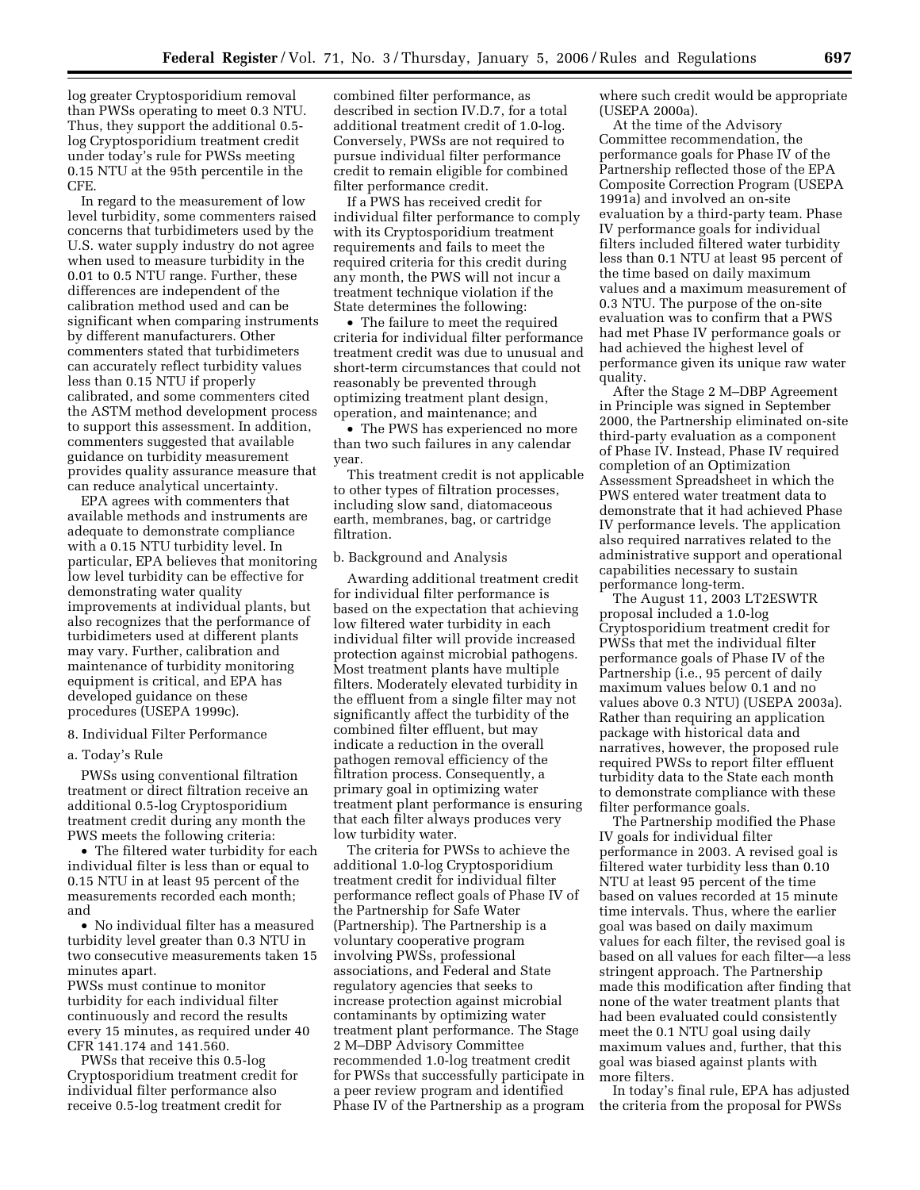log greater Cryptosporidium removal than PWSs operating to meet 0.3 NTU. Thus, they support the additional 0.5-log Cryptosporidium treatment credit under today's rule for PWSs meeting 0.15 NTU at the 95th percentile in the CFE.

In regard to the measurement of low level turbidity, some commenters raised concerns that turbidimeters used by the U.S. water supply industry do not agree when used to measure turbidity in the 0.01 to 0.5 NTU range. Further, these differences are independent of the calibration method used and can be significant when comparing instruments by different manufacturers. Other commenters stated that turbidimeters can accurately reflect turbidity values less than 0.15 NTU if properly calibrated, and some commenters cited the ASTM method development process to support this assessment. In addition, commenters suggested that available guidance on turbidity measurement provides quality assurance measure that can reduce analytical uncertainty.

EPA agrees with commenters that available methods and instruments are adequate to demonstrate compliance with a 0.15 NTU turbidity level. In particular, EPA believes that monitoring low level turbidity can be effective for demonstrating water quality improvements at individual plants, but also recognizes that the performance of turbidimeters used at different plants may vary. Further, calibration and maintenance of turbidity monitoring equipment is critical, and EPA has developed guidance on these procedures (USEPA 1999c).

8. Individual Filter Performance

a. Today's Rule

PWSs using conventional filtration treatment or direct filtration receive an additional 0.5-log Cryptosporidium treatment credit during any month the PWS meets the following criteria:

- The filtered water turbidity for each individual filter is less than or equal to 0.15 NTU in at least 95 percent of the measurements recorded each month; and
- No individual filter has a measured turbidity level greater than 0.3 NTU in two consecutive measurements taken 15 minutes apart.

PWSs must continue to monitor turbidity for each individual filter continuously and record the results every 15 minutes, as required under 40 CFR 141.174 and 141.560.

PWSs that receive this 0.5-log Cryptosporidium treatment credit for individual filter performance also receive 0.5-log treatment credit for combined filter performance, as described in section IV.D.7, for a total additional treatment credit of 1.0-log. Conversely, PWSs are not required to pursue individual filter performance credit to remain eligible for combined filter performance credit.

If a PWS has received credit for individual filter performance to comply with its Cryptosporidium treatment requirements and fails to meet the required criteria for this credit during any month, the PWS will not incur a treatment technique violation if the State determines the following:

- The failure to meet the required criteria for individual filter performance treatment credit was due to unusual and short-term circumstances that could not reasonably be prevented through optimizing treatment plant design, operation, and maintenance; and
- The PWS has experienced no more than two such failures in any calendar year.

This treatment credit is not applicable to other types of filtration processes, including slow sand, diatomaceous earth, membranes, bag, or cartridge filtration.

b. Background and Analysis

Awarding additional treatment credit for individual filter performance is based on the expectation that achieving low filtered water turbidity in each individual filter will provide increased protection against microbial pathogens. Most treatment plants have multiple filters. Moderately elevated turbidity in the effluent from a single filter may not significantly affect the turbidity of the combined filter effluent, but may indicate a reduction in the overall pathogen removal efficiency of the filtration process. Consequently, a primary goal in optimizing water treatment plant performance is ensuring that each filter always produces very low turbidity water.

The criteria for PWSs to achieve the additional 1.0-log Cryptosporidium treatment credit for individual filter performance reflect goals of Phase IV of the Partnership for Safe Water (Partnership). The Partnership is a voluntary cooperative program involving PWSs, professional associations, and Federal and State regulatory agencies that seeks to increase protection against microbial contaminants by optimizing water treatment plant performance. The Stage 2 M–DBP Advisory Committee recommended 1.0-log treatment credit for PWSs that successfully participate in a peer review program and identified Phase IV of the Partnership as a program where such credit would be appropriate (USEPA 2000a).

At the time of the Advisory Committee recommendation, the performance goals for Phase IV of the Partnership reflected those of the EPA Composite Correction Program (USEPA 1991a) and involved an on-site evaluation by a third-party team. Phase IV performance goals for individual filters included filtered water turbidity less than 0.1 NTU at least 95 percent of the time based on daily maximum values and a maximum measurement of 0.3 NTU. The purpose of the on-site evaluation was to confirm that a PWS had met Phase IV performance goals or had achieved the highest level of performance given its unique raw water quality.

After the Stage 2 M–DBP Agreement in Principle was signed in September 2000, the Partnership eliminated on-site third-party evaluation as a component of Phase IV. Instead, Phase IV required completion of an Optimization Assessment Spreadsheet in which the PWS entered water treatment data to demonstrate that it had achieved Phase IV performance levels. The application also required narratives related to the administrative support and operational capabilities necessary to sustain performance long-term.

The August 11, 2003 LT2ESWTR proposal included a 1.0-log Cryptosporidium treatment credit for PWSs that met the individual filter performance goals of Phase IV of the Partnership (i.e., 95 percent of daily maximum values below 0.1 and no values above 0.3 NTU) (USEPA 2003a). Rather than requiring an application package with historical data and narratives, however, the proposed rule required PWSs to report filter effluent turbidity data to the State each month to demonstrate compliance with these filter performance goals.

The Partnership modified the Phase IV goals for individual filter performance in 2003. A revised goal is filtered water turbidity less than 0.10 NTU at least 95 percent of the time based on values recorded at 15 minute time intervals. Thus, where the earlier goal was based on daily maximum values for each filter, the revised goal is based on all values for each filter—a less stringent approach. The Partnership made this modification after finding that none of the water treatment plants that had been evaluated could consistently meet the 0.1 NTU goal using daily maximum values and, further, that this goal was biased against plants with more filters.

In today's final rule, EPA has adjusted the criteria from the proposal for PWSs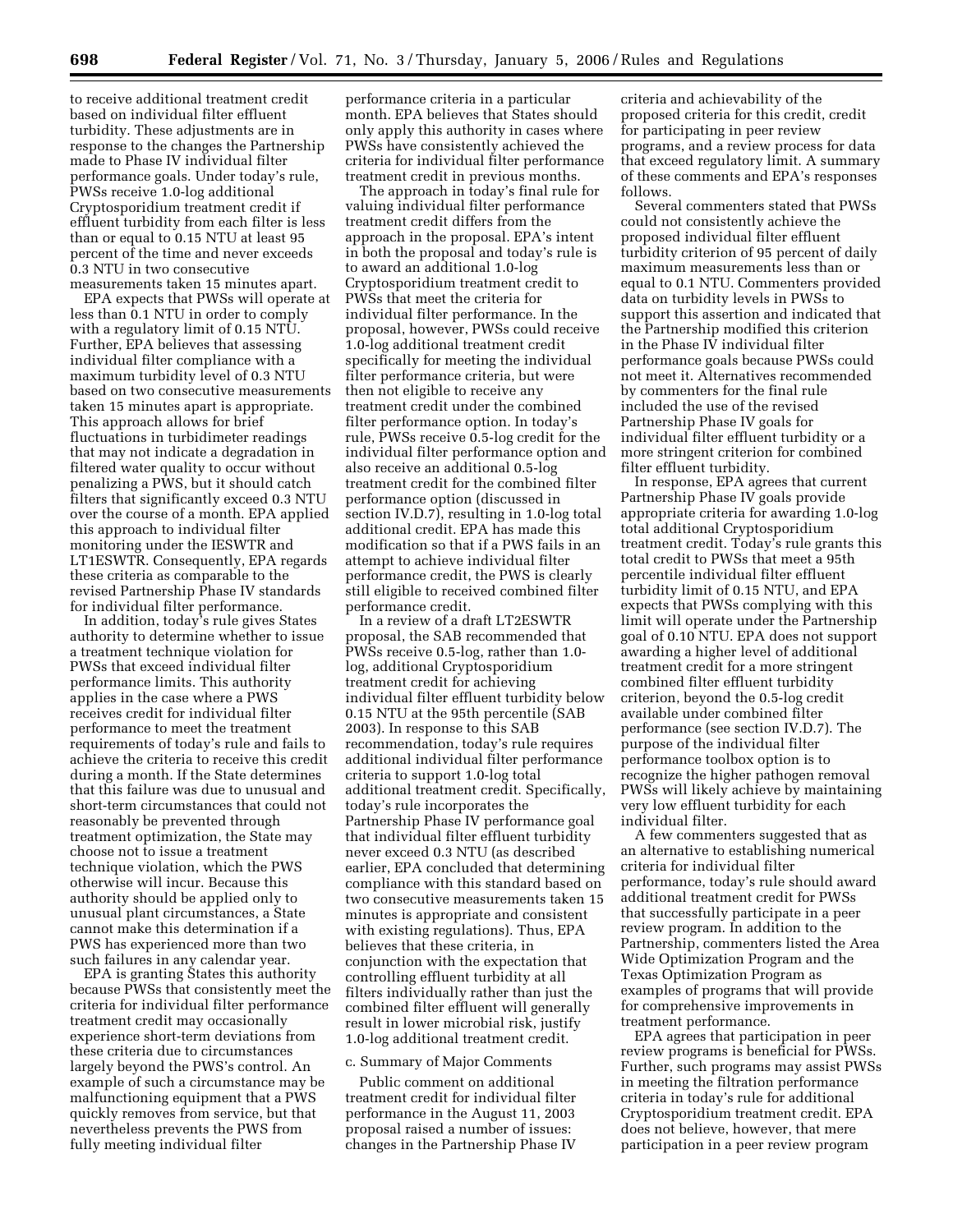to receive additional treatment credit based on individual filter effluent turbidity. These adjustments are in response to the changes the Partnership made to Phase IV individual filter performance goals. Under today's rule, PWSs receive 1.0-log additional Cryptosporidium treatment credit if effluent turbidity from each filter is less than or equal to 0.15 NTU at least 95 percent of the time and never exceeds 0.3 NTU in two consecutive measurements taken 15 minutes apart.

EPA expects that PWSs will operate at less than 0.1 NTU in order to comply with a regulatory limit of 0.15 NTU. Further, EPA believes that assessing individual filter compliance with a maximum turbidity level of 0.3 NTU based on two consecutive measurements taken 15 minutes apart is appropriate. This approach allows for brief fluctuations in turbidimeter readings that may not indicate a degradation in filtered water quality to occur without penalizing a PWS, but it should catch filters that significantly exceed 0.3 NTU over the course of a month. EPA applied this approach to individual filter monitoring under the IESWTR and LT1ESWTR. Consequently, EPA regards these criteria as comparable to the revised Partnership Phase IV standards for individual filter performance.

In addition, today's rule gives States authority to determine whether to issue a treatment technique violation for PWSs that exceed individual filter performance limits. This authority applies in the case where a PWS receives credit for individual filter performance to meet the treatment requirements of today's rule and fails to achieve the criteria to receive this credit during a month. If the State determines that this failure was due to unusual and short-term circumstances that could not reasonably be prevented through treatment optimization, the State may choose not to issue a treatment technique violation, which the PWS otherwise will incur. Because this authority should be applied only to unusual plant circumstances, a State cannot make this determination if a PWS has experienced more than two such failures in any calendar year.

EPA is granting States this authority because PWSs that consistently meet the criteria for individual filter performance treatment credit may occasionally experience short-term deviations from these criteria due to circumstances largely beyond the PWS's control. An example of such a circumstance may be malfunctioning equipment that a PWS quickly removes from service, but that nevertheless prevents the PWS from fully meeting individual filter performance criteria in a particular month. EPA believes that States should only apply this authority in cases where PWSs have consistently achieved the criteria for individual filter performance treatment credit in previous months.

The approach in today's final rule for valuing individual filter performance treatment credit differs from the approach in the proposal. EPA's intent in both the proposal and today's rule is to award an additional 1.0-log Cryptosporidium treatment credit to PWSs that meet the criteria for individual filter performance. In the proposal, however, PWSs could receive 1.0-log additional treatment credit specifically for meeting the individual filter performance criteria, but were then not eligible to receive any treatment credit under the combined filter performance option. In today's rule, PWSs receive 0.5-log credit for the individual filter performance option and also receive an additional 0.5-log treatment credit for the combined filter performance option (discussed in section IV.D.7), resulting in 1.0-log total additional credit. EPA has made this modification so that if a PWS fails in an attempt to achieve individual filter performance credit, the PWS is clearly still eligible to received combined filter performance credit.

In a review of a draft LT2ESWTR proposal, the SAB recommended that PWSs receive 0.5-log, rather than 1.0-log, additional Cryptosporidium treatment credit for achieving individual filter effluent turbidity below 0.15 NTU at the 95th percentile (SAB 2003). In response to this SAB recommendation, today's rule requires additional individual filter performance criteria to support 1.0-log total additional treatment credit. Specifically, today's rule incorporates the Partnership Phase IV performance goal that individual filter effluent turbidity never exceed 0.3 NTU (as described earlier, EPA concluded that determining compliance with this standard based on two consecutive measurements taken 15 minutes is appropriate and consistent with existing regulations). Thus, EPA believes that these criteria, in conjunction with the expectation that controlling effluent turbidity at all filters individually rather than just the combined filter effluent will generally result in lower microbial risk, justify 1.0-log additional treatment credit.

c. Summary of Major Comments

Public comment on additional treatment credit for individual filter performance in the August 11, 2003 proposal raised a number of issues: changes in the Partnership Phase IV criteria and achievability of the proposed criteria for this credit, credit for participating in peer review programs, and a review process for data that exceed regulatory limit. A summary of these comments and EPA's responses follows.

Several commenters stated that PWSs could not consistently achieve the proposed individual filter effluent turbidity criterion of 95 percent of daily maximum measurements less than or equal to 0.1 NTU. Commenters provided data on turbidity levels in PWSs to support this assertion and indicated that the Partnership modified this criterion in the Phase IV individual filter performance goals because PWSs could not meet it. Alternatives recommended by commenters for the final rule included the use of the revised Partnership Phase IV goals for individual filter effluent turbidity or a more stringent criterion for combined filter effluent turbidity.

In response, EPA agrees that current Partnership Phase IV goals provide appropriate criteria for awarding 1.0-log total additional Cryptosporidium treatment credit. Today's rule grants this total credit to PWSs that meet a 95th percentile individual filter effluent turbidity limit of 0.15 NTU, and EPA expects that PWSs complying with this limit will operate under the Partnership goal of 0.10 NTU. EPA does not support awarding a higher level of additional treatment credit for a more stringent combined filter effluent turbidity criterion, beyond the 0.5-log credit available under combined filter performance (see section IV.D.7). The purpose of the individual filter performance toolbox option is to recognize the higher pathogen removal PWSs will likely achieve by maintaining very low effluent turbidity for each individual filter.

A few commenters suggested that as an alternative to establishing numerical criteria for individual filter performance, today's rule should award additional treatment credit for PWSs that successfully participate in a peer review program. In addition to the Partnership, commenters listed the Area Wide Optimization Program and the Texas Optimization Program as examples of programs that will provide for comprehensive improvements in treatment performance.

EPA agrees that participation in peer review programs is beneficial for PWSs. Further, such programs may assist PWSs in meeting the filtration performance criteria in today's rule for additional Cryptosporidium treatment credit. EPA does not believe, however, that mere participation in a peer review program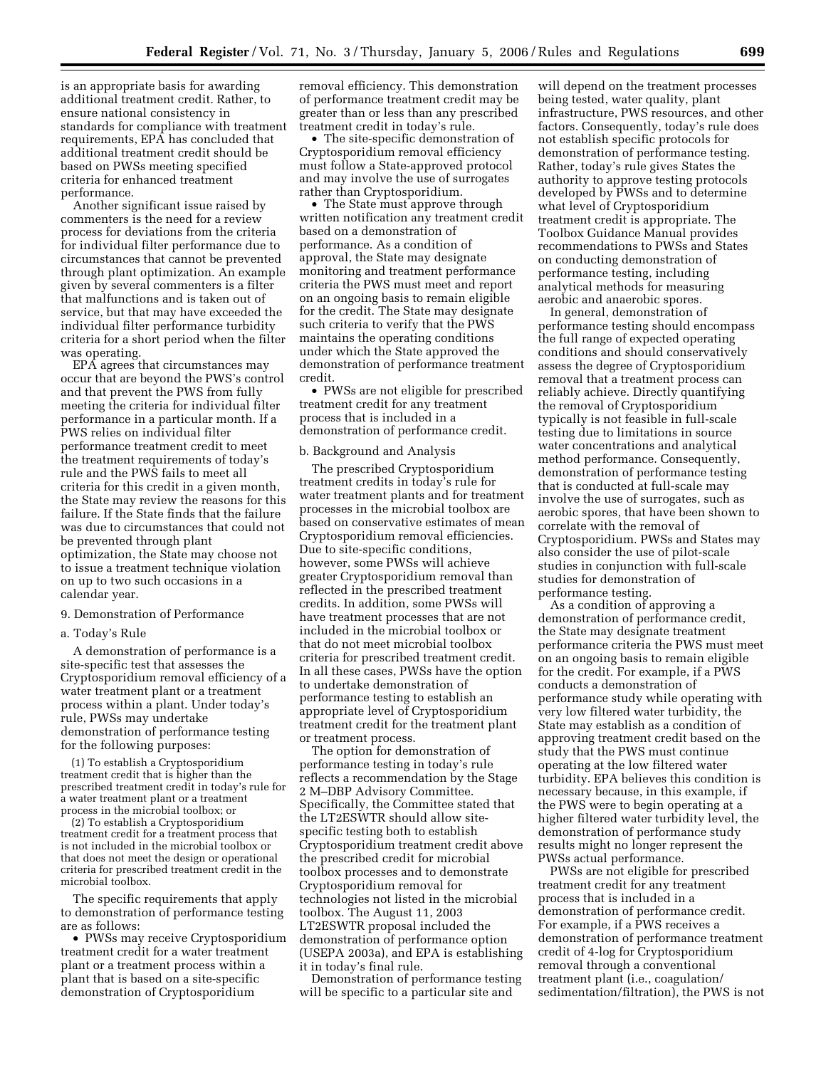is an appropriate basis for awarding additional treatment credit. Rather, to ensure national consistency in standards for compliance with treatment requirements, EPA has concluded that additional treatment credit should be based on PWSs meeting specified criteria for enhanced treatment performance.

Another significant issue raised by commenters is the need for a review process for deviations from the criteria for individual filter performance due to circumstances that cannot be prevented through plant optimization. An example given by several commenters is a filter that malfunctions and is taken out of service, but that may have exceeded the individual filter performance turbidity criteria for a short period when the filter was operating.

EPA agrees that circumstances may occur that are beyond the PWS's control and that prevent the PWS from fully meeting the criteria for individual filter performance in a particular month. If a PWS relies on individual filter performance treatment credit to meet the treatment requirements of today's rule and the PWS fails to meet all criteria for this credit in a given month, the State may review the reasons for this failure. If the State finds that the failure was due to circumstances that could not be prevented through plant optimization, the State may choose not to issue a treatment technique violation on up to two such occasions in a calendar year.

9. Demonstration of Performance

a. Today's Rule

A demonstration of performance is a site-specific test that assesses the Cryptosporidium removal efficiency of a water treatment plant or a treatment process within a plant. Under today's rule, PWSs may undertake demonstration of performance testing for the following purposes:

(1) To establish a Cryptosporidium treatment credit that is higher than the prescribed treatment credit in today's rule for a water treatment plant or a treatment process in the microbial toolbox; or

(2) To establish a Cryptosporidium treatment credit for a treatment process that is not included in the microbial toolbox or that does not meet the design or operational criteria for prescribed treatment credit in the microbial toolbox.

The specific requirements that apply to demonstration of performance testing are as follows:

- PWSs may receive Cryptosporidium treatment credit for a water treatment plant or a treatment process within a plant that is based on a site-specific demonstration of Cryptosporidium removal efficiency. This demonstration of performance treatment credit may be greater than or less than any prescribed treatment credit in today's rule.
- The site-specific demonstration of Cryptosporidium removal efficiency must follow a State-approved protocol and may involve the use of surrogates rather than Cryptosporidium.
- The State must approve through written notification any treatment credit based on a demonstration of performance. As a condition of approval, the State may designate monitoring and treatment performance criteria the PWS must meet and report on an ongoing basis to remain eligible for the credit. The State may designate such criteria to verify that the PWS maintains the operating conditions under which the State approved the demonstration of performance treatment credit.
- PWSs are not eligible for prescribed treatment credit for any treatment process that is included in a demonstration of performance credit.

b. Background and Analysis

The prescribed Cryptosporidium treatment credits in today's rule for water treatment plants and for treatment processes in the microbial toolbox are based on conservative estimates of mean Cryptosporidium removal efficiencies. Due to site-specific conditions, however, some PWSs will achieve greater Cryptosporidium removal than reflected in the prescribed treatment credits. In addition, some PWSs will have treatment processes that are not included in the microbial toolbox or that do not meet microbial toolbox criteria for prescribed treatment credit. In all these cases, PWSs have the option to undertake demonstration of performance testing to establish an appropriate level of Cryptosporidium treatment credit for the treatment plant or treatment process.

The option for demonstration of performance testing in today's rule reflects a recommendation by the Stage 2 M–DBP Advisory Committee. Specifically, the Committee stated that the LT2ESWTR should allow site-specific testing both to establish Cryptosporidium treatment credit above the prescribed credit for microbial toolbox processes and to demonstrate Cryptosporidium removal for technologies not listed in the microbial toolbox. The August 11, 2003 LT2ESWTR proposal included the demonstration of performance option (USEPA 2003a), and EPA is establishing it in today's final rule.

Demonstration of performance testing will be specific to a particular site and will depend on the treatment processes being tested, water quality, plant infrastructure, PWS resources, and other factors. Consequently, today's rule does not establish specific protocols for demonstration of performance testing. Rather, today's rule gives States the authority to approve testing protocols developed by PWSs and to determine what level of Cryptosporidium treatment credit is appropriate. The Toolbox Guidance Manual provides recommendations to PWSs and States on conducting demonstration of performance testing, including analytical methods for measuring aerobic and anaerobic spores.

In general, demonstration of performance testing should encompass the full range of expected operating conditions and should conservatively assess the degree of Cryptosporidium removal that a treatment process can reliably achieve. Directly quantifying the removal of Cryptosporidium typically is not feasible in full-scale testing due to limitations in source water concentrations and analytical method performance. Consequently, demonstration of performance testing that is conducted at full-scale may involve the use of surrogates, such as aerobic spores, that have been shown to correlate with the removal of Cryptosporidium. PWSs and States may also consider the use of pilot-scale studies in conjunction with full-scale studies for demonstration of performance testing.

As a condition of approving a demonstration of performance credit, the State may designate treatment performance criteria the PWS must meet on an ongoing basis to remain eligible for the credit. For example, if a PWS conducts a demonstration of performance study while operating with very low filtered water turbidity, the State may establish as a condition of approving treatment credit based on the study that the PWS must continue operating at the low filtered water turbidity. EPA believes this condition is necessary because, in this example, if the PWS were to begin operating at a higher filtered water turbidity level, the demonstration of performance study results might no longer represent the PWSs actual performance.

PWSs are not eligible for prescribed treatment credit for any treatment process that is included in a demonstration of performance credit. For example, if a PWS receives a demonstration of performance treatment credit of 4-log for Cryptosporidium removal through a conventional treatment plant (i.e., coagulation/sedimentation/filtration), the PWS is not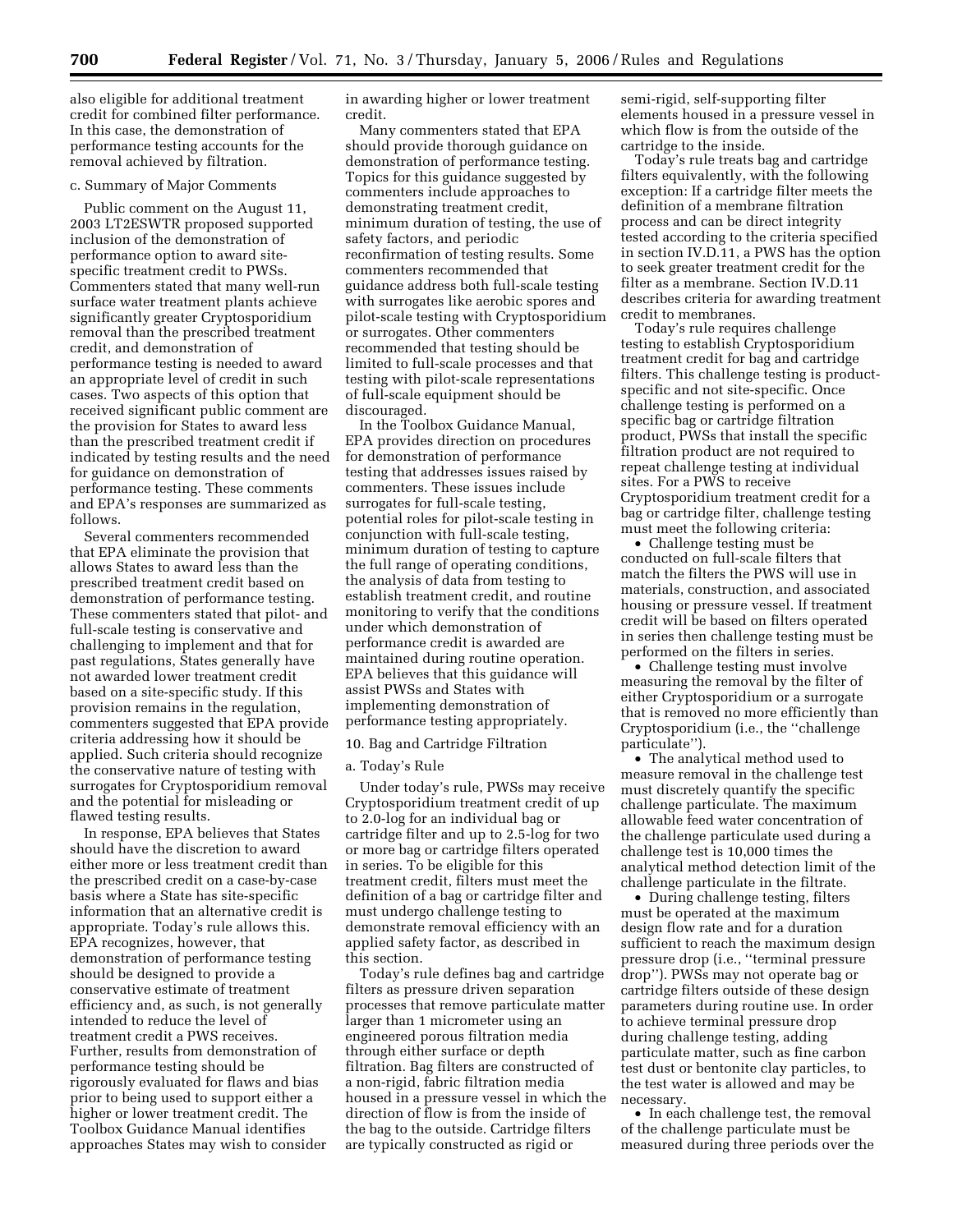also eligible for additional treatment credit for combined filter performance. In this case, the demonstration of performance testing accounts for the removal achieved by filtration.

c. Summary of Major Comments

Public comment on the August 11, 2003 LT2ESWTR proposed supported inclusion of the demonstration of performance option to award site-specific treatment credit to PWSs. Commenters stated that many well-run surface water treatment plants achieve significantly greater Cryptosporidium removal than the prescribed treatment credit, and demonstration of performance testing is needed to award an appropriate level of credit in such cases. Two aspects of this option that received significant public comment are the provision for States to award less than the prescribed treatment credit if indicated by testing results and the need for guidance on demonstration of performance testing. These comments and EPA's responses are summarized as follows.

Several commenters recommended that EPA eliminate the provision that allows States to award less than the prescribed treatment credit based on demonstration of performance testing. These commenters stated that pilot- and full-scale testing is conservative and challenging to implement and that for past regulations, States generally have not awarded lower treatment credit based on a site-specific study. If this provision remains in the regulation, commenters suggested that EPA provide criteria addressing how it should be applied. Such criteria should recognize the conservative nature of testing with surrogates for Cryptosporidium removal and the potential for misleading or flawed testing results.

In response, EPA believes that States should have the discretion to award either more or less treatment credit than the prescribed credit on a case-by-case basis where a State has site-specific information that an alternative credit is appropriate. Today's rule allows this. EPA recognizes, however, that demonstration of performance testing should be designed to provide a conservative estimate of treatment efficiency and, as such, is not generally intended to reduce the level of treatment credit a PWS receives. Further, results from demonstration of performance testing should be rigorously evaluated for flaws and bias prior to being used to support either a higher or lower treatment credit. The Toolbox Guidance Manual identifies approaches States may wish to consider in awarding higher or lower treatment credit.

Many commenters stated that EPA should provide thorough guidance on demonstration of performance testing. Topics for this guidance suggested by commenters include approaches to demonstrating treatment credit, minimum duration of testing, the use of safety factors, and periodic reconfirmation of testing results. Some commenters recommended that guidance address both full-scale testing with surrogates like aerobic spores and pilot-scale testing with Cryptosporidium or surrogates. Other commenters recommended that testing should be limited to full-scale processes and that testing with pilot-scale representations of full-scale equipment should be discouraged.

In the Toolbox Guidance Manual, EPA provides direction on procedures for demonstration of performance testing that addresses issues raised by commenters. These issues include surrogates for full-scale testing, potential roles for pilot-scale testing in conjunction with full-scale testing, minimum duration of testing to capture the full range of operating conditions, the analysis of data from testing to establish treatment credit, and routine monitoring to verify that the conditions under which demonstration of performance credit is awarded are maintained during routine operation. EPA believes that this guidance will assist PWSs and States with implementing demonstration of performance testing appropriately.

10. Bag and Cartridge Filtration

a. Today's Rule

Under today's rule, PWSs may receive Cryptosporidium treatment credit of up to 2.0-log for an individual bag or cartridge filter and up to 2.5-log for two or more bag or cartridge filters operated in series. To be eligible for this treatment credit, filters must meet the definition of a bag or cartridge filter and must undergo challenge testing to demonstrate removal efficiency with an applied safety factor, as described in this section.

Today's rule defines bag and cartridge filters as pressure driven separation processes that remove particulate matter larger than 1 micrometer using an engineered porous filtration media through either surface or depth filtration. Bag filters are constructed of a non-rigid, fabric filtration media housed in a pressure vessel in which the direction of flow is from the inside of the bag to the outside. Cartridge filters are typically constructed as rigid or semi-rigid, self-supporting filter elements housed in a pressure vessel in which flow is from the outside of the cartridge to the inside.

Today's rule treats bag and cartridge filters equivalently, with the following exception: If a cartridge filter meets the definition of a membrane filtration process and can be direct integrity tested according to the criteria specified in section IV.D.11, a PWS has the option to seek greater treatment credit for the filter as a membrane. Section IV.D.11 describes criteria for awarding treatment credit to membranes.

Today's rule requires challenge testing to establish Cryptosporidium treatment credit for bag and cartridge filters. This challenge testing is product-specific and not site-specific. Once challenge testing is performed on a specific bag or cartridge filtration product, PWSs that install the specific filtration product are not required to repeat challenge testing at individual sites. For a PWS to receive Cryptosporidium treatment credit for a bag or cartridge filter, challenge testing must meet the following criteria:

- Challenge testing must be conducted on full-scale filters that match the filters the PWS will use in materials, construction, and associated housing or pressure vessel. If treatment credit will be based on filters operated in series then challenge testing must be performed on the filters in series.
- Challenge testing must involve measuring the removal by the filter of either Cryptosporidium or a surrogate that is removed no more efficiently than Cryptosporidium (i.e., the "challenge particulate").
- The analytical method used to measure removal in the challenge test must discretely quantify the specific challenge particulate. The maximum allowable feed water concentration of the challenge particulate used during a challenge test is 10,000 times the analytical method detection limit of the challenge particulate in the filtrate.
- During challenge testing, filters must be operated at the maximum design flow rate and for a duration sufficient to reach the maximum design pressure drop (i.e., "terminal pressure drop"). PWSs may not operate bag or cartridge filters outside of these design parameters during routine use. In order to achieve terminal pressure drop during challenge testing, adding particulate matter, such as fine carbon test dust or bentonite clay particles, to the test water is allowed and may be necessary.
- In each challenge test, the removal of the challenge particulate must be measured during three periods over the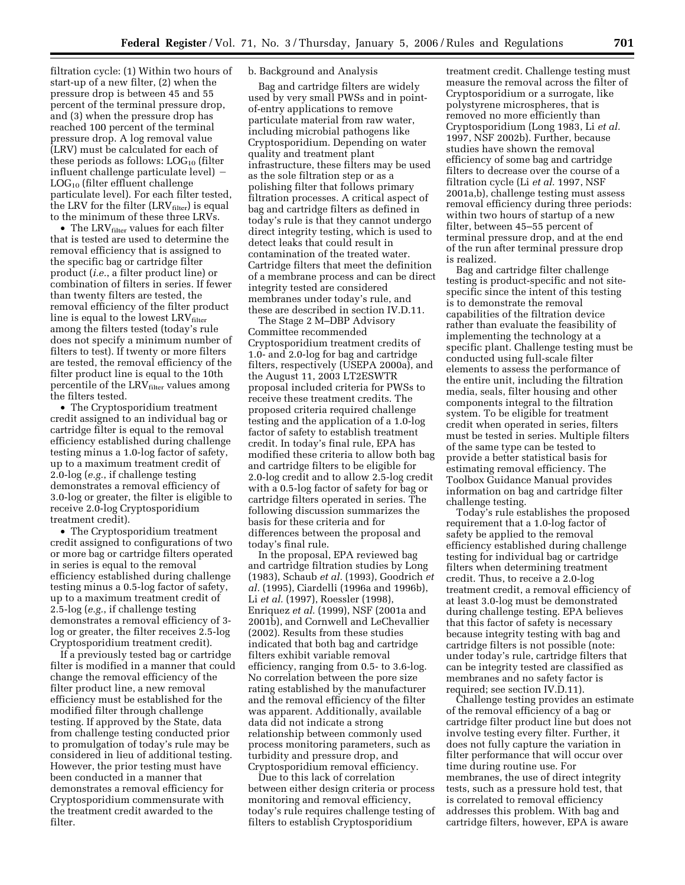filtration cycle: (1) Within two hours of start-up of a new filter, (2) when the pressure drop is between 45 and 55 percent of the terminal pressure drop, and (3) when the pressure drop has reached 100 percent of the terminal pressure drop. A log removal value (LRV) must be calculated for each of these periods as follows: $LOG_{10}$ (filter influent challenge particulate level) − $LOG_{10}$ (filter effluent challenge particulate level). For each filter tested, the LRV for the filter ($LRV_{filter}$) is equal to the minimum of these three LRVs.

- The $LRV_{filter}$ values for each filter that is tested are used to determine the removal efficiency that is assigned to the specific bag or cartridge filter product (*i.e.*, a filter product line) or combination of filters in series. If fewer than twenty filters are tested, the removal efficiency of the filter product line is equal to the lowest $LRV_{filter}$ among the filters tested (today's rule does not specify a minimum number of filters to test). If twenty or more filters are tested, the removal efficiency of the filter product line is equal to the 10th percentile of the $LRV_{filter}$ values among the filters tested.
- The Cryptosporidium treatment credit assigned to an individual bag or cartridge filter is equal to the removal efficiency established during challenge testing minus a 1.0-log factor of safety, up to a maximum treatment credit of 2.0-log (*e.g.*, if challenge testing demonstrates a removal efficiency of 3.0-log or greater, the filter is eligible to receive 2.0-log Cryptosporidium treatment credit).
- The Cryptosporidium treatment credit assigned to configurations of two or more bag or cartridge filters operated in series is equal to the removal efficiency established during challenge testing minus a 0.5-log factor of safety, up to a maximum treatment credit of 2.5-log (*e.g.*, if challenge testing demonstrates a removal efficiency of 3-log or greater, the filter receives 2.5-log Cryptosporidium treatment credit).

If a previously tested bag or cartridge filter is modified in a manner that could change the removal efficiency of the filter product line, a new removal efficiency must be established for the modified filter through challenge testing. If approved by the State, data from challenge testing conducted prior to promulgation of today's rule may be considered in lieu of additional testing. However, the prior testing must have been conducted in a manner that demonstrates a removal efficiency for Cryptosporidium commensurate with the treatment credit awarded to the filter.

b. Background and Analysis

Bag and cartridge filters are widely used by very small PWSs and in point-of-entry applications to remove particulate material from raw water, including microbial pathogens like Cryptosporidium. Depending on water quality and treatment plant infrastructure, these filters may be used as the sole filtration step or as a polishing filter that follows primary filtration processes. A critical aspect of bag and cartridge filters as defined in today's rule is that they cannot undergo direct integrity testing, which is used to detect leaks that could result in contamination of the treated water. Cartridge filters that meet the definition of a membrane process and can be direct integrity tested are considered membranes under today's rule, and these are described in section IV.D.11.

The Stage 2 M–DBP Advisory Committee recommended Cryptosporidium treatment credits of 1.0- and 2.0-log for bag and cartridge filters, respectively (USEPA 2000a), and the August 11, 2003 LT2ESWTR proposal included criteria for PWSs to receive these treatment credits. The proposed criteria required challenge testing and the application of a 1.0-log factor of safety to establish treatment credit. In today's final rule, EPA has modified these criteria to allow both bag and cartridge filters to be eligible for 2.0-log credit and to allow 2.5-log credit with a 0.5-log factor of safety for bag or cartridge filters operated in series. The following discussion summarizes the basis for these criteria and for differences between the proposal and today's final rule.

In the proposal, EPA reviewed bag and cartridge filtration studies by Long (1983), Schaub *et al.* (1993), Goodrich *et al.* (1995), Ciardelli (1996a and 1996b), Li *et al.* (1997), Roessler (1998), Enriquez *et al.* (1999), NSF (2001a and 2001b), and Cornwell and LeChevallier (2002). Results from these studies indicated that both bag and cartridge filters exhibit variable removal efficiency, ranging from 0.5- to 3.6-log. No correlation between the pore size rating established by the manufacturer and the removal efficiency of the filter was apparent. Additionally, available data did not indicate a strong relationship between commonly used process monitoring parameters, such as turbidity and pressure drop, and Cryptosporidium removal efficiency.

Due to this lack of correlation between either design criteria or process monitoring and removal efficiency, today's rule requires challenge testing of filters to establish Cryptosporidium treatment credit. Challenge testing must measure the removal across the filter of Cryptosporidium or a surrogate, like polystyrene microspheres, that is removed no more efficiently than Cryptosporidium (Long 1983, Li *et al.* 1997, NSF 2002b). Further, because studies have shown the removal efficiency of some bag and cartridge filters to decrease over the course of a filtration cycle (Li *et al.* 1997, NSF 2001a,b), challenge testing must assess removal efficiency during three periods: within two hours of startup of a new filter, between 45–55 percent of terminal pressure drop, and at the end of the run after terminal pressure drop is realized.

Bag and cartridge filter challenge testing is product-specific and not site-specific since the intent of this testing is to demonstrate the removal capabilities of the filtration device rather than evaluate the feasibility of implementing the technology at a specific plant. Challenge testing must be conducted using full-scale filter elements to assess the performance of the entire unit, including the filtration media, seals, filter housing and other components integral to the filtration system. To be eligible for treatment credit when operated in series, filters must be tested in series. Multiple filters of the same type can be tested to provide a better statistical basis for estimating removal efficiency. The Toolbox Guidance Manual provides information on bag and cartridge filter challenge testing.

Today's rule establishes the proposed requirement that a 1.0-log factor of safety be applied to the removal efficiency established during challenge testing for individual bag or cartridge filters when determining treatment credit. Thus, to receive a 2.0-log treatment credit, a removal efficiency of at least 3.0-log must be demonstrated during challenge testing. EPA believes that this factor of safety is necessary because integrity testing with bag and cartridge filters is not possible (note: under today's rule, cartridge filters that can be integrity tested are classified as membranes and no safety factor is required; see section IV.D.11).

Challenge testing provides an estimate of the removal efficiency of a bag or cartridge filter product line but does not involve testing every filter. Further, it does not fully capture the variation in filter performance that will occur over time during routine use. For membranes, the use of direct integrity tests, such as a pressure hold test, that is correlated to removal efficiency addresses this problem. With bag and cartridge filters, however, EPA is aware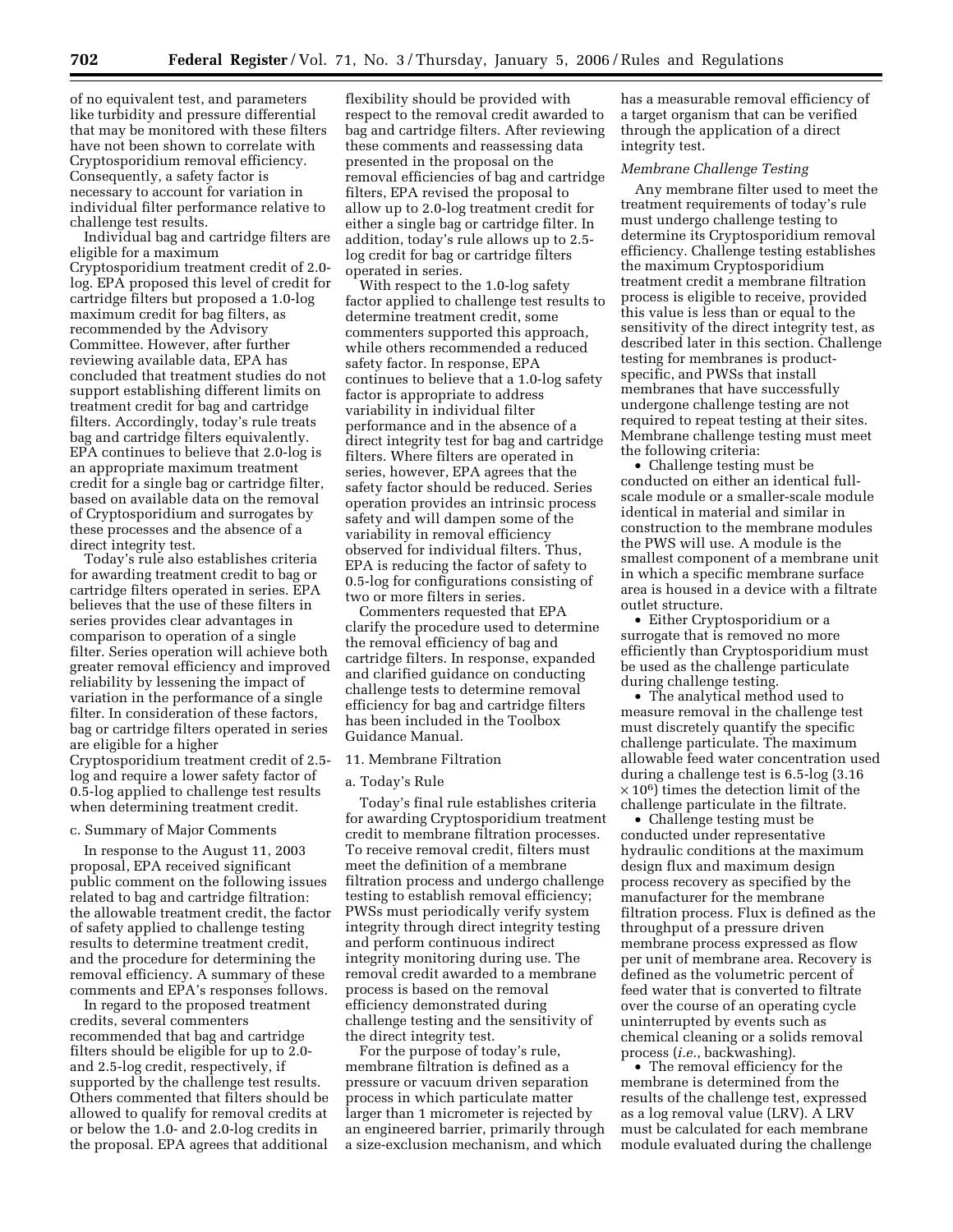of no equivalent test, and parameters like turbidity and pressure differential that may be monitored with these filters have not been shown to correlate with Cryptosporidium removal efficiency. Consequently, a safety factor is necessary to account for variation in individual filter performance relative to challenge test results.

Individual bag and cartridge filters are eligible for a maximum Cryptosporidium treatment credit of 2.0-log. EPA proposed this level of credit for cartridge filters but proposed a 1.0-log maximum credit for bag filters, as recommended by the Advisory Committee. However, after further reviewing available data, EPA has concluded that treatment studies do not support establishing different limits on treatment credit for bag and cartridge filters. Accordingly, today's rule treats bag and cartridge filters equivalently. EPA continues to believe that 2.0-log is an appropriate maximum treatment credit for a single bag or cartridge filter, based on available data on the removal of Cryptosporidium and surrogates by these processes and the absence of a direct integrity test.

Today's rule also establishes criteria for awarding treatment credit to bag or cartridge filters operated in series. EPA believes that the use of these filters in series provides clear advantages in comparison to operation of a single filter. Series operation will achieve both greater removal efficiency and improved reliability by lessening the impact of variation in the performance of a single filter. In consideration of these factors, bag or cartridge filters operated in series are eligible for a higher Cryptosporidium treatment credit of 2.5-log and require a lower safety factor of 0.5-log applied to challenge test results when determining treatment credit.

c. Summary of Major Comments

In response to the August 11, 2003 proposal, EPA received significant public comment on the following issues related to bag and cartridge filtration: the allowable treatment credit, the factor of safety applied to challenge testing results to determine treatment credit, and the procedure for determining the removal efficiency. A summary of these comments and EPA's responses follows.

In regard to the proposed treatment credits, several commenters recommended that bag and cartridge filters should be eligible for up to 2.0- and 2.5-log credit, respectively, if supported by the challenge test results. Others commented that filters should be allowed to qualify for removal credits at or below the 1.0- and 2.0-log credits in the proposal. EPA agrees that additional flexibility should be provided with respect to the removal credit awarded to bag and cartridge filters. After reviewing these comments and reassessing data presented in the proposal on the removal efficiencies of bag and cartridge filters, EPA revised the proposal to allow up to 2.0-log treatment credit for either a single bag or cartridge filter. In addition, today's rule allows up to 2.5-log credit for bag or cartridge filters operated in series.

With respect to the 1.0-log safety factor applied to challenge test results to determine treatment credit, some commenters supported this approach, while others recommended a reduced safety factor. In response, EPA continues to believe that a 1.0-log safety factor is appropriate to address variability in individual filter performance and in the absence of a direct integrity test for bag and cartridge filters. Where filters are operated in series, however, EPA agrees that the safety factor should be reduced. Series operation provides an intrinsic process safety and will dampen some of the variability in removal efficiency observed for individual filters. Thus, EPA is reducing the factor of safety to 0.5-log for configurations consisting of two or more filters in series.

Commenters requested that EPA clarify the procedure used to determine the removal efficiency of bag and cartridge filters. In response, expanded and clarified guidance on conducting challenge tests to determine removal efficiency for bag and cartridge filters has been included in the Toolbox Guidance Manual.

11. Membrane Filtration

a. Today's Rule

Today's final rule establishes criteria for awarding Cryptosporidium treatment credit to membrane filtration processes. To receive removal credit, filters must meet the definition of a membrane filtration process and undergo challenge testing to establish removal efficiency; PWSs must periodically verify system integrity through direct integrity testing and perform continuous indirect integrity monitoring during use. The removal credit awarded to a membrane process is based on the removal efficiency demonstrated during challenge testing and the sensitivity of the direct integrity test.

For the purpose of today's rule, membrane filtration is defined as a pressure or vacuum driven separation process in which particulate matter larger than 1 micrometer is rejected by an engineered barrier, primarily through a size-exclusion mechanism, and which has a measurable removal efficiency of a target organism that can be verified through the application of a direct integrity test.

*Membrane Challenge Testing*

Any membrane filter used to meet the treatment requirements of today's rule must undergo challenge testing to determine its Cryptosporidium removal efficiency. Challenge testing establishes the maximum Cryptosporidium treatment credit a membrane filtration process is eligible to receive, provided this value is less than or equal to the sensitivity of the direct integrity test, as described later in this section. Challenge testing for membranes is product-specific, and PWSs that install membranes that have successfully undergone challenge testing are not required to repeat testing at their sites. Membrane challenge testing must meet the following criteria:

- Challenge testing must be conducted on either an identical full-scale module or a smaller-scale module identical in material and similar in construction to the membrane modules the PWS will use. A module is the smallest component of a membrane unit in which a specific membrane surface area is housed in a device with a filtrate outlet structure.
- Either Cryptosporidium or a surrogate that is removed no more efficiently than Cryptosporidium must be used as the challenge particulate during challenge testing.
- The analytical method used to measure removal in the challenge test must discretely quantify the specific challenge particulate. The maximum allowable feed water concentration used during a challenge test is 6.5-log ($3.16 \times 10^6$) times the detection limit of the challenge particulate in the filtrate.
- Challenge testing must be conducted under representative hydraulic conditions at the maximum design flux and maximum design process recovery as specified by the manufacturer for the membrane filtration process. Flux is defined as the throughput of a pressure driven membrane process expressed as flow per unit of membrane area. Recovery is defined as the volumetric percent of feed water that is converted to filtrate over the course of an operating cycle uninterrupted by events such as chemical cleaning or a solids removal process (*i.e.,* backwashing).
- The removal efficiency for the membrane is determined from the results of the challenge test, expressed as a log removal value (LRV). A LRV must be calculated for each membrane module evaluated during the challenge